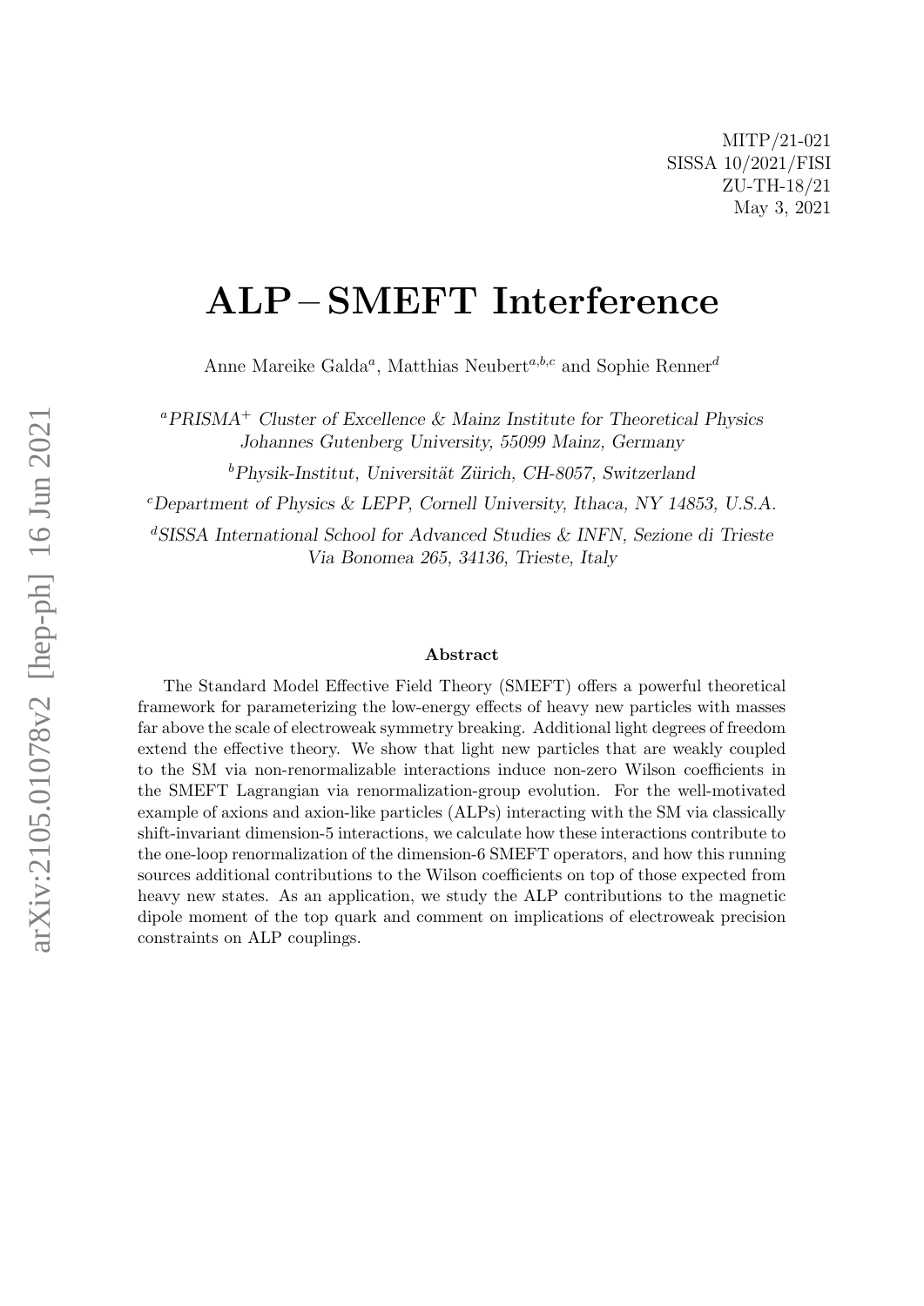MITP/21-021
SISSA 10/2021/FISI
ZU-TH-18/21
May 3, 2021

# ALP – SMEFT Interference

Anne Mareike Galda[a], Matthias Neubert[a,b,c] and Sophie Renner[d]

[a] *PRISMA$^+$ Cluster of Excellence & Mainz Institute for Theoretical Physics Johannes Gutenberg University, 55099 Mainz, Germany*

[b] *Physik-Institut, Universität Zürich, CH-8057, Switzerland*

[c] *Department of Physics & LEPP, Cornell University, Ithaca, NY 14853, U.S.A.*

[d] *SISSA International School for Advanced Studies & INFN, Sezione di Trieste Via Bonomea 265, 34136, Trieste, Italy*

### Abstract

The Standard Model Effective Field Theory (SMEFT) offers a powerful theoretical framework for parameterizing the low-energy effects of heavy new particles with masses far above the scale of electroweak symmetry breaking. Additional light degrees of freedom extend the effective theory. We show that light new particles that are weakly coupled to the SM via non-renormalizable interactions induce non-zero Wilson coefficients in the SMEFT Lagrangian via renormalization-group evolution. For the well-motivated example of axions and axion-like particles (ALPs) interacting with the SM via classically shift-invariant dimension-5 interactions, we calculate how these interactions contribute to the one-loop renormalization of the dimension-6 SMEFT operators, and how this running sources additional contributions to the Wilson coefficients on top of those expected from heavy new states. As an application, we study the ALP contributions to the magnetic dipole moment of the top quark and comment on implications of electroweak precision constraints on ALP couplings.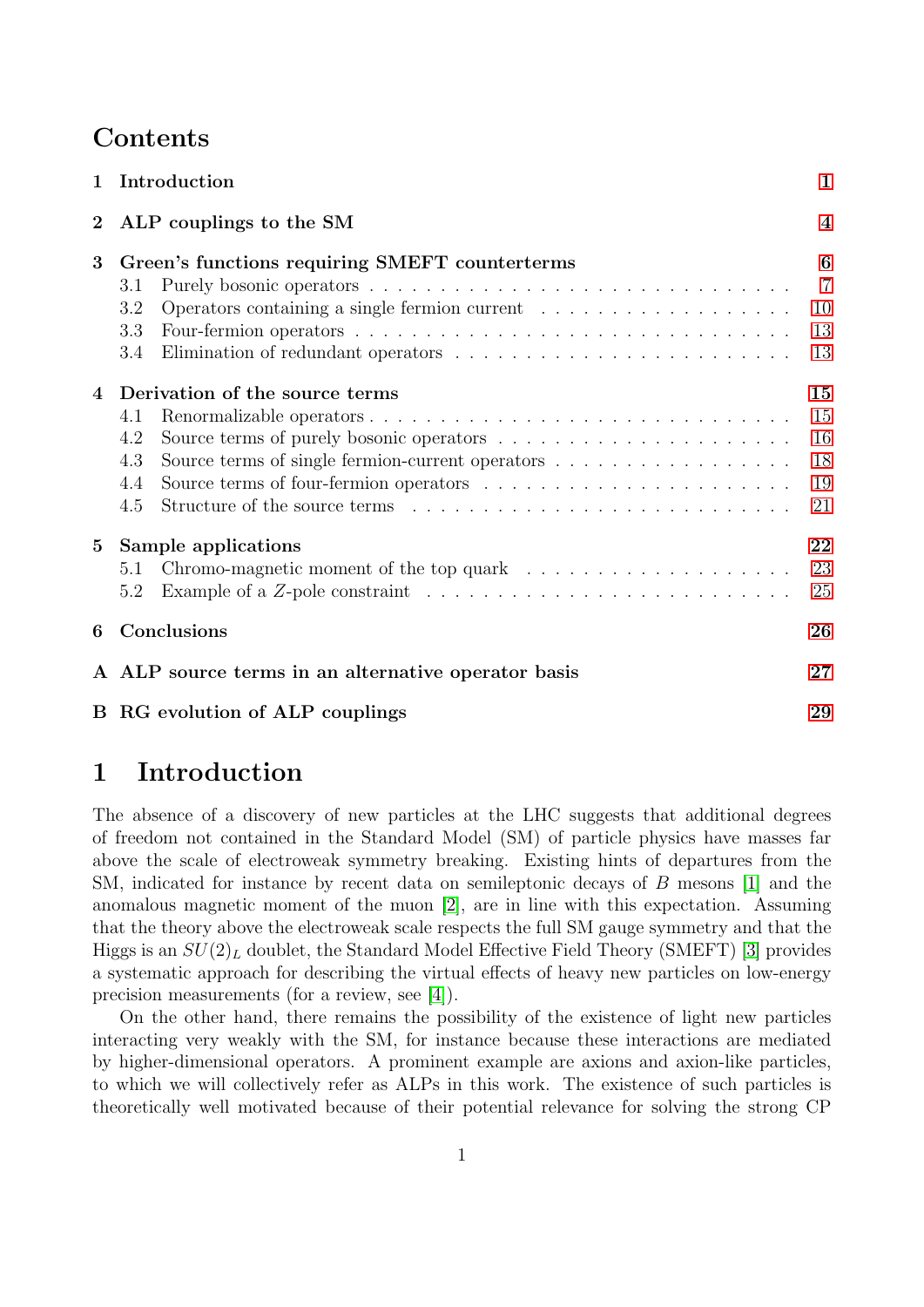## Contents

| | | |
|---|---|---|
| **1** | **Introduction** | **1** |
| **2** | **ALP couplings to the SM** | **4** |
| **3** | **Green's functions requiring SMEFT counterterms** | **6** |
| | 3.1 Purely bosonic operators | 7 |
| | 3.2 Operators containing a single fermion current | 10 |
| | 3.3 Four-fermion operators | 13 |
| | 3.4 Elimination of redundant operators | 13 |
| **4** | **Derivation of the source terms** | **15** |
| | 4.1 Renormalizable operators | 15 |
| | 4.2 Source terms of purely bosonic operators | 16 |
| | 4.3 Source terms of single fermion-current operators | 18 |
| | 4.4 Source terms of four-fermion operators | 19 |
| | 4.5 Structure of the source terms | 21 |
| **5** | **Sample applications** | **22** |
| | 5.1 Chromo-magnetic moment of the top quark | 23 |
| | 5.2 Example of a $Z$-pole constraint | 25 |
| **6** | **Conclusions** | **26** |
| **A** | **ALP source terms in an alternative operator basis** | **27** |
| **B** | **RG evolution of ALP couplings** | **29** |

# 1 Introduction

The absence of a discovery of new particles at the LHC suggests that additional degrees of freedom not contained in the Standard Model (SM) of particle physics have masses far above the scale of electroweak symmetry breaking. Existing hints of departures from the SM, indicated for instance by recent data on semileptonic decays of $B$ mesons [1] and the anomalous magnetic moment of the muon [2], are in line with this expectation. Assuming that the theory above the electroweak scale respects the full SM gauge symmetry and that the Higgs is an $SU(2)_L$ doublet, the Standard Model Effective Field Theory (SMEFT) [3] provides a systematic approach for describing the virtual effects of heavy new particles on low-energy precision measurements (for a review, see [4]).

On the other hand, there remains the possibility of the existence of light new particles interacting very weakly with the SM, for instance because these interactions are mediated by higher-dimensional operators. A prominent example are axions and axion-like particles, to which we will collectively refer as ALPs in this work. The existence of such particles is theoretically well motivated because of their potential relevance for solving the strong CP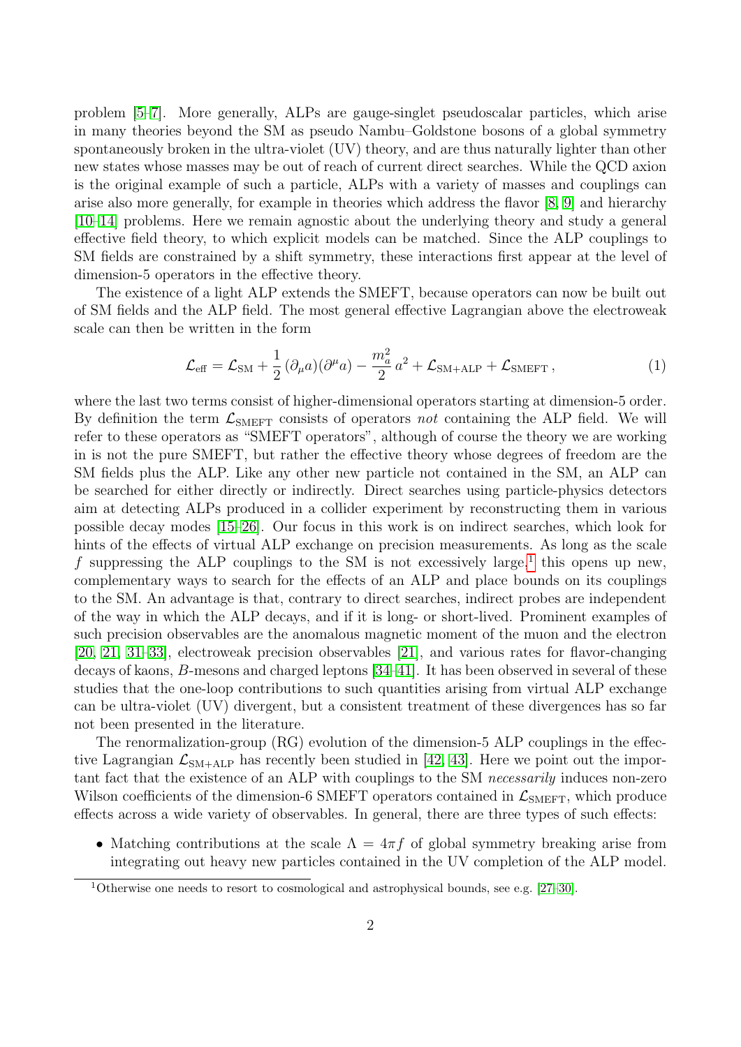problem [5–7]. More generally, ALPs are gauge-singlet pseudoscalar particles, which arise in many theories beyond the SM as pseudo Nambu–Goldstone bosons of a global symmetry spontaneously broken in the ultra-violet (UV) theory, and are thus naturally lighter than other new states whose masses may be out of reach of current direct searches. While the QCD axion is the original example of such a particle, ALPs with a variety of masses and couplings can arise also more generally, for example in theories which address the flavor [8, 9] and hierarchy [10–14] problems. Here we remain agnostic about the underlying theory and study a general effective field theory, to which explicit models can be matched. Since the ALP couplings to SM fields are constrained by a shift symmetry, these interactions first appear at the level of dimension-5 operators in the effective theory.

The existence of a light ALP extends the SMEFT, because operators can now be built out of SM fields and the ALP field. The most general effective Lagrangian above the electroweak scale can then be written in the form

$$\mathcal{L}_{\text{eff}} = \mathcal{L}_{\text{SM}} + \frac{1}{2}\,(\partial_\mu a)(\partial^\mu a) - \frac{m_a^2}{2}\,a^2 + \mathcal{L}_{\text{SM+ALP}} + \mathcal{L}_{\text{SMEFT}}\,, \tag{1}$$

where the last two terms consist of higher-dimensional operators starting at dimension-5 order. By definition the term $\mathcal{L}_{\text{SMEFT}}$ consists of operators *not* containing the ALP field. We will refer to these operators as "SMEFT operators", although of course the theory we are working in is not the pure SMEFT, but rather the effective theory whose degrees of freedom are the SM fields plus the ALP. Like any other new particle not contained in the SM, an ALP can be searched for either directly or indirectly. Direct searches using particle-physics detectors aim at detecting ALPs produced in a collider experiment by reconstructing them in various possible decay modes [15–26]. Our focus in this work is on indirect searches, which look for hints of the effects of virtual ALP exchange on precision measurements. As long as the scale $f$ suppressing the ALP couplings to the SM is not excessively large,[1] this opens up new, complementary ways to search for the effects of an ALP and place bounds on its couplings to the SM. An advantage is that, contrary to direct searches, indirect probes are independent of the way in which the ALP decays, and if it is long- or short-lived. Prominent examples of such precision observables are the anomalous magnetic moment of the muon and the electron [20, 21, 31–33], electroweak precision observables [21], and various rates for flavor-changing decays of kaons, $B$-mesons and charged leptons [34–41]. It has been observed in several of these studies that the one-loop contributions to such quantities arising from virtual ALP exchange can be ultra-violet (UV) divergent, but a consistent treatment of these divergences has so far not been presented in the literature.

The renormalization-group (RG) evolution of the dimension-5 ALP couplings in the effective Lagrangian $\mathcal{L}_{\text{SM+ALP}}$ has recently been studied in [42, 43]. Here we point out the important fact that the existence of an ALP with couplings to the SM *necessarily* induces non-zero Wilson coefficients of the dimension-6 SMEFT operators contained in $\mathcal{L}_{\text{SMEFT}}$, which produce effects across a wide variety of observables. In general, there are three types of such effects:

- Matching contributions at the scale $\Lambda = 4\pi f$ of global symmetry breaking arise from integrating out heavy new particles contained in the UV completion of the ALP model.

[1] Otherwise one needs to resort to cosmological and astrophysical bounds, see e.g. [27–30].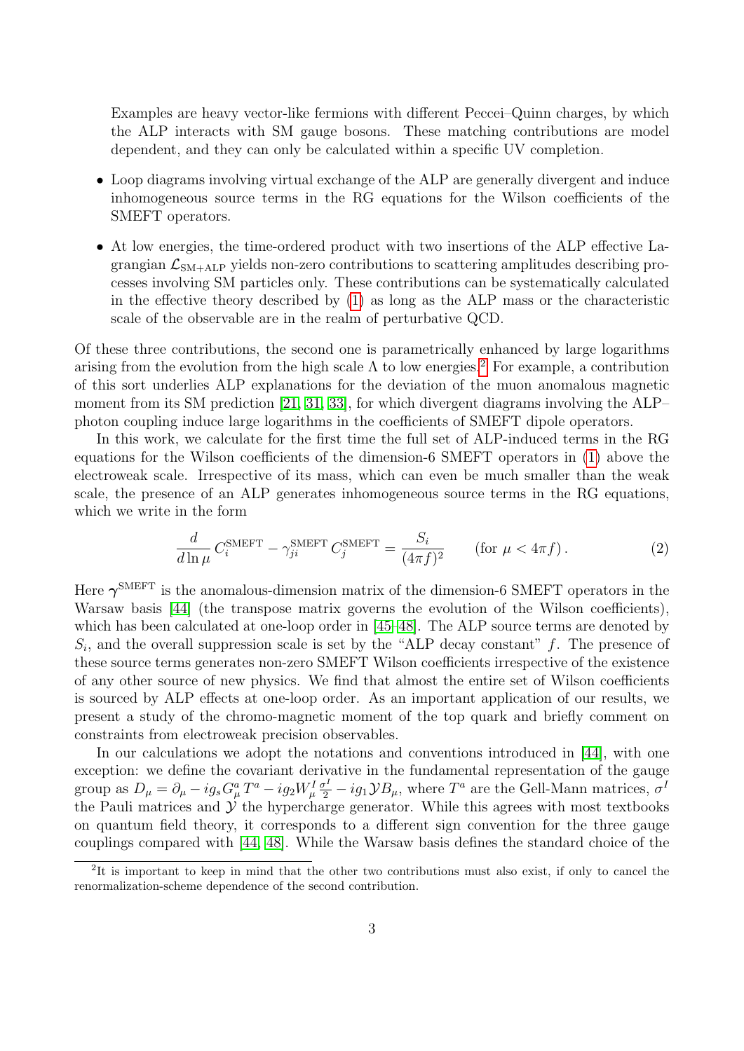Examples are heavy vector-like fermions with different Peccei–Quinn charges, by which the ALP interacts with SM gauge bosons. These matching contributions are model dependent, and they can only be calculated within a specific UV completion.

- Loop diagrams involving virtual exchange of the ALP are generally divergent and induce inhomogeneous source terms in the RG equations for the Wilson coefficients of the SMEFT operators.
- At low energies, the time-ordered product with two insertions of the ALP effective Lagrangian $\mathcal{L}_{\text{SM+ALP}}$ yields non-zero contributions to scattering amplitudes describing processes involving SM particles only. These contributions can be systematically calculated in the effective theory described by (1) as long as the ALP mass or the characteristic scale of the observable are in the realm of perturbative QCD.

Of these three contributions, the second one is parametrically enhanced by large logarithms arising from the evolution from the high scale $\Lambda$ to low energies.[2] For example, a contribution of this sort underlies ALP explanations for the deviation of the muon anomalous magnetic moment from its SM prediction [21, 31, 33], for which divergent diagrams involving the ALP–photon coupling induce large logarithms in the coefficients of SMEFT dipole operators.

In this work, we calculate for the first time the full set of ALP-induced terms in the RG equations for the Wilson coefficients of the dimension-6 SMEFT operators in (1) above the electroweak scale. Irrespective of its mass, which can even be much smaller than the weak scale, the presence of an ALP generates inhomogeneous source terms in the RG equations, which we write in the form

$$\frac{d}{d\ln\mu}\, C_i^{\text{SMEFT}} - \gamma_{ji}^{\text{SMEFT}}\, C_j^{\text{SMEFT}} = \frac{S_i}{(4\pi f)^2} \qquad (\text{for } \mu < 4\pi f)\,. \tag{2}$$

Here $\boldsymbol{\gamma}^{\text{SMEFT}}$ is the anomalous-dimension matrix of the dimension-6 SMEFT operators in the Warsaw basis [44] (the transpose matrix governs the evolution of the Wilson coefficients), which has been calculated at one-loop order in [45–48]. The ALP source terms are denoted by $S_i$, and the overall suppression scale is set by the "ALP decay constant" $f$. The presence of these source terms generates non-zero SMEFT Wilson coefficients irrespective of the existence of any other source of new physics. We find that almost the entire set of Wilson coefficients is sourced by ALP effects at one-loop order. As an important application of our results, we present a study of the chromo-magnetic moment of the top quark and briefly comment on constraints from electroweak precision observables.

In our calculations we adopt the notations and conventions introduced in [44], with one exception: we define the covariant derivative in the fundamental representation of the gauge group as $D_\mu = \partial_\mu - ig_s G_\mu^a\, T^a - ig_2 W_\mu^I\, \frac{\sigma^I}{2} - ig_1 \mathcal{Y} B_\mu$, where $T^a$ are the Gell-Mann matrices, $\sigma^I$ the Pauli matrices and $\mathcal{Y}$ the hypercharge generator. While this agrees with most textbooks on quantum field theory, it corresponds to a different sign convention for the three gauge couplings compared with [44, 48]. While the Warsaw basis defines the standard choice of the

[2] It is important to keep in mind that the other two contributions must also exist, if only to cancel the renormalization-scheme dependence of the second contribution.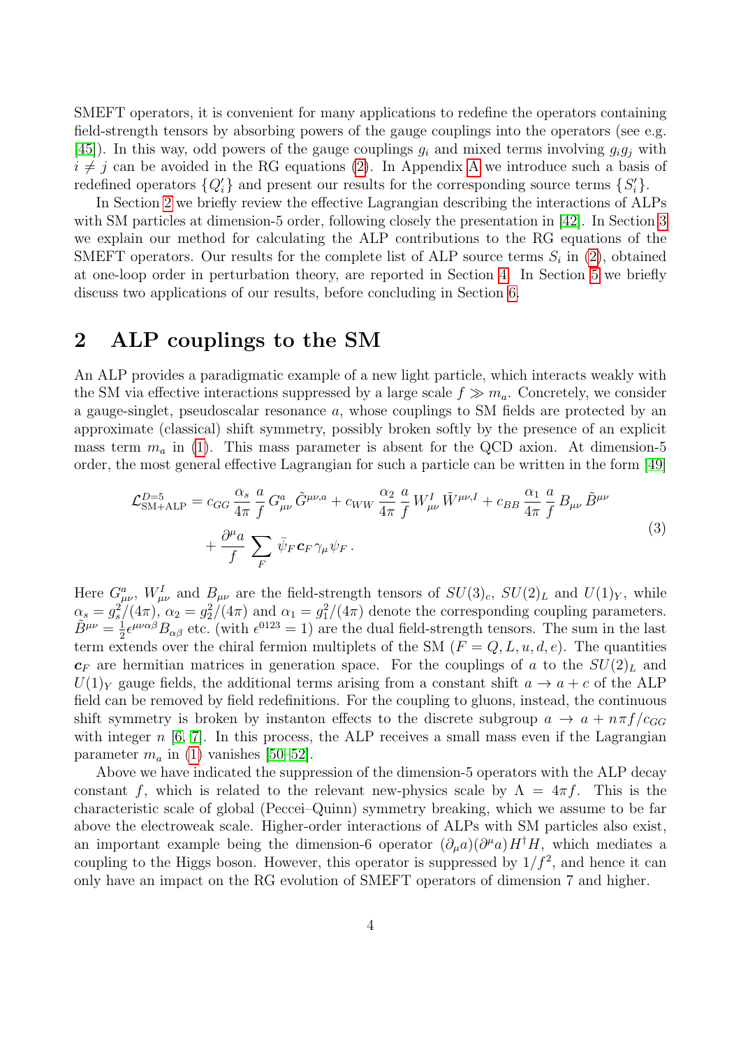SMEFT operators, it is convenient for many applications to redefine the operators containing field-strength tensors by absorbing powers of the gauge couplings into the operators (see e.g. [45]). In this way, odd powers of the gauge couplings $g_i$ and mixed terms involving $g_i g_j$ with $i \neq j$ can be avoided in the RG equations (2). In Appendix A we introduce such a basis of redefined operators $\{Q_i'\}$ and present our results for the corresponding source terms $\{S_i'\}$.

In Section 2 we briefly review the effective Lagrangian describing the interactions of ALPs with SM particles at dimension-5 order, following closely the presentation in [42]. In Section 3 we explain our method for calculating the ALP contributions to the RG equations of the SMEFT operators. Our results for the complete list of ALP source terms $S_i$ in (2), obtained at one-loop order in perturbation theory, are reported in Section 4. In Section 5 we briefly discuss two applications of our results, before concluding in Section 6.

## 2 ALP couplings to the SM

An ALP provides a paradigmatic example of a new light particle, which interacts weakly with the SM via effective interactions suppressed by a large scale $f \gg m_a$. Concretely, we consider a gauge-singlet, pseudoscalar resonance $a$, whose couplings to SM fields are protected by an approximate (classical) shift symmetry, possibly broken softly by the presence of an explicit mass term $m_a$ in (1). This mass parameter is absent for the QCD axion. At dimension-5 order, the most general effective Lagrangian for such a particle can be written in the form [49]

$$
\begin{aligned}
\mathcal{L}_{\rm SM+ALP}^{D=5} &= c_{GG}\,\frac{\alpha_s}{4\pi}\,\frac{a}{f}\,G_{\mu\nu}^a\,\tilde{G}^{\mu\nu,a} + c_{WW}\,\frac{\alpha_2}{4\pi}\,\frac{a}{f}\,W_{\mu\nu}^I\,\tilde{W}^{\mu\nu,I} + c_{BB}\,\frac{\alpha_1}{4\pi}\,\frac{a}{f}\,B_{\mu\nu}\,\tilde{B}^{\mu\nu} \\
&\quad + \frac{\partial^\mu a}{f}\,\sum_F\,\bar{\psi}_F\,\boldsymbol{c}_F\,\gamma_\mu\,\psi_F\,.
\end{aligned}
\tag{3}
$$

Here $G_{\mu\nu}^a$, $W_{\mu\nu}^I$ and $B_{\mu\nu}$ are the field-strength tensors of $SU(3)_c$, $SU(2)_L$ and $U(1)_Y$, while $\alpha_s = g_s^2/(4\pi)$, $\alpha_2 = g_2^2/(4\pi)$ and $\alpha_1 = g_1^2/(4\pi)$ denote the corresponding coupling parameters. $\tilde{B}^{\mu\nu} = \frac{1}{2}\epsilon^{\mu\nu\alpha\beta}B_{\alpha\beta}$ etc. (with $\epsilon^{0123}=1$) are the dual field-strength tensors. The sum in the last term extends over the chiral fermion multiplets of the SM ($F = Q, L, u, d, e$). The quantities $\boldsymbol{c}_F$ are hermitian matrices in generation space. For the couplings of $a$ to the $SU(2)_L$ and $U(1)_Y$ gauge fields, the additional terms arising from a constant shift $a \to a + c$ of the ALP field can be removed by field redefinitions. For the coupling to gluons, instead, the continuous shift symmetry is broken by instanton effects to the discrete subgroup $a \to a + n\pi f/c_{GG}$ with integer $n$ [6, 7]. In this process, the ALP receives a small mass even if the Lagrangian parameter $m_a$ in (1) vanishes [50–52].

Above we have indicated the suppression of the dimension-5 operators with the ALP decay constant $f$, which is related to the relevant new-physics scale by $\Lambda = 4\pi f$. This is the characteristic scale of global (Peccei–Quinn) symmetry breaking, which we assume to be far above the electroweak scale. Higher-order interactions of ALPs with SM particles also exist, an important example being the dimension-6 operator $(\partial_\mu a)(\partial^\mu a)H^\dagger H$, which mediates a coupling to the Higgs boson. However, this operator is suppressed by $1/f^2$, and hence it can only have an impact on the RG evolution of SMEFT operators of dimension 7 and higher.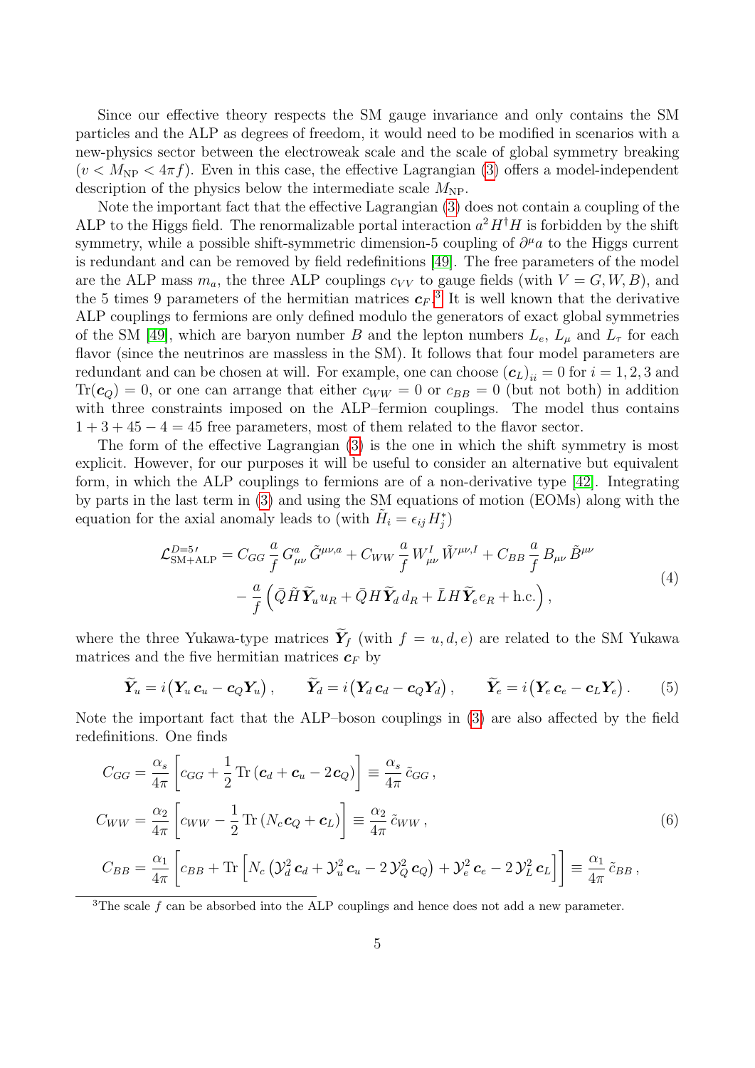Since our effective theory respects the SM gauge invariance and only contains the SM particles and the ALP as degrees of freedom, it would need to be modified in scenarios with a new-physics sector between the electroweak scale and the scale of global symmetry breaking ($v < M_{\rm NP} < 4\pi f$). Even in this case, the effective Lagrangian (3) offers a model-independent description of the physics below the intermediate scale $M_{\rm NP}$.

Note the important fact that the effective Lagrangian (3) does not contain a coupling of the ALP to the Higgs field. The renormalizable portal interaction $a^2 H^\dagger H$ is forbidden by the shift symmetry, while a possible shift-symmetric dimension-5 coupling of $\partial^\mu a$ to the Higgs current is redundant and can be removed by field redefinitions [49]. The free parameters of the model are the ALP mass $m_a$, the three ALP couplings $c_{VV}$ to gauge fields (with $V = G, W, B$), and the 5 times 9 parameters of the hermitian matrices $\boldsymbol{c}_F$.[3] It is well known that the derivative ALP couplings to fermions are only defined modulo the generators of exact global symmetries of the SM [49], which are baryon number $B$ and the lepton numbers $L_e$, $L_\mu$ and $L_\tau$ for each flavor (since the neutrinos are massless in the SM). It follows that four model parameters are redundant and can be chosen at will. For example, one can choose $(\boldsymbol{c}_L)_{ii} = 0$ for $i = 1, 2, 3$ and $\mathrm{Tr}(\boldsymbol{c}_Q) = 0$, or one can arrange that either $c_{WW} = 0$ or $c_{BB} = 0$ (but not both) in addition with three constraints imposed on the ALP–fermion couplings. The model thus contains $1 + 3 + 45 - 4 = 45$ free parameters, most of them related to the flavor sector.

The form of the effective Lagrangian (3) is the one in which the shift symmetry is most explicit. However, for our purposes it will be useful to consider an alternative but equivalent form, in which the ALP couplings to fermions are of a non-derivative type [42]. Integrating by parts in the last term in (3) and using the SM equations of motion (EOMs) along with the equation for the axial anomaly leads to (with $\tilde{H}_i = \epsilon_{ij} H_j^*$)

$$
\begin{aligned}
\mathcal{L}_{\rm SM+ALP}^{D=5\,\prime} &= C_{GG}\,\frac{a}{f}\,G_{\mu\nu}^a\,\tilde{G}^{\mu\nu,a} + C_{WW}\,\frac{a}{f}\,W_{\mu\nu}^I\,\tilde{W}^{\mu\nu,I} + C_{BB}\,\frac{a}{f}\,B_{\mu\nu}\,\tilde{B}^{\mu\nu} \\
&\quad - \frac{a}{f}\left(\bar{Q}\,\tilde{H}\,\widetilde{\boldsymbol{Y}}_u\,u_R + \bar{Q}\,H\,\widetilde{\boldsymbol{Y}}_d\,d_R + \bar{L}\,H\,\widetilde{\boldsymbol{Y}}_e\,e_R + \text{h.c.}\right),
\end{aligned}
\tag{4}
$$

where the three Yukawa-type matrices $\widetilde{\boldsymbol{Y}}_f$ (with $f = u, d, e$) are related to the SM Yukawa matrices and the five hermitian matrices $\boldsymbol{c}_F$ by

$$
\widetilde{\boldsymbol{Y}}_u = i\big(\boldsymbol{Y}_u\,\boldsymbol{c}_u - \boldsymbol{c}_Q\boldsymbol{Y}_u\big)\,, \qquad \widetilde{\boldsymbol{Y}}_d = i\big(\boldsymbol{Y}_d\,\boldsymbol{c}_d - \boldsymbol{c}_Q\boldsymbol{Y}_d\big)\,, \qquad \widetilde{\boldsymbol{Y}}_e = i\big(\boldsymbol{Y}_e\,\boldsymbol{c}_e - \boldsymbol{c}_L\boldsymbol{Y}_e\big)\,. \tag{5}
$$

Note the important fact that the ALP–boson couplings in (3) are also affected by the field redefinitions. One finds

$$
\begin{aligned}
C_{GG} &= \frac{\alpha_s}{4\pi}\left[c_{GG} + \frac{1}{2}\,\mathrm{Tr}\left(\boldsymbol{c}_d + \boldsymbol{c}_u - 2\boldsymbol{c}_Q\right)\right] \equiv \frac{\alpha_s}{4\pi}\,\tilde{c}_{GG}\,, \\
C_{WW} &= \frac{\alpha_2}{4\pi}\left[c_{WW} - \frac{1}{2}\,\mathrm{Tr}\left(N_c\,\boldsymbol{c}_Q + \boldsymbol{c}_L\right)\right] \equiv \frac{\alpha_2}{4\pi}\,\tilde{c}_{WW}\,, \\
C_{BB} &= \frac{\alpha_1}{4\pi}\left[c_{BB} + \mathrm{Tr}\left[N_c\left(\mathcal{Y}_d^2\,\boldsymbol{c}_d + \mathcal{Y}_u^2\,\boldsymbol{c}_u - 2\,\mathcal{Y}_Q^2\,\boldsymbol{c}_Q\right) + \mathcal{Y}_e^2\,\boldsymbol{c}_e - 2\,\mathcal{Y}_L^2\,\boldsymbol{c}_L\right]\right] \equiv \frac{\alpha_1}{4\pi}\,\tilde{c}_{BB}\,,
\end{aligned}
\tag{6}
$$

[3] The scale $f$ can be absorbed into the ALP couplings and hence does not add a new parameter.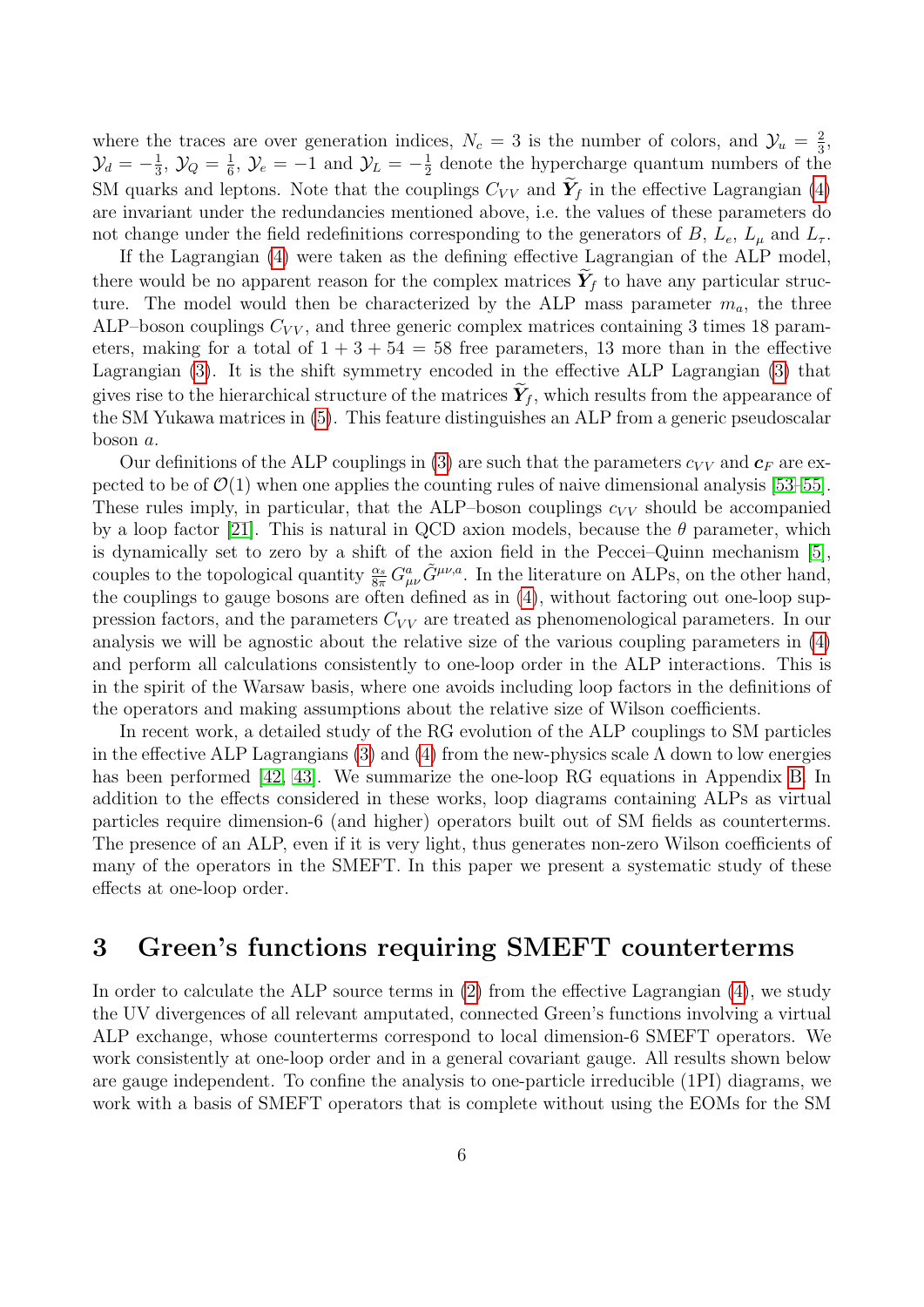where the traces are over generation indices, $N_c = 3$ is the number of colors, and $\mathcal{Y}_u = \frac{2}{3}$, $\mathcal{Y}_d = -\frac{1}{3}$, $\mathcal{Y}_Q = \frac{1}{6}$, $\mathcal{Y}_e = -1$ and $\mathcal{Y}_L = -\frac{1}{2}$ denote the hypercharge quantum numbers of the SM quarks and leptons. Note that the couplings $C_{VV}$ and $\widetilde{\boldsymbol{Y}}_f$ in the effective Lagrangian (4) are invariant under the redundancies mentioned above, i.e. the values of these parameters do not change under the field redefinitions corresponding to the generators of $B$, $L_e$, $L_\mu$ and $L_\tau$.

If the Lagrangian (4) were taken as the defining effective Lagrangian of the ALP model, there would be no apparent reason for the complex matrices $\widetilde{\boldsymbol{Y}}_f$ to have any particular structure. The model would then be characterized by the ALP mass parameter $m_a$, the three ALP–boson couplings $C_{VV}$, and three generic complex matrices containing 3 times 18 parameters, making for a total of $1 + 3 + 54 = 58$ free parameters, 13 more than in the effective Lagrangian (3). It is the shift symmetry encoded in the effective ALP Lagrangian (3) that gives rise to the hierarchical structure of the matrices $\widetilde{\boldsymbol{Y}}_f$, which results from the appearance of the SM Yukawa matrices in (5). This feature distinguishes an ALP from a generic pseudoscalar boson $a$.

Our definitions of the ALP couplings in (3) are such that the parameters $c_{VV}$ and $\boldsymbol{c}_F$ are expected to be of $\mathcal{O}(1)$ when one applies the counting rules of naive dimensional analysis [53–55]. These rules imply, in particular, that the ALP–boson couplings $c_{VV}$ should be accompanied by a loop factor [21]. This is natural in QCD axion models, because the $\theta$ parameter, which is dynamically set to zero by a shift of the axion field in the Peccei–Quinn mechanism [5], couples to the topological quantity $\frac{\alpha_s}{8\pi}\, G_{\mu\nu}^a \tilde{G}^{\mu\nu,a}$. In the literature on ALPs, on the other hand, the couplings to gauge bosons are often defined as in (4), without factoring out one-loop suppression factors, and the parameters $C_{VV}$ are treated as phenomenological parameters. In our analysis we will be agnostic about the relative size of the various coupling parameters in (4) and perform all calculations consistently to one-loop order in the ALP interactions. This is in the spirit of the Warsaw basis, where one avoids including loop factors in the definitions of the operators and making assumptions about the relative size of Wilson coefficients.

In recent work, a detailed study of the RG evolution of the ALP couplings to SM particles in the effective ALP Lagrangians (3) and (4) from the new-physics scale $\Lambda$ down to low energies has been performed [42, 43]. We summarize the one-loop RG equations in Appendix B. In addition to the effects considered in these works, loop diagrams containing ALPs as virtual particles require dimension-6 (and higher) operators built out of SM fields as counterterms. The presence of an ALP, even if it is very light, thus generates non-zero Wilson coefficients of many of the operators in the SMEFT. In this paper we present a systematic study of these effects at one-loop order.

## 3 Green's functions requiring SMEFT counterterms

In order to calculate the ALP source terms in (2) from the effective Lagrangian (4), we study the UV divergences of all relevant amputated, connected Green's functions involving a virtual ALP exchange, whose counterterms correspond to local dimension-6 SMEFT operators. We work consistently at one-loop order and in a general covariant gauge. All results shown below are gauge independent. To confine the analysis to one-particle irreducible (1PI) diagrams, we work with a basis of SMEFT operators that is complete without using the EOMs for the SM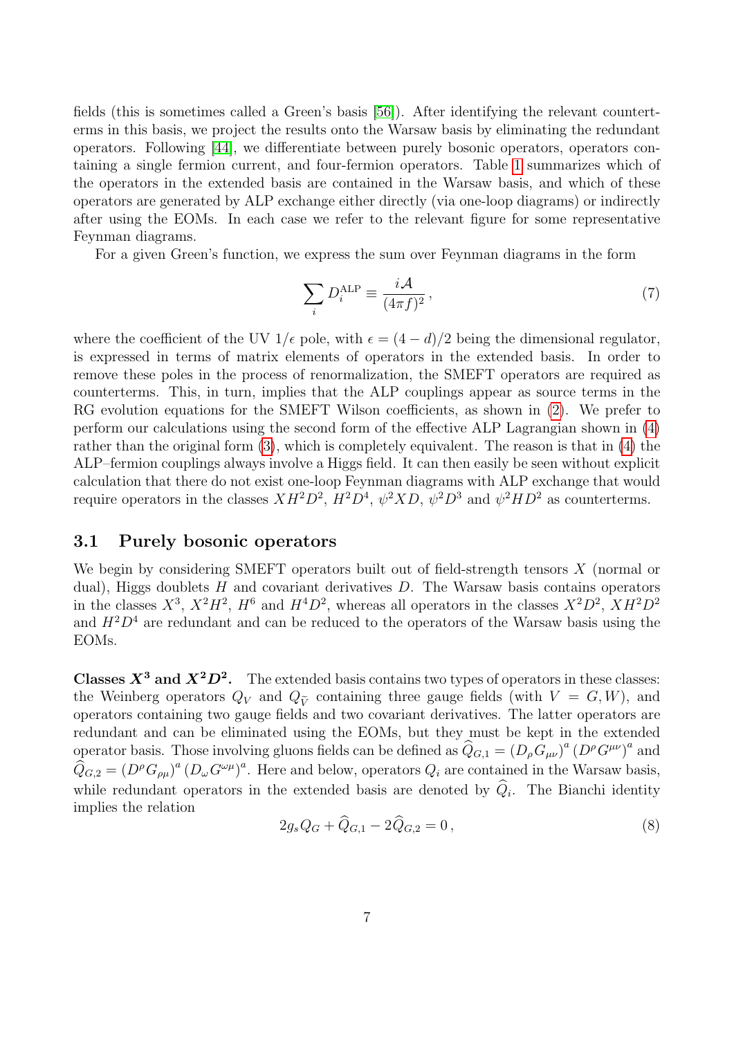fields (this is sometimes called a Green's basis [56]). After identifying the relevant counterterms in this basis, we project the results onto the Warsaw basis by eliminating the redundant operators. Following [44], we differentiate between purely bosonic operators, operators containing a single fermion current, and four-fermion operators. Table 1 summarizes which of the operators in the extended basis are contained in the Warsaw basis, and which of these operators are generated by ALP exchange either directly (via one-loop diagrams) or indirectly after using the EOMs. In each case we refer to the relevant figure for some representative Feynman diagrams.

For a given Green's function, we express the sum over Feynman diagrams in the form

$$\sum_i D_i^{\rm ALP} \equiv \frac{i\mathcal{A}}{(4\pi f)^2}\,, \tag{7}$$

where the coefficient of the UV $1/\epsilon$ pole, with $\epsilon = (4-d)/2$ being the dimensional regulator, is expressed in terms of matrix elements of operators in the extended basis. In order to remove these poles in the process of renormalization, the SMEFT operators are required as counterterms. This, in turn, implies that the ALP couplings appear as source terms in the RG evolution equations for the SMEFT Wilson coefficients, as shown in (2). We prefer to perform our calculations using the second form of the effective ALP Lagrangian shown in (4) rather than the original form (3), which is completely equivalent. The reason is that in (4) the ALP–fermion couplings always involve a Higgs field. It can then easily be seen without explicit calculation that there do not exist one-loop Feynman diagrams with ALP exchange that would require operators in the classes $XH^2D^2$, $H^2D^4$, $\psi^2XD$, $\psi^2D^3$ and $\psi^2HD^2$ as counterterms.

## 3.1 Purely bosonic operators

We begin by considering SMEFT operators built out of field-strength tensors $X$ (normal or dual), Higgs doublets $H$ and covariant derivatives $D$. The Warsaw basis contains operators in the classes $X^3$, $X^2H^2$, $H^6$ and $H^4D^2$, whereas all operators in the classes $X^2D^2$, $XH^2D^2$ and $H^2D^4$ are redundant and can be reduced to the operators of the Warsaw basis using the EOMs.

**Classes $X^3$ and $X^2D^2$.** The extended basis contains two types of operators in these classes: the Weinberg operators $Q_V$ and $Q_{\widetilde{V}}$ containing three gauge fields (with $V = G, W$), and operators containing two gauge fields and two covariant derivatives. The latter operators are redundant and can be eliminated using the EOMs, but they must be kept in the extended operator basis. Those involving gluons fields can be defined as $\widehat{Q}_{G,1} = (D_\rho G_{\mu\nu})^a\,(D^\rho G^{\mu\nu})^a$ and $\widehat{Q}_{G,2} = (D^\rho G_{\rho\mu})^a\,(D_\omega G^{\omega\mu})^a$. Here and below, operators $Q_i$ are contained in the Warsaw basis, while redundant operators in the extended basis are denoted by $\widehat{Q}_i$. The Bianchi identity implies the relation

$$2g_s Q_G + \widehat{Q}_{G,1} - 2\widehat{Q}_{G,2} = 0\,, \tag{8}$$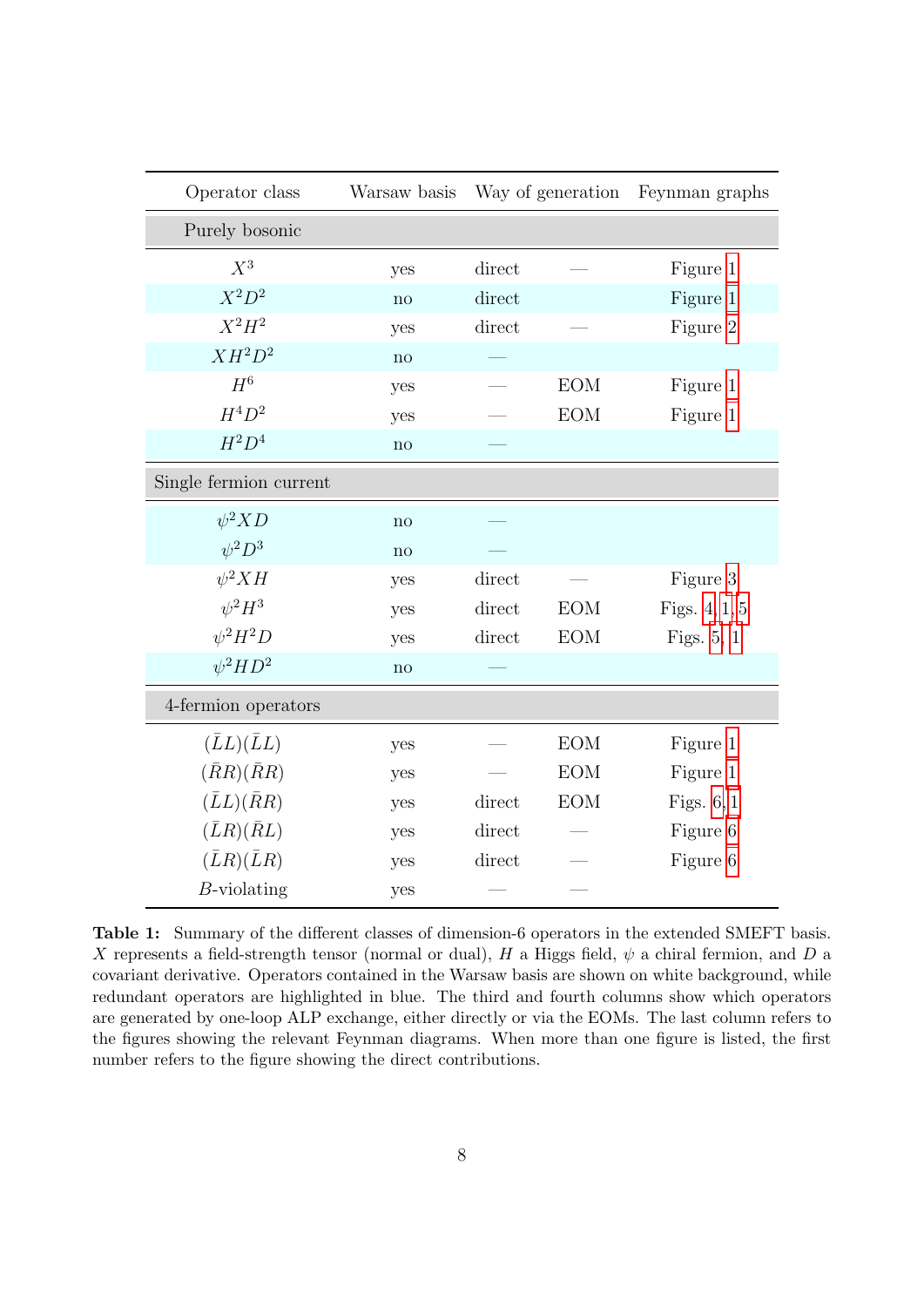| Operator class | Warsaw basis | Way of generation | | Feynman graphs |
|---|---|---|---|---|
| Purely bosonic | | | | |
| $X^3$ | yes | direct | — | Figure 1 |
| $X^2D^2$ | no | direct | | Figure 1 |
| $X^2H^2$ | yes | direct | — | Figure 2 |
| $XH^2D^2$ | no | — | | |
| $H^6$ | yes | — | EOM | Figure 1 |
| $H^4D^2$ | yes | — | EOM | Figure 1 |
| $H^2D^4$ | no | — | | |
| Single fermion current | | | | |
| $\psi^2XD$ | no | — | | |
| $\psi^2D^3$ | no | — | | |
| $\psi^2XH$ | yes | direct | — | Figure 3 |
| $\psi^2H^3$ | yes | direct | EOM | Figs. 4, 1, 5 |
| $\psi^2H^2D$ | yes | direct | EOM | Figs. 5, 1 |
| $\psi^2HD^2$ | no | — | | |
| 4-fermion operators | | | | |
| $(\bar{L}L)(\bar{L}L)$ | yes | — | EOM | Figure 1 |
| $(\bar{R}R)(\bar{R}R)$ | yes | — | EOM | Figure 1 |
| $(\bar{L}L)(\bar{R}R)$ | yes | direct | EOM | Figs. 6, 1 |
| $(\bar{L}R)(\bar{R}L)$ | yes | direct | — | Figure 6 |
| $(\bar{L}R)(\bar{L}R)$ | yes | direct | — | Figure 6 |
| $B$-violating | yes | — | — | |

**Table 1:** Summary of the different classes of dimension-6 operators in the extended SMEFT basis. $X$ represents a field-strength tensor (normal or dual), $H$ a Higgs field, $\psi$ a chiral fermion, and $D$ a covariant derivative. Operators contained in the Warsaw basis are shown on white background, while redundant operators are highlighted in blue. The third and fourth columns show which operators are generated by one-loop ALP exchange, either directly or via the EOMs. The last column refers to the figures showing the relevant Feynman diagrams. When more than one figure is listed, the first number refers to the figure showing the direct contributions.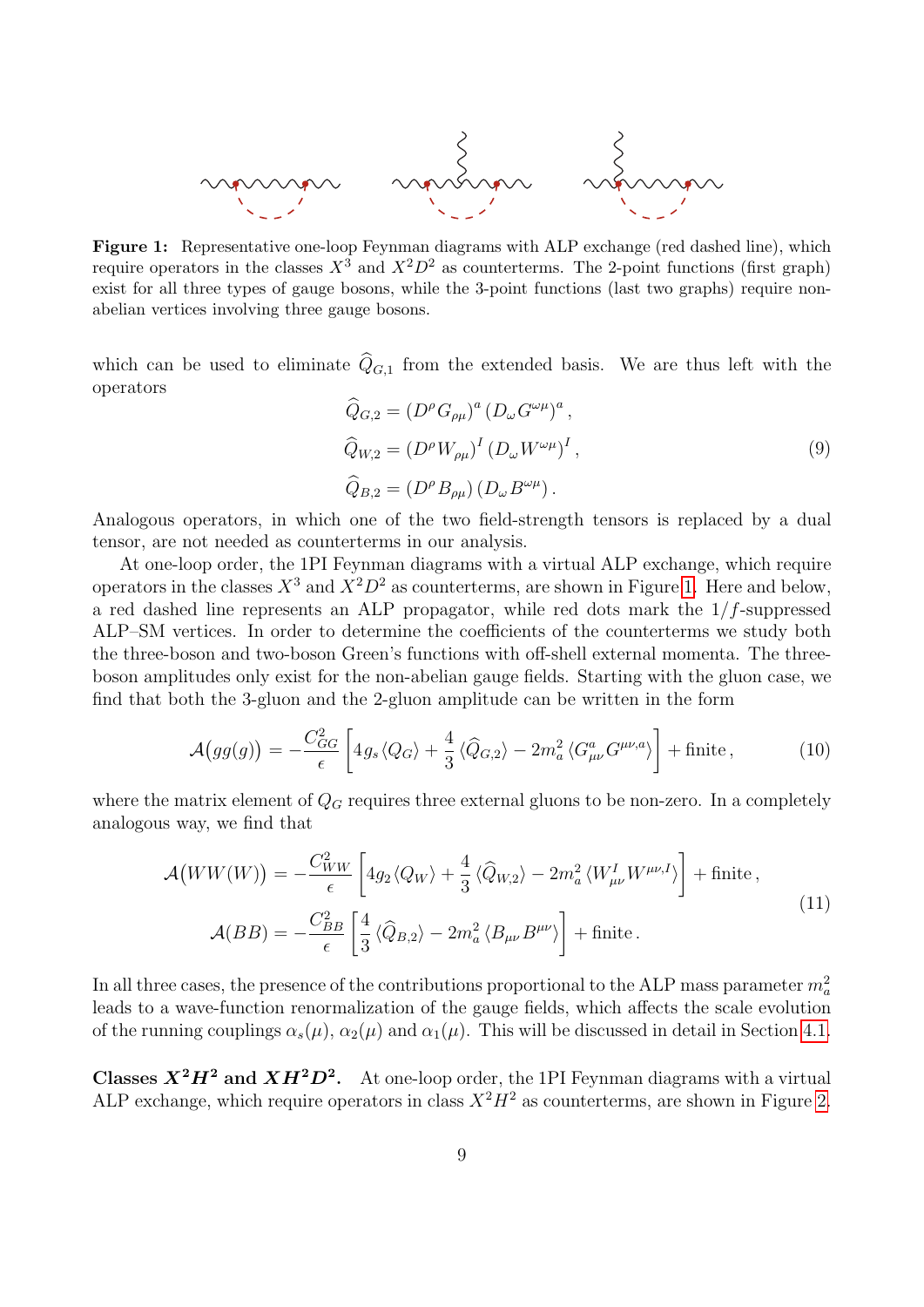**Figure 1:** Representative one-loop Feynman diagrams with ALP exchange (red dashed line), which require operators in the classes $X^3$ and $X^2D^2$ as counterterms. The 2-point functions (first graph) exist for all three types of gauge bosons, while the 3-point functions (last two graphs) require non-abelian vertices involving three gauge bosons.

which can be used to eliminate $\widehat{Q}_{G,1}$ from the extended basis. We are thus left with the operators

$$
\begin{aligned}
\widehat{Q}_{G,2} &= (D^\rho G_{\rho\mu})^a \, (D_\omega G^{\omega\mu})^a \,, \\
\widehat{Q}_{W,2} &= (D^\rho W_{\rho\mu})^I \, (D_\omega W^{\omega\mu})^I \,, \\
\widehat{Q}_{B,2} &= (D^\rho B_{\rho\mu}) \, (D_\omega B^{\omega\mu}) \,.
\end{aligned}
\tag{9}
$$

Analogous operators, in which one of the two field-strength tensors is replaced by a dual tensor, are not needed as counterterms in our analysis.

At one-loop order, the 1PI Feynman diagrams with a virtual ALP exchange, which require operators in the classes $X^3$ and $X^2D^2$ as counterterms, are shown in Figure 1. Here and below, a red dashed line represents an ALP propagator, while red dots mark the $1/f$-suppressed ALP–SM vertices. In order to determine the coefficients of the counterterms we study both the three-boson and two-boson Green's functions with off-shell external momenta. The three-boson amplitudes only exist for the non-abelian gauge fields. Starting with the gluon case, we find that both the 3-gluon and the 2-gluon amplitude can be written in the form

$$
\mathcal{A}\big(gg(g)\big) = -\frac{C_{GG}^2}{\epsilon} \left[ 4g_s \, \langle Q_G \rangle + \frac{4}{3} \, \langle \widehat{Q}_{G,2} \rangle - 2m_a^2 \, \langle G_{\mu\nu}^a G^{\mu\nu,a} \rangle \right] + \text{finite} \,,
\tag{10}
$$

where the matrix element of $Q_G$ requires three external gluons to be non-zero. In a completely analogous way, we find that

$$
\begin{aligned}
\mathcal{A}\big(WW(W)\big) &= -\frac{C_{WW}^2}{\epsilon} \left[ 4g_2 \, \langle Q_W \rangle + \frac{4}{3} \, \langle \widehat{Q}_{W,2} \rangle - 2m_a^2 \, \langle W_{\mu\nu}^I W^{\mu\nu,I} \rangle \right] + \text{finite} \,, \\
\mathcal{A}(BB) &= -\frac{C_{BB}^2}{\epsilon} \left[ \frac{4}{3} \, \langle \widehat{Q}_{B,2} \rangle - 2m_a^2 \, \langle B_{\mu\nu} B^{\mu\nu} \rangle \right] + \text{finite} \,.
\end{aligned}
\tag{11}
$$

In all three cases, the presence of the contributions proportional to the ALP mass parameter $m_a^2$ leads to a wave-function renormalization of the gauge fields, which affects the scale evolution of the running couplings $\alpha_s(\mu)$, $\alpha_2(\mu)$ and $\alpha_1(\mu)$. This will be discussed in detail in Section 4.1.

**Classes $X^2H^2$ and $XH^2D^2$.** At one-loop order, the 1PI Feynman diagrams with a virtual ALP exchange, which require operators in class $X^2H^2$ as counterterms, are shown in Figure 2.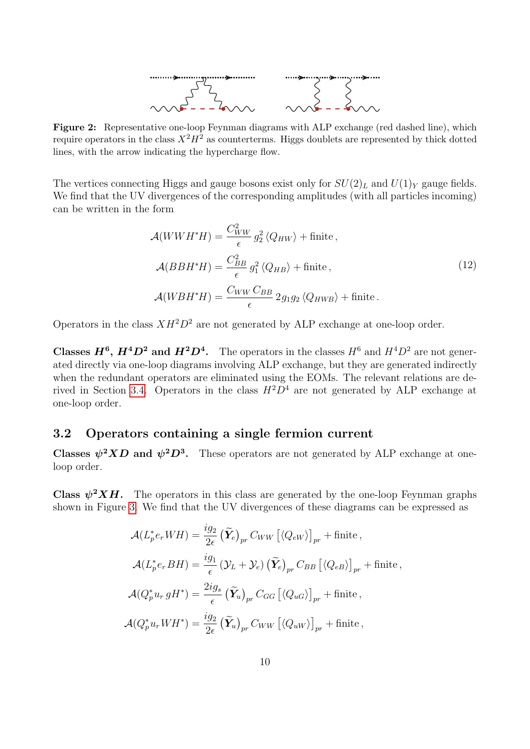**Figure 2:** Representative one-loop Feynman diagrams with ALP exchange (red dashed line), which require operators in the class $X^2H^2$ as counterterms. Higgs doublets are represented by thick dotted lines, with the arrow indicating the hypercharge flow.

The vertices connecting Higgs and gauge bosons exist only for $SU(2)_L$ and $U(1)_Y$ gauge fields. We find that the UV divergences of the corresponding amplitudes (with all particles incoming) can be written in the form

$$
\begin{aligned}
\mathcal{A}(WWH^*H) &= \frac{C_{WW}^2}{\epsilon}\, g_2^2\, \langle Q_{HW}\rangle + \text{finite}\,, \\
\mathcal{A}(BBH^*H) &= \frac{C_{BB}^2}{\epsilon}\, g_1^2\, \langle Q_{HB}\rangle + \text{finite}\,, \\
\mathcal{A}(WBH^*H) &= \frac{C_{WW}\, C_{BB}}{\epsilon}\, 2g_1 g_2\, \langle Q_{HWB}\rangle + \text{finite}\,.
\end{aligned}
\tag{12}
$$

Operators in the class $XH^2D^2$ are not generated by ALP exchange at one-loop order.

**Classes $\boldsymbol{H^6}$, $\boldsymbol{H^4D^2}$ and $\boldsymbol{H^2D^4}$.** The operators in the classes $H^6$ and $H^4D^2$ are not generated directly via one-loop diagrams involving ALP exchange, but they are generated indirectly when the redundant operators are eliminated using the EOMs. The relevant relations are derived in Section 3.4. Operators in the class $H^2D^4$ are not generated by ALP exchange at one-loop order.

## 3.2 Operators containing a single fermion current

**Classes $\boldsymbol{\psi^2XD}$ and $\boldsymbol{\psi^2D^3}$.** These operators are not generated by ALP exchange at one-loop order.

**Class $\boldsymbol{\psi^2XH}$.** The operators in this class are generated by the one-loop Feynman graphs shown in Figure 3. We find that the UV divergences of these diagrams can be expressed as

$$
\begin{aligned}
\mathcal{A}(L_p^* e_r WH) &= \frac{ig_2}{2\epsilon}\, \big(\widetilde{\boldsymbol{Y}}_e\big)_{pr}\, C_{WW}\, \big[\langle Q_{eW}\rangle\big]_{pr} + \text{finite}\,, \\
\mathcal{A}(L_p^* e_r BH) &= \frac{ig_1}{\epsilon}\, (\mathcal{Y}_L + \mathcal{Y}_e)\, \big(\widetilde{\boldsymbol{Y}}_e\big)_{pr}\, C_{BB}\, \big[\langle Q_{eB}\rangle\big]_{pr} + \text{finite}\,, \\
\mathcal{A}(Q_p^* u_r\, gH^*) &= \frac{2ig_s}{\epsilon}\, \big(\widetilde{\boldsymbol{Y}}_u\big)_{pr}\, C_{GG}\, \big[\langle Q_{uG}\rangle\big]_{pr} + \text{finite}\,, \\
\mathcal{A}(Q_p^* u_r WH^*) &= \frac{ig_2}{2\epsilon}\, \big(\widetilde{\boldsymbol{Y}}_u\big)_{pr}\, C_{WW}\, \big[\langle Q_{uW}\rangle\big]_{pr} + \text{finite}\,,
\end{aligned}
$$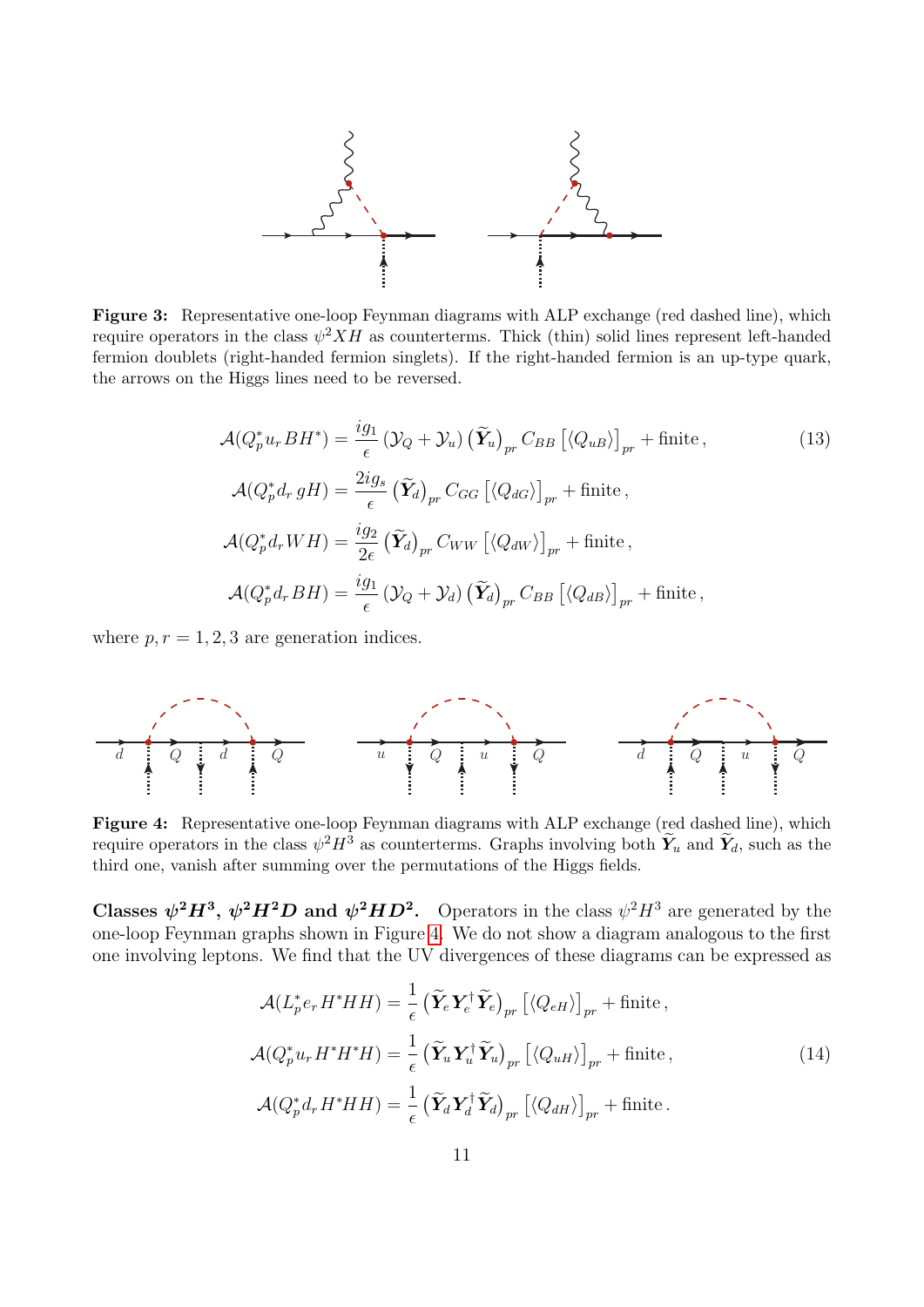**Figure 3:** Representative one-loop Feynman diagrams with ALP exchange (red dashed line), which require operators in the class $\psi^2 XH$ as counterterms. Thick (thin) solid lines represent left-handed fermion doublets (right-handed fermion singlets). If the right-handed fermion is an up-type quark, the arrows on the Higgs lines need to be reversed.

$$
\begin{aligned}
\mathcal{A}(Q_p^* u_r\, BH^*) &= \frac{ig_1}{\epsilon}\left(\mathcal{Y}_Q + \mathcal{Y}_u\right)\big(\widetilde{\boldsymbol{Y}}_u\big)_{pr}\, C_{BB}\left[\langle Q_{uB}\rangle\right]_{pr} + \text{finite}\,, \\
\mathcal{A}(Q_p^* d_r\, gH) &= \frac{2ig_s}{\epsilon}\big(\widetilde{\boldsymbol{Y}}_d\big)_{pr}\, C_{GG}\left[\langle Q_{dG}\rangle\right]_{pr} + \text{finite}\,, \\
\mathcal{A}(Q_p^* d_r\, WH) &= \frac{ig_2}{2\epsilon}\big(\widetilde{\boldsymbol{Y}}_d\big)_{pr}\, C_{WW}\left[\langle Q_{dW}\rangle\right]_{pr} + \text{finite}\,, \\
\mathcal{A}(Q_p^* d_r\, BH) &= \frac{ig_1}{\epsilon}\left(\mathcal{Y}_Q + \mathcal{Y}_d\right)\big(\widetilde{\boldsymbol{Y}}_d\big)_{pr}\, C_{BB}\left[\langle Q_{dB}\rangle\right]_{pr} + \text{finite}\,,
\end{aligned}
\tag{13}
$$

where $p, r = 1, 2, 3$ are generation indices.

**Figure 4:** Representative one-loop Feynman diagrams with ALP exchange (red dashed line), which require operators in the class $\psi^2 H^3$ as counterterms. Graphs involving both $\widetilde{\boldsymbol{Y}}_u$ and $\widetilde{\boldsymbol{Y}}_d$, such as the third one, vanish after summing over the permutations of the Higgs fields.

**Classes $\boldsymbol{\psi^2 H^3}$, $\boldsymbol{\psi^2 H^2 D}$ and $\boldsymbol{\psi^2 H D^2}$.** Operators in the class $\psi^2 H^3$ are generated by the one-loop Feynman graphs shown in Figure 4. We do not show a diagram analogous to the first one involving leptons. We find that the UV divergences of these diagrams can be expressed as

$$
\begin{aligned}
\mathcal{A}(L_p^* e_r\, H^* H H) &= \frac{1}{\epsilon}\big(\widetilde{\boldsymbol{Y}}_e \boldsymbol{Y}_e^\dagger \widetilde{\boldsymbol{Y}}_e\big)_{pr}\left[\langle Q_{eH}\rangle\right]_{pr} + \text{finite}\,, \\
\mathcal{A}(Q_p^* u_r\, H^* H^* H) &= \frac{1}{\epsilon}\big(\widetilde{\boldsymbol{Y}}_u \boldsymbol{Y}_u^\dagger \widetilde{\boldsymbol{Y}}_u\big)_{pr}\left[\langle Q_{uH}\rangle\right]_{pr} + \text{finite}\,, \\
\mathcal{A}(Q_p^* d_r\, H^* H H) &= \frac{1}{\epsilon}\big(\widetilde{\boldsymbol{Y}}_d \boldsymbol{Y}_d^\dagger \widetilde{\boldsymbol{Y}}_d\big)_{pr}\left[\langle Q_{dH}\rangle\right]_{pr} + \text{finite}\,.
\end{aligned}
\tag{14}
$$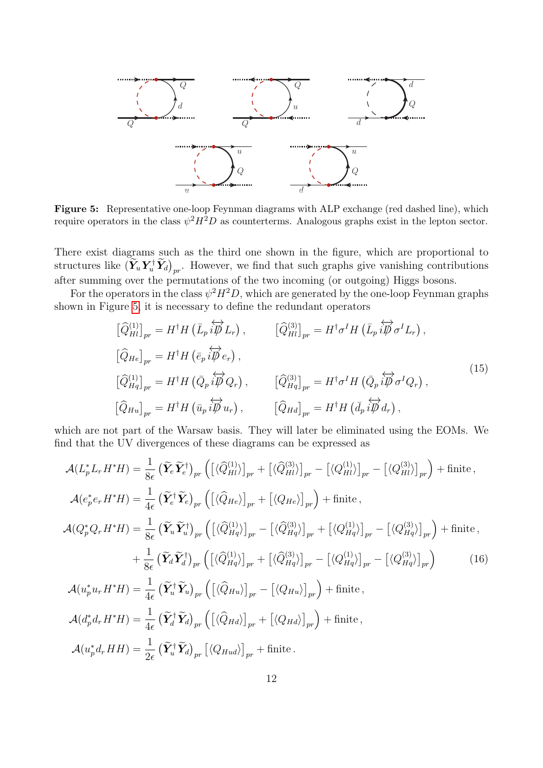**Figure 5:** Representative one-loop Feynman diagrams with ALP exchange (red dashed line), which require operators in the class $\psi^2 H^2 D$ as counterterms. Analogous graphs exist in the lepton sector.

There exist diagrams such as the third one shown in the figure, which are proportional to structures like $(\widetilde{\boldsymbol{Y}}_u \boldsymbol{Y}_u^\dagger \widetilde{\boldsymbol{Y}}_d)_{pr}$. However, we find that such graphs give vanishing contributions after summing over the permutations of the two incoming (or outgoing) Higgs bosons.

For the operators in the class $\psi^2 H^2 D$, which are generated by the one-loop Feynman graphs shown in Figure 5, it is necessary to define the redundant operators

$$
\begin{aligned}
&\big[\widehat{Q}_{Hl}^{(1)}\big]_{pr} = H^\dagger H \left(\bar{L}_p \, i\overleftrightarrow{\not{D}} L_r\right), \qquad &&\big[\widehat{Q}_{Hl}^{(3)}\big]_{pr} = H^\dagger \sigma^I H \left(\bar{L}_p \, i\overleftrightarrow{\not{D}} \sigma^I L_r\right), \\
&\big[\widehat{Q}_{He}\big]_{pr} = H^\dagger H \left(\bar{e}_p \, i\overleftrightarrow{\not{D}} e_r\right), && \\
&\big[\widehat{Q}_{Hq}^{(1)}\big]_{pr} = H^\dagger H \left(\bar{Q}_p \, i\overleftrightarrow{\not{D}} Q_r\right), &&\big[\widehat{Q}_{Hq}^{(3)}\big]_{pr} = H^\dagger \sigma^I H \left(\bar{Q}_p \, i\overleftrightarrow{\not{D}} \sigma^I Q_r\right), \\
&\big[\widehat{Q}_{Hu}\big]_{pr} = H^\dagger H \left(\bar{u}_p \, i\overleftrightarrow{\not{D}} u_r\right), &&\big[\widehat{Q}_{Hd}\big]_{pr} = H^\dagger H \left(\bar{d}_p \, i\overleftrightarrow{\not{D}} d_r\right),
\end{aligned}
\tag{15}
$$

which are not part of the Warsaw basis. They will later be eliminated using the EOMs. We find that the UV divergences of these diagrams can be expressed as

$$
\begin{aligned}
\mathcal{A}(L_p^* L_r H^* H) &= \frac{1}{8\epsilon} \big(\widetilde{\boldsymbol{Y}}_e \widetilde{\boldsymbol{Y}}_e^\dagger\big)_{pr} \Big( \big[\langle \widehat{Q}_{Hl}^{(1)} \rangle\big]_{pr} + \big[\langle \widehat{Q}_{Hl}^{(3)} \rangle\big]_{pr} - \big[\langle Q_{Hl}^{(1)} \rangle\big]_{pr} - \big[\langle Q_{Hl}^{(3)} \rangle\big]_{pr} \Big) + \text{finite}\,, \\
\mathcal{A}(e_p^* e_r H^* H) &= \frac{1}{4\epsilon} \big(\widetilde{\boldsymbol{Y}}_e^\dagger \widetilde{\boldsymbol{Y}}_e\big)_{pr} \Big( \big[\langle \widehat{Q}_{He} \rangle\big]_{pr} + \big[\langle Q_{He} \rangle\big]_{pr} \Big) + \text{finite}\,, \\
\mathcal{A}(Q_p^* Q_r H^* H) &= \frac{1}{8\epsilon} \big(\widetilde{\boldsymbol{Y}}_u \widetilde{\boldsymbol{Y}}_u^\dagger\big)_{pr} \Big( \big[\langle \widehat{Q}_{Hq}^{(1)} \rangle\big]_{pr} - \big[\langle \widehat{Q}_{Hq}^{(3)} \rangle\big]_{pr} + \big[\langle Q_{Hq}^{(1)} \rangle\big]_{pr} - \big[\langle Q_{Hq}^{(3)} \rangle\big]_{pr} \Big) + \text{finite}\,, \\
&\quad + \frac{1}{8\epsilon} \big(\widetilde{\boldsymbol{Y}}_d \widetilde{\boldsymbol{Y}}_d^\dagger\big)_{pr} \Big( \big[\langle \widehat{Q}_{Hq}^{(1)} \rangle\big]_{pr} + \big[\langle \widehat{Q}_{Hq}^{(3)} \rangle\big]_{pr} - \big[\langle Q_{Hq}^{(1)} \rangle\big]_{pr} - \big[\langle Q_{Hq}^{(3)} \rangle\big]_{pr} \Big) \\
\mathcal{A}(u_p^* u_r H^* H) &= \frac{1}{4\epsilon} \big(\widetilde{\boldsymbol{Y}}_u^\dagger \widetilde{\boldsymbol{Y}}_u\big)_{pr} \Big( \big[\langle \widehat{Q}_{Hu} \rangle\big]_{pr} - \big[\langle Q_{Hu} \rangle\big]_{pr} \Big) + \text{finite}\,, \\
\mathcal{A}(d_p^* d_r H^* H) &= \frac{1}{4\epsilon} \big(\widetilde{\boldsymbol{Y}}_d^\dagger \widetilde{\boldsymbol{Y}}_d\big)_{pr} \Big( \big[\langle \widehat{Q}_{Hd} \rangle\big]_{pr} + \big[\langle Q_{Hd} \rangle\big]_{pr} \Big) + \text{finite}\,, \\
\mathcal{A}(u_p^* d_r H H) &= \frac{1}{2\epsilon} \big(\widetilde{\boldsymbol{Y}}_u^\dagger \widetilde{\boldsymbol{Y}}_d\big)_{pr} \big[\langle Q_{Hud} \rangle\big]_{pr} + \text{finite}\,.
\end{aligned}
\tag{16}
$$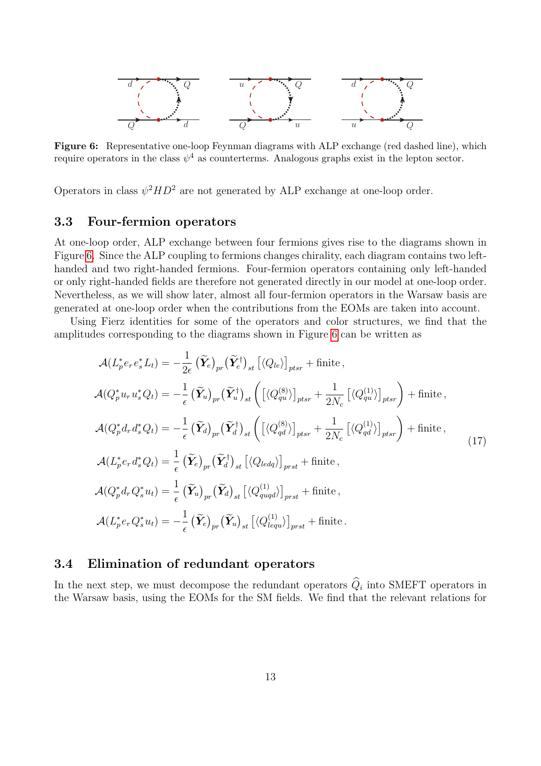**Figure 6:** Representative one-loop Feynman diagrams with ALP exchange (red dashed line), which require operators in the class $\psi^4$ as counterterms. Analogous graphs exist in the lepton sector.

Operators in class $\psi^2 H D^2$ are not generated by ALP exchange at one-loop order.

### 3.3 Four-fermion operators

At one-loop order, ALP exchange between four fermions gives rise to the diagrams shown in Figure 6. Since the ALP coupling to fermions changes chirality, each diagram contains two left-handed and two right-handed fermions. Four-fermion operators containing only left-handed or only right-handed fields are therefore not generated directly in our model at one-loop order. Nevertheless, as we will show later, almost all four-fermion operators in the Warsaw basis are generated at one-loop order when the contributions from the EOMs are taken into account.

Using Fierz identities for some of the operators and color structures, we find that the amplitudes corresponding to the diagrams shown in Figure 6 can be written as

$$
\begin{aligned}
\mathcal{A}(L_p^* e_r e_s^* L_t) &= -\frac{1}{2\epsilon}\,\big(\widetilde{\boldsymbol{Y}}_e\big)_{pr}\big(\widetilde{\boldsymbol{Y}}_e^\dagger\big)_{st}\,\big[\langle Q_{le}\rangle\big]_{ptsr} + \text{finite}\,,\\
\mathcal{A}(Q_p^* u_r u_s^* Q_t) &= -\frac{1}{\epsilon}\,\big(\widetilde{\boldsymbol{Y}}_u\big)_{pr}\big(\widetilde{\boldsymbol{Y}}_u^\dagger\big)_{st}\left(\big[\langle Q_{qu}^{(8)}\rangle\big]_{ptsr} + \frac{1}{2N_c}\big[\langle Q_{qu}^{(1)}\rangle\big]_{ptsr}\right) + \text{finite}\,,\\
\mathcal{A}(Q_p^* d_r d_s^* Q_t) &= -\frac{1}{\epsilon}\,\big(\widetilde{\boldsymbol{Y}}_d\big)_{pr}\big(\widetilde{\boldsymbol{Y}}_d^\dagger\big)_{st}\left(\big[\langle Q_{qd}^{(8)}\rangle\big]_{ptsr} + \frac{1}{2N_c}\big[\langle Q_{qd}^{(1)}\rangle\big]_{ptsr}\right) + \text{finite}\,,\\
\mathcal{A}(L_p^* e_r d_s^* Q_t) &= \frac{1}{\epsilon}\,\big(\widetilde{\boldsymbol{Y}}_e\big)_{pr}\big(\widetilde{\boldsymbol{Y}}_d^\dagger\big)_{st}\,\big[\langle Q_{ledq}\rangle\big]_{prst} + \text{finite}\,,\\
\mathcal{A}(Q_p^* d_r Q_s^* u_t) &= \frac{1}{\epsilon}\,\big(\widetilde{\boldsymbol{Y}}_u\big)_{pr}\big(\widetilde{\boldsymbol{Y}}_d\big)_{st}\,\big[\langle Q_{quqd}^{(1)}\rangle\big]_{prst} + \text{finite}\,,\\
\mathcal{A}(L_p^* e_r Q_s^* u_t) &= -\frac{1}{\epsilon}\,\big(\widetilde{\boldsymbol{Y}}_e\big)_{pr}\big(\widetilde{\boldsymbol{Y}}_u\big)_{st}\,\big[\langle Q_{lequ}^{(1)}\rangle\big]_{prst} + \text{finite}\,.
\end{aligned}
\tag{17}
$$

### 3.4 Elimination of redundant operators

In the next step, we must decompose the redundant operators $\widehat{Q}_i$ into SMEFT operators in the Warsaw basis, using the EOMs for the SM fields. We find that the relevant relations for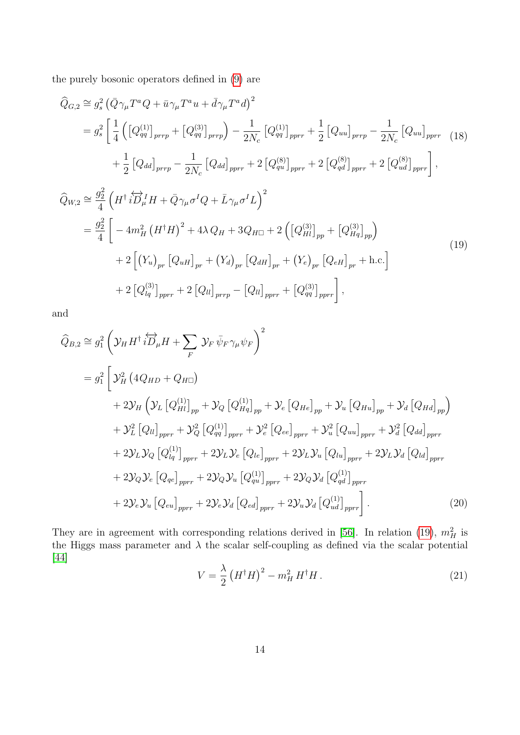the purely bosonic operators defined in (9) are

$$
\begin{aligned}
\widehat{Q}_{G,2} &\cong g_s^2 \left(\bar{Q}\gamma_\mu T^a Q + \bar{u}\gamma_\mu T^a u + \bar{d}\gamma_\mu T^a d\right)^2 \\
&= g_s^2 \bigg[ \frac{1}{4}\left( \left[Q_{qq}^{(1)}\right]_{prrp} + \left[Q_{qq}^{(3)}\right]_{prrp} \right) - \frac{1}{2N_c}\left[Q_{qq}^{(1)}\right]_{pprr} + \frac{1}{2}\left[Q_{uu}\right]_{prrp} - \frac{1}{2N_c}\left[Q_{uu}\right]_{pprr} \\
&\qquad + \frac{1}{2}\left[Q_{dd}\right]_{prrp} - \frac{1}{2N_c}\left[Q_{dd}\right]_{pprr} + 2\left[Q_{qu}^{(8)}\right]_{pprr} + 2\left[Q_{qd}^{(8)}\right]_{pprr} + 2\left[Q_{ud}^{(8)}\right]_{pprr} \bigg],
\end{aligned}
\tag{18}
$$

$$
\begin{aligned}
\widehat{Q}_{W,2} &\cong \frac{g_2^2}{4}\left( H^\dagger i\overleftrightarrow{D}_\mu^I H + \bar{Q}\gamma_\mu\sigma^I Q + \bar{L}\gamma_\mu\sigma^I L \right)^2 \\
&= \frac{g_2^2}{4}\bigg[ -4m_H^2\left(H^\dagger H\right)^2 + 4\lambda\, Q_H + 3Q_{H\Box} + 2\left( \left[Q_{Hl}^{(3)}\right]_{pp} + \left[Q_{Hq}^{(3)}\right]_{pp} \right) \\
&\qquad + 2\left[ \left(Y_u\right)_{pr}\left[Q_{uH}\right]_{pr} + \left(Y_d\right)_{pr}\left[Q_{dH}\right]_{pr} + \left(Y_e\right)_{pr}\left[Q_{eH}\right]_{pr} + \text{h.c.} \right] \\
&\qquad + 2\left[Q_{lq}^{(3)}\right]_{pprr} + 2\left[Q_{ll}\right]_{prrp} - \left[Q_{ll}\right]_{pprr} + \left[Q_{qq}^{(3)}\right]_{pprr} \bigg],
\end{aligned}
\tag{19}
$$

and

$$
\begin{aligned}
\widehat{Q}_{B,2} &\cong g_1^2\left( \mathcal{Y}_H H^\dagger i\overleftrightarrow{D}_\mu H + \sum_F \mathcal{Y}_F\,\bar{\psi}_F\gamma_\mu\psi_F \right)^2 \\
&= g_1^2\bigg[ \mathcal{Y}_H^2\left(4Q_{HD} + Q_{H\Box}\right) \\
&\qquad + 2\mathcal{Y}_H\left( \mathcal{Y}_L\left[Q_{Hl}^{(1)}\right]_{pp} + \mathcal{Y}_Q\left[Q_{Hq}^{(1)}\right]_{pp} + \mathcal{Y}_e\left[Q_{He}\right]_{pp} + \mathcal{Y}_u\left[Q_{Hu}\right]_{pp} + \mathcal{Y}_d\left[Q_{Hd}\right]_{pp} \right) \\
&\qquad + \mathcal{Y}_L^2\left[Q_{ll}\right]_{pprr} + \mathcal{Y}_Q^2\left[Q_{qq}^{(1)}\right]_{pprr} + \mathcal{Y}_e^2\left[Q_{ee}\right]_{pprr} + \mathcal{Y}_u^2\left[Q_{uu}\right]_{pprr} + \mathcal{Y}_d^2\left[Q_{dd}\right]_{pprr} \\
&\qquad + 2\mathcal{Y}_L\mathcal{Y}_Q\left[Q_{lq}^{(1)}\right]_{pprr} + 2\mathcal{Y}_L\mathcal{Y}_e\left[Q_{le}\right]_{pprr} + 2\mathcal{Y}_L\mathcal{Y}_u\left[Q_{lu}\right]_{pprr} + 2\mathcal{Y}_L\mathcal{Y}_d\left[Q_{ld}\right]_{pprr} \\
&\qquad + 2\mathcal{Y}_Q\mathcal{Y}_e\left[Q_{qe}\right]_{pprr} + 2\mathcal{Y}_Q\mathcal{Y}_u\left[Q_{qu}^{(1)}\right]_{pprr} + 2\mathcal{Y}_Q\mathcal{Y}_d\left[Q_{qd}^{(1)}\right]_{pprr} \\
&\qquad + 2\mathcal{Y}_e\mathcal{Y}_u\left[Q_{eu}\right]_{pprr} + 2\mathcal{Y}_e\mathcal{Y}_d\left[Q_{ed}\right]_{pprr} + 2\mathcal{Y}_u\mathcal{Y}_d\left[Q_{ud}^{(1)}\right]_{pprr} \bigg].
\end{aligned}
\tag{20}
$$

They are in agreement with corresponding relations derived in [56]. In relation (19), $m_H^2$ is the Higgs mass parameter and $\lambda$ the scalar self-coupling as defined via the scalar potential [44]

$$
V = \frac{\lambda}{2}\left(H^\dagger H\right)^2 - m_H^2\, H^\dagger H\,. \tag{21}
$$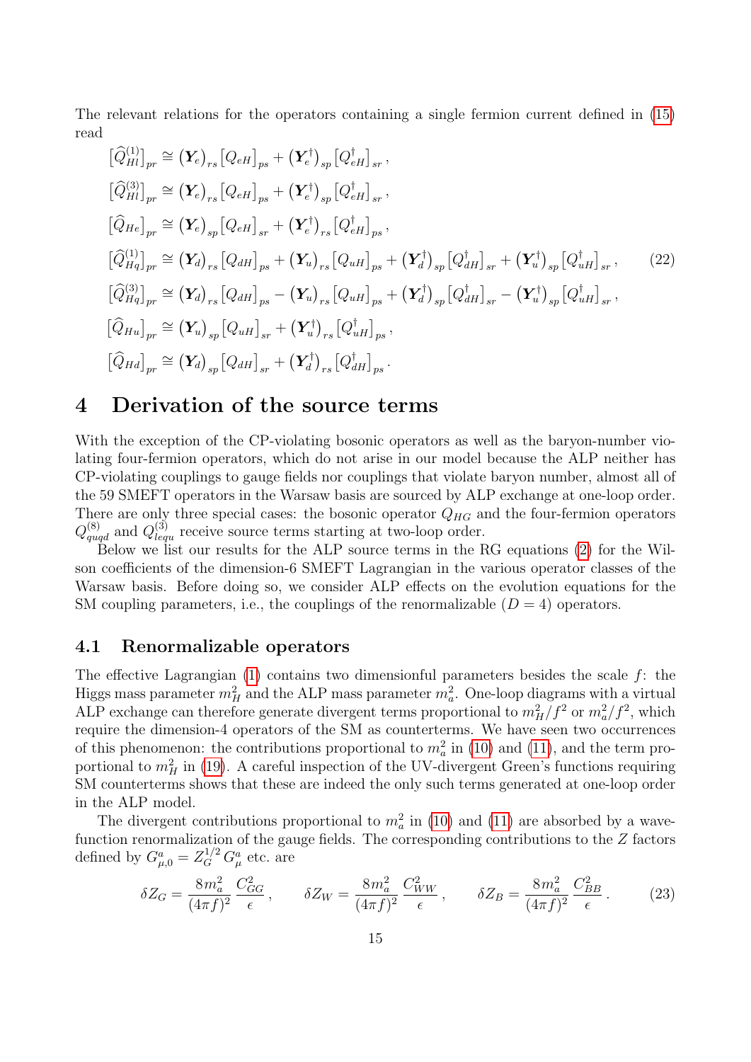The relevant relations for the operators containing a single fermion current defined in (15) read

$$
\begin{aligned}
\big[\widehat{Q}_{Hl}^{(1)}\big]_{pr} &\cong \big(\boldsymbol{Y}_e\big)_{rs}\big[Q_{eH}\big]_{ps} + \big(\boldsymbol{Y}_e^\dagger\big)_{sp}\big[Q_{eH}^\dagger\big]_{sr}\,, \\
\big[\widehat{Q}_{Hl}^{(3)}\big]_{pr} &\cong \big(\boldsymbol{Y}_e\big)_{rs}\big[Q_{eH}\big]_{ps} + \big(\boldsymbol{Y}_e^\dagger\big)_{sp}\big[Q_{eH}^\dagger\big]_{sr}\,, \\
\big[\widehat{Q}_{He}\big]_{pr} &\cong \big(\boldsymbol{Y}_e\big)_{sp}\big[Q_{eH}\big]_{sr} + \big(\boldsymbol{Y}_e^\dagger\big)_{rs}\big[Q_{eH}^\dagger\big]_{ps}\,, \\
\big[\widehat{Q}_{Hq}^{(1)}\big]_{pr} &\cong \big(\boldsymbol{Y}_d\big)_{rs}\big[Q_{dH}\big]_{ps} + \big(\boldsymbol{Y}_u\big)_{rs}\big[Q_{uH}\big]_{ps} + \big(\boldsymbol{Y}_d^\dagger\big)_{sp}\big[Q_{dH}^\dagger\big]_{sr} + \big(\boldsymbol{Y}_u^\dagger\big)_{sp}\big[Q_{uH}^\dagger\big]_{sr}\,, \\
\big[\widehat{Q}_{Hq}^{(3)}\big]_{pr} &\cong \big(\boldsymbol{Y}_d\big)_{rs}\big[Q_{dH}\big]_{ps} - \big(\boldsymbol{Y}_u\big)_{rs}\big[Q_{uH}\big]_{ps} + \big(\boldsymbol{Y}_d^\dagger\big)_{sp}\big[Q_{dH}^\dagger\big]_{sr} - \big(\boldsymbol{Y}_u^\dagger\big)_{sp}\big[Q_{uH}^\dagger\big]_{sr}\,, \\
\big[\widehat{Q}_{Hu}\big]_{pr} &\cong \big(\boldsymbol{Y}_u\big)_{sp}\big[Q_{uH}\big]_{sr} + \big(\boldsymbol{Y}_u^\dagger\big)_{rs}\big[Q_{uH}^\dagger\big]_{ps}\,, \\
\big[\widehat{Q}_{Hd}\big]_{pr} &\cong \big(\boldsymbol{Y}_d\big)_{sp}\big[Q_{dH}\big]_{sr} + \big(\boldsymbol{Y}_d^\dagger\big)_{rs}\big[Q_{dH}^\dagger\big]_{ps}\,.
\end{aligned}
\tag{22}
$$

# 4 Derivation of the source terms

With the exception of the CP-violating bosonic operators as well as the baryon-number violating four-fermion operators, which do not arise in our model because the ALP neither has CP-violating couplings to gauge fields nor couplings that violate baryon number, almost all of the 59 SMEFT operators in the Warsaw basis are sourced by ALP exchange at one-loop order. There are only three special cases: the bosonic operator $Q_{HG}$ and the four-fermion operators $Q_{quqd}^{(8)}$ and $Q_{lequ}^{(3)}$ receive source terms starting at two-loop order.

Below we list our results for the ALP source terms in the RG equations (2) for the Wilson coefficients of the dimension-6 SMEFT Lagrangian in the various operator classes of the Warsaw basis. Before doing so, we consider ALP effects on the evolution equations for the SM coupling parameters, i.e., the couplings of the renormalizable ($D = 4$) operators.

## 4.1 Renormalizable operators

The effective Lagrangian (1) contains two dimensionful parameters besides the scale $f$: the Higgs mass parameter $m_H^2$ and the ALP mass parameter $m_a^2$. One-loop diagrams with a virtual ALP exchange can therefore generate divergent terms proportional to $m_H^2/f^2$ or $m_a^2/f^2$, which require the dimension-4 operators of the SM as counterterms. We have seen two occurrences of this phenomenon: the contributions proportional to $m_a^2$ in (10) and (11), and the term proportional to $m_H^2$ in (19). A careful inspection of the UV-divergent Green's functions requiring SM counterterms shows that these are indeed the only such terms generated at one-loop order in the ALP model.

The divergent contributions proportional to $m_a^2$ in (10) and (11) are absorbed by a wave-function renormalization of the gauge fields. The corresponding contributions to the $Z$ factors defined by $G_{\mu,0}^a = Z_G^{1/2}\, G_\mu^a$ etc. are

$$
\delta Z_G = \frac{8m_a^2}{(4\pi f)^2}\,\frac{C_{GG}^2}{\epsilon}\,, \qquad \delta Z_W = \frac{8m_a^2}{(4\pi f)^2}\,\frac{C_{WW}^2}{\epsilon}\,, \qquad \delta Z_B = \frac{8m_a^2}{(4\pi f)^2}\,\frac{C_{BB}^2}{\epsilon}\,. \tag{23}
$$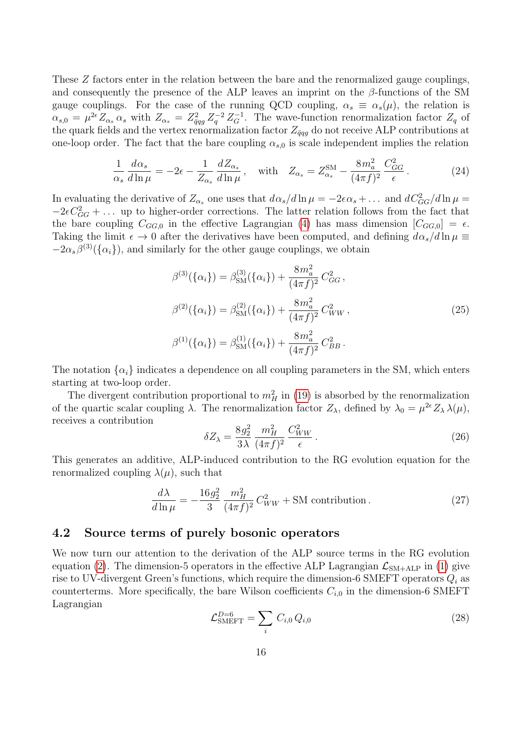These $Z$ factors enter in the relation between the bare and the renormalized gauge couplings, and consequently the presence of the ALP leaves an imprint on the $\beta$-functions of the SM gauge couplings. For the case of the running QCD coupling, $\alpha_s \equiv \alpha_s(\mu)$, the relation is $\alpha_{s,0} = \mu^{2\epsilon} Z_{\alpha_s} \alpha_s$ with $Z_{\alpha_s} = Z_{\bar{q}qg}^2 Z_q^{-2} Z_G^{-1}$. The wave-function renormalization factor $Z_q$ of the quark fields and the vertex renormalization factor $Z_{\bar{q}qg}$ do not receive ALP contributions at one-loop order. The fact that the bare coupling $\alpha_{s,0}$ is scale independent implies the relation

$$\frac{1}{\alpha_s} \frac{d\alpha_s}{d\ln\mu} = -2\epsilon - \frac{1}{Z_{\alpha_s}} \frac{dZ_{\alpha_s}}{d\ln\mu} , \quad \text{with} \quad Z_{\alpha_s} = Z_{\alpha_s}^{\text{SM}} - \frac{8m_a^2}{(4\pi f)^2} \frac{C_{GG}^2}{\epsilon} . \tag{24}$$

In evaluating the derivative of $Z_{\alpha_s}$ one uses that $d\alpha_s/d\ln\mu = -2\epsilon\alpha_s + \dots$ and $dC_{GG}^2/d\ln\mu = -2\epsilon C_{GG}^2 + \dots$ up to higher-order corrections. The latter relation follows from the fact that the bare coupling $C_{GG,0}$ in the effective Lagrangian (4) has mass dimension $[C_{GG,0}] = \epsilon$. Taking the limit $\epsilon \to 0$ after the derivatives have been computed, and defining $d\alpha_s/d\ln\mu \equiv -2\alpha_s \beta^{(3)}(\{\alpha_i\})$, and similarly for the other gauge couplings, we obtain

$$\begin{aligned}
\beta^{(3)}(\{\alpha_i\}) &= \beta_{\text{SM}}^{(3)}(\{\alpha_i\}) + \frac{8m_a^2}{(4\pi f)^2} C_{GG}^2 , \\
\beta^{(2)}(\{\alpha_i\}) &= \beta_{\text{SM}}^{(2)}(\{\alpha_i\}) + \frac{8m_a^2}{(4\pi f)^2} C_{WW}^2 , \\
\beta^{(1)}(\{\alpha_i\}) &= \beta_{\text{SM}}^{(1)}(\{\alpha_i\}) + \frac{8m_a^2}{(4\pi f)^2} C_{BB}^2 .
\end{aligned} \tag{25}$$

The notation $\{\alpha_i\}$ indicates a dependence on all coupling parameters in the SM, which enters starting at two-loop order.

The divergent contribution proportional to $m_H^2$ in (19) is absorbed by the renormalization of the quartic scalar coupling $\lambda$. The renormalization factor $Z_\lambda$, defined by $\lambda_0 = \mu^{2\epsilon} Z_\lambda \lambda(\mu)$, receives a contribution

$$\delta Z_\lambda = \frac{8g_2^2}{3\lambda} \frac{m_H^2}{(4\pi f)^2} \frac{C_{WW}^2}{\epsilon} . \tag{26}$$

This generates an additive, ALP-induced contribution to the RG evolution equation for the renormalized coupling $\lambda(\mu)$, such that

$$\frac{d\lambda}{d\ln\mu} = -\frac{16g_2^2}{3} \frac{m_H^2}{(4\pi f)^2} C_{WW}^2 + \text{SM contribution} . \tag{27}$$

## 4.2 Source terms of purely bosonic operators

We now turn our attention to the derivation of the ALP source terms in the RG evolution equation (2). The dimension-5 operators in the effective ALP Lagrangian $\mathcal{L}_{\text{SM+ALP}}$ in (1) give rise to UV-divergent Green's functions, which require the dimension-6 SMEFT operators $Q_i$ as counterterms. More specifically, the bare Wilson coefficients $C_{i,0}$ in the dimension-6 SMEFT Lagrangian

$$\mathcal{L}_{\text{SMEFT}}^{D=6} = \sum_i C_{i,0} \, Q_{i,0} \tag{28}$$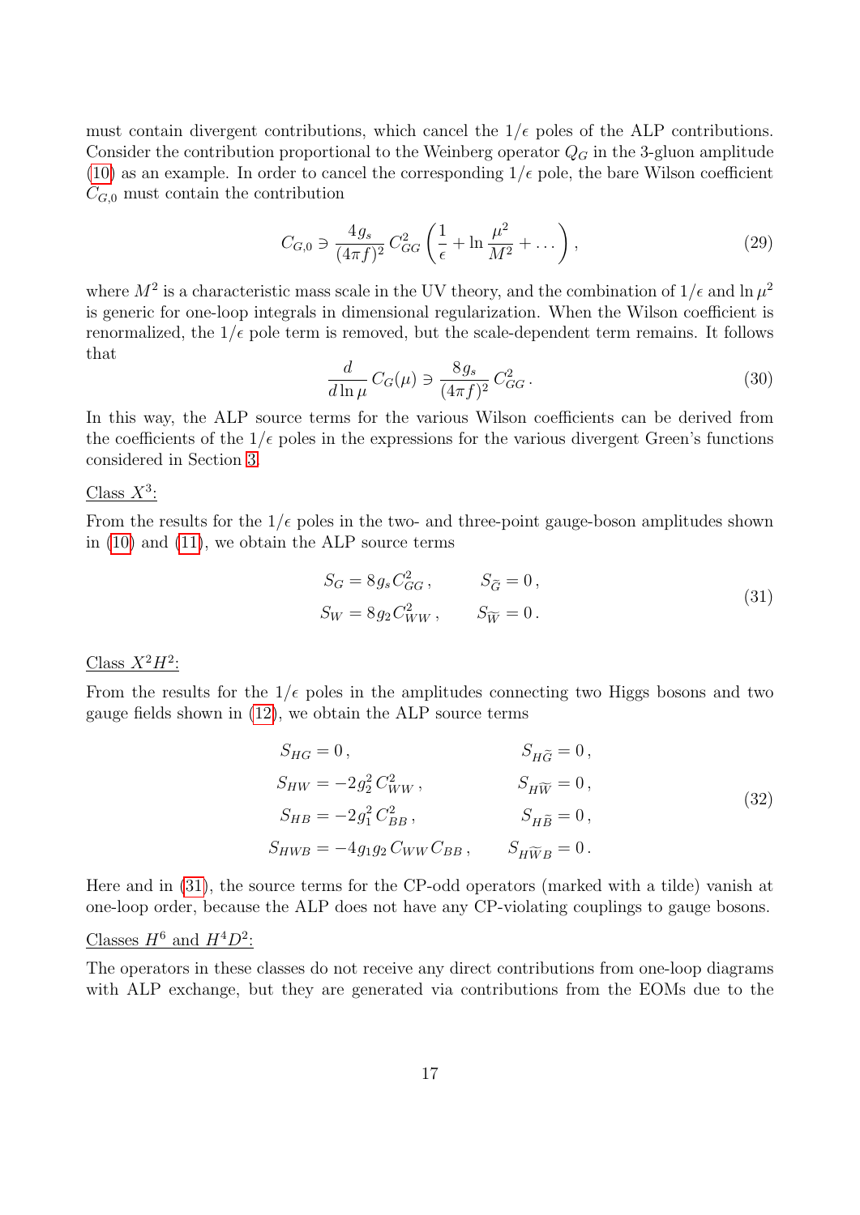must contain divergent contributions, which cancel the $1/\epsilon$ poles of the ALP contributions. Consider the contribution proportional to the Weinberg operator $Q_G$ in the 3-gluon amplitude (10) as an example. In order to cancel the corresponding $1/\epsilon$ pole, the bare Wilson coefficient $C_{G,0}$ must contain the contribution

$$
C_{G,0} \ni \frac{4g_s}{(4\pi f)^2}\, C_{GG}^2 \left( \frac{1}{\epsilon} + \ln \frac{\mu^2}{M^2} + \dots \right), \tag{29}
$$

where $M^2$ is a characteristic mass scale in the UV theory, and the combination of $1/\epsilon$ and $\ln \mu^2$ is generic for one-loop integrals in dimensional regularization. When the Wilson coefficient is renormalized, the $1/\epsilon$ pole term is removed, but the scale-dependent term remains. It follows that

$$
\frac{d}{d\ln\mu}\, C_G(\mu) \ni \frac{8g_s}{(4\pi f)^2}\, C_{GG}^2 \,. \tag{30}
$$

In this way, the ALP source terms for the various Wilson coefficients can be derived from the coefficients of the $1/\epsilon$ poles in the expressions for the various divergent Green's functions considered in Section 3.

Class $X^3$:

From the results for the $1/\epsilon$ poles in the two- and three-point gauge-boson amplitudes shown in (10) and (11), we obtain the ALP source terms

$$
\begin{aligned}
S_G &= 8g_s C_{GG}^2 \,, \qquad & S_{\widetilde{G}} &= 0 \,, \\
S_W &= 8g_2 C_{WW}^2 \,, \qquad & S_{\widetilde{W}} &= 0 \,.
\end{aligned} \tag{31}
$$

Class $X^2H^2$:

From the results for the $1/\epsilon$ poles in the amplitudes connecting two Higgs bosons and two gauge fields shown in (12), we obtain the ALP source terms

$$
\begin{aligned}
S_{HG} &= 0 \,, \qquad & S_{H\widetilde{G}} &= 0 \,, \\
S_{HW} &= -2g_2^2\, C_{WW}^2 \,, \qquad & S_{H\widetilde{W}} &= 0 \,, \\
S_{HB} &= -2g_1^2\, C_{BB}^2 \,, \qquad & S_{H\widetilde{B}} &= 0 \,, \\
S_{HWB} &= -4g_1 g_2\, C_{WW} C_{BB} \,, \qquad & S_{H\widetilde{W}B} &= 0 \,.
\end{aligned} \tag{32}
$$

Here and in (31), the source terms for the CP-odd operators (marked with a tilde) vanish at one-loop order, because the ALP does not have any CP-violating couplings to gauge bosons.

Classes $H^6$ and $H^4D^2$:

The operators in these classes do not receive any direct contributions from one-loop diagrams with ALP exchange, but they are generated via contributions from the EOMs due to the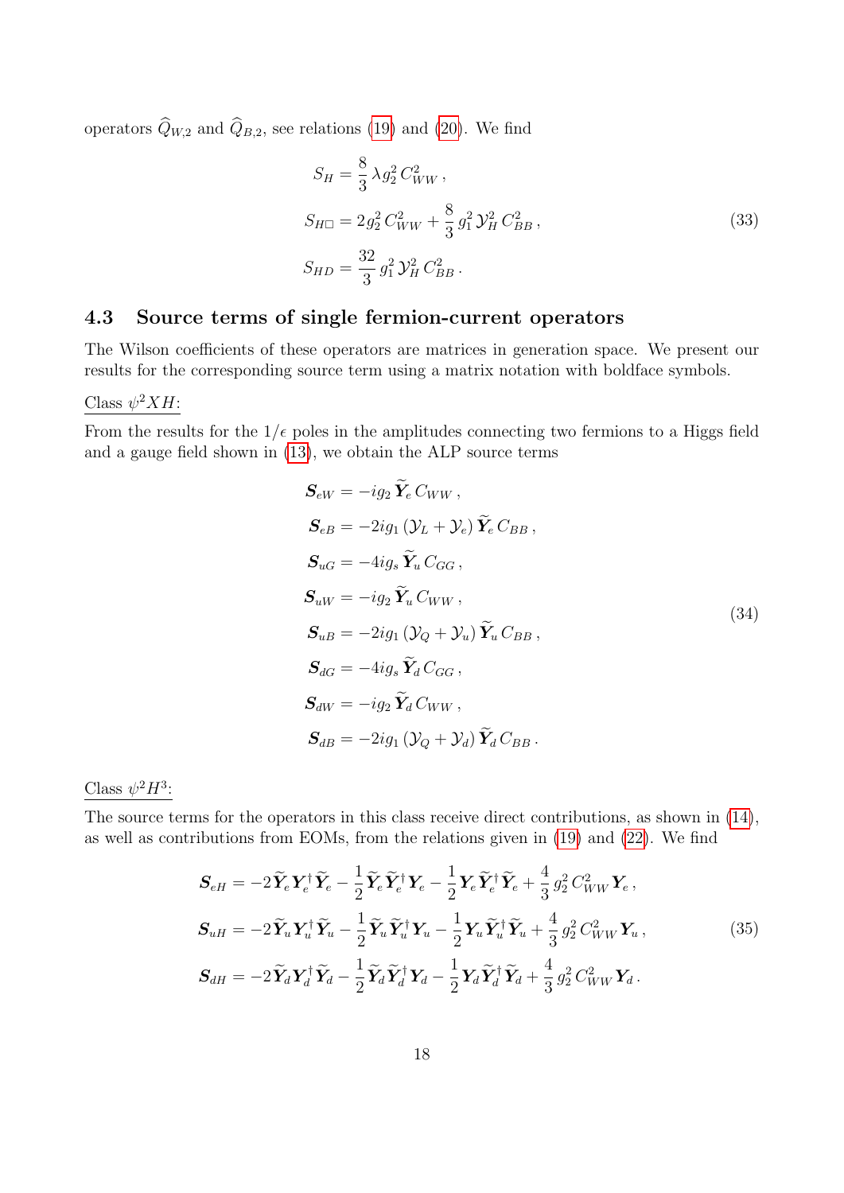operators $\widehat{Q}_{W,2}$ and $\widehat{Q}_{B,2}$, see relations (19) and (20). We find

$$
\begin{aligned}
S_H &= \frac{8}{3}\,\lambda g_2^2\, C_{WW}^2\,,\\
S_{H\Box} &= 2 g_2^2\, C_{WW}^2 + \frac{8}{3}\, g_1^2\, \mathcal{Y}_H^2\, C_{BB}^2\,,\\
S_{HD} &= \frac{32}{3}\, g_1^2\, \mathcal{Y}_H^2\, C_{BB}^2\,.
\end{aligned}
\tag{33}
$$

### 4.3 Source terms of single fermion-current operators

The Wilson coefficients of these operators are matrices in generation space. We present our results for the corresponding source term using a matrix notation with boldface symbols.

Class $\psi^2 XH$:

From the results for the $1/\epsilon$ poles in the amplitudes connecting two fermions to a Higgs field and a gauge field shown in (13), we obtain the ALP source terms

$$
\begin{aligned}
\boldsymbol{S}_{eW} &= -i g_2\, \widetilde{\boldsymbol{Y}}_e\, C_{WW}\,,\\
\boldsymbol{S}_{eB} &= -2 i g_1\, (\mathcal{Y}_L + \mathcal{Y}_e)\, \widetilde{\boldsymbol{Y}}_e\, C_{BB}\,,\\
\boldsymbol{S}_{uG} &= -4 i g_s\, \widetilde{\boldsymbol{Y}}_u\, C_{GG}\,,\\
\boldsymbol{S}_{uW} &= -i g_2\, \widetilde{\boldsymbol{Y}}_u\, C_{WW}\,,\\
\boldsymbol{S}_{uB} &= -2 i g_1\, (\mathcal{Y}_Q + \mathcal{Y}_u)\, \widetilde{\boldsymbol{Y}}_u\, C_{BB}\,,\\
\boldsymbol{S}_{dG} &= -4 i g_s\, \widetilde{\boldsymbol{Y}}_d\, C_{GG}\,,\\
\boldsymbol{S}_{dW} &= -i g_2\, \widetilde{\boldsymbol{Y}}_d\, C_{WW}\,,\\
\boldsymbol{S}_{dB} &= -2 i g_1\, (\mathcal{Y}_Q + \mathcal{Y}_d)\, \widetilde{\boldsymbol{Y}}_d\, C_{BB}\,.
\end{aligned}
\tag{34}
$$

Class $\psi^2 H^3$:

The source terms for the operators in this class receive direct contributions, as shown in (14), as well as contributions from EOMs, from the relations given in (19) and (22). We find

$$
\begin{aligned}
\boldsymbol{S}_{eH} &= -2 \widetilde{\boldsymbol{Y}}_e \boldsymbol{Y}_e^\dagger \widetilde{\boldsymbol{Y}}_e - \frac{1}{2}\, \widetilde{\boldsymbol{Y}}_e \widetilde{\boldsymbol{Y}}_e^\dagger \boldsymbol{Y}_e - \frac{1}{2}\, \boldsymbol{Y}_e \widetilde{\boldsymbol{Y}}_e^\dagger \widetilde{\boldsymbol{Y}}_e + \frac{4}{3}\, g_2^2\, C_{WW}^2\, \boldsymbol{Y}_e\,,\\
\boldsymbol{S}_{uH} &= -2 \widetilde{\boldsymbol{Y}}_u \boldsymbol{Y}_u^\dagger \widetilde{\boldsymbol{Y}}_u - \frac{1}{2}\, \widetilde{\boldsymbol{Y}}_u \widetilde{\boldsymbol{Y}}_u^\dagger \boldsymbol{Y}_u - \frac{1}{2}\, \boldsymbol{Y}_u \widetilde{\boldsymbol{Y}}_u^\dagger \widetilde{\boldsymbol{Y}}_u + \frac{4}{3}\, g_2^2\, C_{WW}^2\, \boldsymbol{Y}_u\,,\\
\boldsymbol{S}_{dH} &= -2 \widetilde{\boldsymbol{Y}}_d \boldsymbol{Y}_d^\dagger \widetilde{\boldsymbol{Y}}_d - \frac{1}{2}\, \widetilde{\boldsymbol{Y}}_d \widetilde{\boldsymbol{Y}}_d^\dagger \boldsymbol{Y}_d - \frac{1}{2}\, \boldsymbol{Y}_d \widetilde{\boldsymbol{Y}}_d^\dagger \widetilde{\boldsymbol{Y}}_d + \frac{4}{3}\, g_2^2\, C_{WW}^2\, \boldsymbol{Y}_d\,.
\end{aligned}
\tag{35}
$$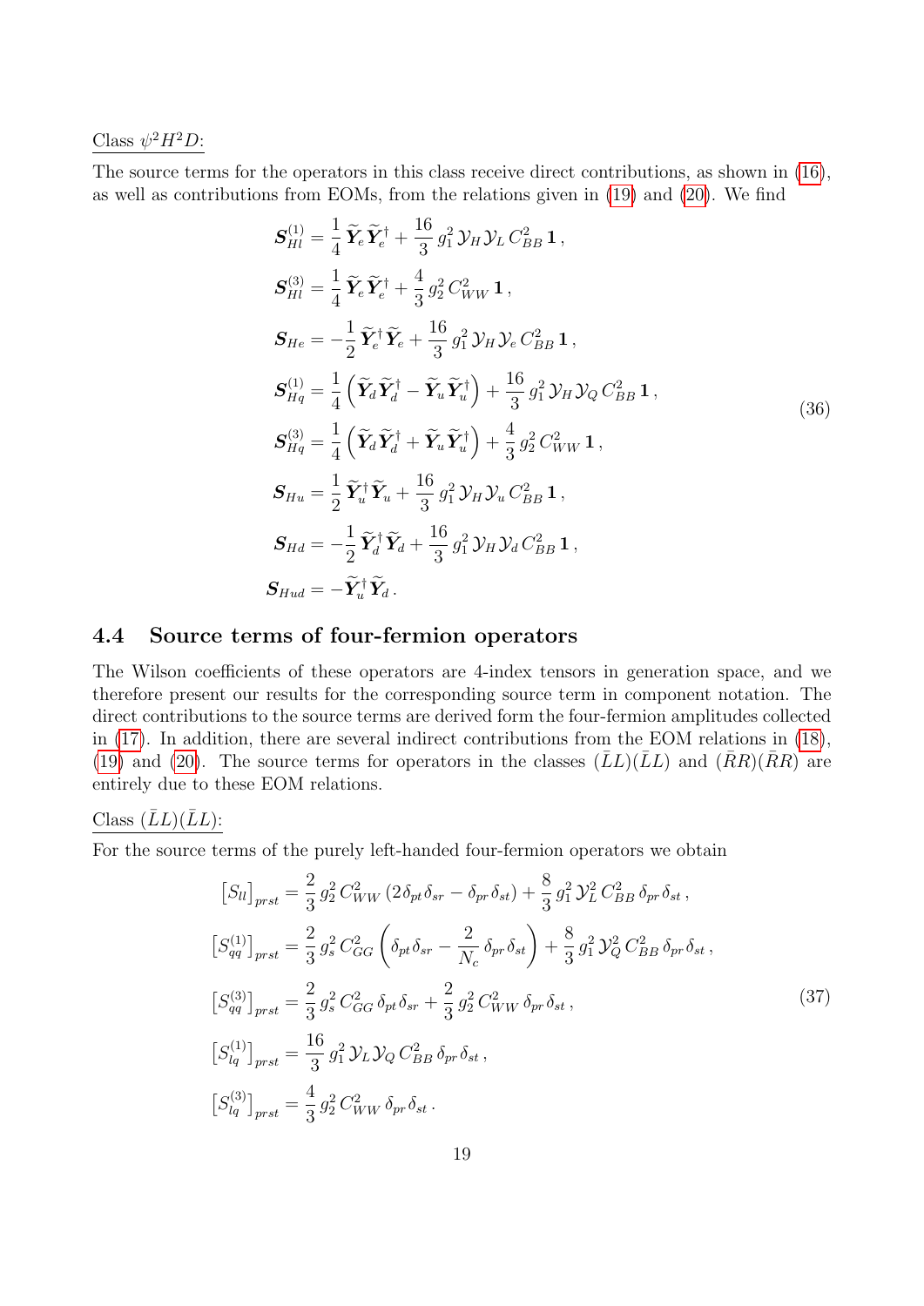Class $\psi^2 H^2 D$:

The source terms for the operators in this class receive direct contributions, as shown in (16), as well as contributions from EOMs, from the relations given in (19) and (20). We find

$$
\begin{aligned}
\boldsymbol{S}_{Hl}^{(1)} &= \frac{1}{4}\,\widetilde{\boldsymbol{Y}}_e\widetilde{\boldsymbol{Y}}_e^\dagger + \frac{16}{3}\,g_1^2\,\mathcal{Y}_H\mathcal{Y}_L\,C_{BB}^2\,\mathbf{1}\,,\\
\boldsymbol{S}_{Hl}^{(3)} &= \frac{1}{4}\,\widetilde{\boldsymbol{Y}}_e\widetilde{\boldsymbol{Y}}_e^\dagger + \frac{4}{3}\,g_2^2\,C_{WW}^2\,\mathbf{1}\,,\\
\boldsymbol{S}_{He} &= -\frac{1}{2}\,\widetilde{\boldsymbol{Y}}_e^\dagger\widetilde{\boldsymbol{Y}}_e + \frac{16}{3}\,g_1^2\,\mathcal{Y}_H\mathcal{Y}_e\,C_{BB}^2\,\mathbf{1}\,,\\
\boldsymbol{S}_{Hq}^{(1)} &= \frac{1}{4}\left(\widetilde{\boldsymbol{Y}}_d\widetilde{\boldsymbol{Y}}_d^\dagger - \widetilde{\boldsymbol{Y}}_u\widetilde{\boldsymbol{Y}}_u^\dagger\right) + \frac{16}{3}\,g_1^2\,\mathcal{Y}_H\mathcal{Y}_Q\,C_{BB}^2\,\mathbf{1}\,,\\
\boldsymbol{S}_{Hq}^{(3)} &= \frac{1}{4}\left(\widetilde{\boldsymbol{Y}}_d\widetilde{\boldsymbol{Y}}_d^\dagger + \widetilde{\boldsymbol{Y}}_u\widetilde{\boldsymbol{Y}}_u^\dagger\right) + \frac{4}{3}\,g_2^2\,C_{WW}^2\,\mathbf{1}\,,\\
\boldsymbol{S}_{Hu} &= \frac{1}{2}\,\widetilde{\boldsymbol{Y}}_u^\dagger\widetilde{\boldsymbol{Y}}_u + \frac{16}{3}\,g_1^2\,\mathcal{Y}_H\mathcal{Y}_u\,C_{BB}^2\,\mathbf{1}\,,\\
\boldsymbol{S}_{Hd} &= -\frac{1}{2}\,\widetilde{\boldsymbol{Y}}_d^\dagger\widetilde{\boldsymbol{Y}}_d + \frac{16}{3}\,g_1^2\,\mathcal{Y}_H\mathcal{Y}_d\,C_{BB}^2\,\mathbf{1}\,,\\
\boldsymbol{S}_{Hud} &= -\widetilde{\boldsymbol{Y}}_u^\dagger\widetilde{\boldsymbol{Y}}_d\,.
\end{aligned}
\tag{36}
$$

## 4.4 Source terms of four-fermion operators

The Wilson coefficients of these operators are 4-index tensors in generation space, and we therefore present our results for the corresponding source term in component notation. The direct contributions to the source terms are derived form the four-fermion amplitudes collected in (17). In addition, there are several indirect contributions from the EOM relations in (18), (19) and (20). The source terms for operators in the classes $(\bar{L}L)(\bar{L}L)$ and $(\bar{R}R)(\bar{R}R)$ are entirely due to these EOM relations.

Class $(\bar{L}L)(\bar{L}L)$:

For the source terms of the purely left-handed four-fermion operators we obtain

$$
\begin{aligned}
\big[S_{ll}\big]_{prst} &= \frac{2}{3}\,g_2^2\,C_{WW}^2\,(2\,\delta_{pt}\delta_{sr} - \delta_{pr}\delta_{st}) + \frac{8}{3}\,g_1^2\,\mathcal{Y}_L^2\,C_{BB}^2\,\delta_{pr}\delta_{st}\,,\\
\big[S_{qq}^{(1)}\big]_{prst} &= \frac{2}{3}\,g_s^2\,C_{GG}^2\left(\delta_{pt}\delta_{sr} - \frac{2}{N_c}\,\delta_{pr}\delta_{st}\right) + \frac{8}{3}\,g_1^2\,\mathcal{Y}_Q^2\,C_{BB}^2\,\delta_{pr}\delta_{st}\,,\\
\big[S_{qq}^{(3)}\big]_{prst} &= \frac{2}{3}\,g_s^2\,C_{GG}^2\,\delta_{pt}\delta_{sr} + \frac{2}{3}\,g_2^2\,C_{WW}^2\,\delta_{pr}\delta_{st}\,,\\
\big[S_{lq}^{(1)}\big]_{prst} &= \frac{16}{3}\,g_1^2\,\mathcal{Y}_L\mathcal{Y}_Q\,C_{BB}^2\,\delta_{pr}\delta_{st}\,,\\
\big[S_{lq}^{(3)}\big]_{prst} &= \frac{4}{3}\,g_2^2\,C_{WW}^2\,\delta_{pr}\delta_{st}\,.
\end{aligned}
\tag{37}
$$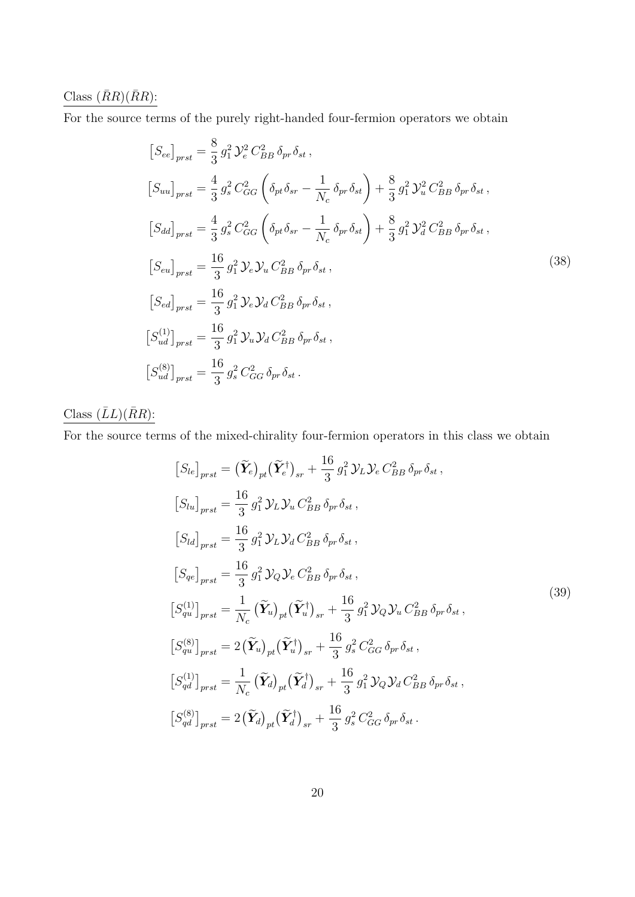Class $(\bar{R}R)(\bar{R}R)$:

For the source terms of the purely right-handed four-fermion operators we obtain

$$
\begin{aligned}
\left[S_{ee}\right]_{prst} &= \frac{8}{3}\, g_1^2\, \mathcal{Y}_e^2\, C_{BB}^2\, \delta_{pr}\delta_{st}\,, \\
\left[S_{uu}\right]_{prst} &= \frac{4}{3}\, g_s^2\, C_{GG}^2 \left(\delta_{pt}\delta_{sr} - \frac{1}{N_c}\,\delta_{pr}\delta_{st}\right) + \frac{8}{3}\, g_1^2\, \mathcal{Y}_u^2\, C_{BB}^2\, \delta_{pr}\delta_{st}\,, \\
\left[S_{dd}\right]_{prst} &= \frac{4}{3}\, g_s^2\, C_{GG}^2 \left(\delta_{pt}\delta_{sr} - \frac{1}{N_c}\,\delta_{pr}\delta_{st}\right) + \frac{8}{3}\, g_1^2\, \mathcal{Y}_d^2\, C_{BB}^2\, \delta_{pr}\delta_{st}\,, \\
\left[S_{eu}\right]_{prst} &= \frac{16}{3}\, g_1^2\, \mathcal{Y}_e\mathcal{Y}_u\, C_{BB}^2\, \delta_{pr}\delta_{st}\,, \\
\left[S_{ed}\right]_{prst} &= \frac{16}{3}\, g_1^2\, \mathcal{Y}_e\mathcal{Y}_d\, C_{BB}^2\, \delta_{pr}\delta_{st}\,, \\
\left[S_{ud}^{(1)}\right]_{prst} &= \frac{16}{3}\, g_1^2\, \mathcal{Y}_u\mathcal{Y}_d\, C_{BB}^2\, \delta_{pr}\delta_{st}\,, \\
\left[S_{ud}^{(8)}\right]_{prst} &= \frac{16}{3}\, g_s^2\, C_{GG}^2\, \delta_{pr}\delta_{st}\,.
\end{aligned}
\tag{38}
$$

Class $(\bar{L}L)(\bar{R}R)$:

For the source terms of the mixed-chirality four-fermion operators in this class we obtain

$$
\begin{aligned}
\left[S_{le}\right]_{prst} &= \big(\widetilde{\boldsymbol{Y}}_e\big)_{pt}\big(\widetilde{\boldsymbol{Y}}_e^\dagger\big)_{sr} + \frac{16}{3}\, g_1^2\, \mathcal{Y}_L\mathcal{Y}_e\, C_{BB}^2\, \delta_{pr}\delta_{st}\,, \\
\left[S_{lu}\right]_{prst} &= \frac{16}{3}\, g_1^2\, \mathcal{Y}_L\mathcal{Y}_u\, C_{BB}^2\, \delta_{pr}\delta_{st}\,, \\
\left[S_{ld}\right]_{prst} &= \frac{16}{3}\, g_1^2\, \mathcal{Y}_L\mathcal{Y}_d\, C_{BB}^2\, \delta_{pr}\delta_{st}\,, \\
\left[S_{qe}\right]_{prst} &= \frac{16}{3}\, g_1^2\, \mathcal{Y}_Q\mathcal{Y}_e\, C_{BB}^2\, \delta_{pr}\delta_{st}\,, \\
\left[S_{qu}^{(1)}\right]_{prst} &= \frac{1}{N_c}\,\big(\widetilde{\boldsymbol{Y}}_u\big)_{pt}\big(\widetilde{\boldsymbol{Y}}_u^\dagger\big)_{sr} + \frac{16}{3}\, g_1^2\, \mathcal{Y}_Q\mathcal{Y}_u\, C_{BB}^2\, \delta_{pr}\delta_{st}\,, \\
\left[S_{qu}^{(8)}\right]_{prst} &= 2\,\big(\widetilde{\boldsymbol{Y}}_u\big)_{pt}\big(\widetilde{\boldsymbol{Y}}_u^\dagger\big)_{sr} + \frac{16}{3}\, g_s^2\, C_{GG}^2\, \delta_{pr}\delta_{st}\,, \\
\left[S_{qd}^{(1)}\right]_{prst} &= \frac{1}{N_c}\,\big(\widetilde{\boldsymbol{Y}}_d\big)_{pt}\big(\widetilde{\boldsymbol{Y}}_d^\dagger\big)_{sr} + \frac{16}{3}\, g_1^2\, \mathcal{Y}_Q\mathcal{Y}_d\, C_{BB}^2\, \delta_{pr}\delta_{st}\,, \\
\left[S_{qd}^{(8)}\right]_{prst} &= 2\,\big(\widetilde{\boldsymbol{Y}}_d\big)_{pt}\big(\widetilde{\boldsymbol{Y}}_d^\dagger\big)_{sr} + \frac{16}{3}\, g_s^2\, C_{GG}^2\, \delta_{pr}\delta_{st}\,.
\end{aligned}
\tag{39}
$$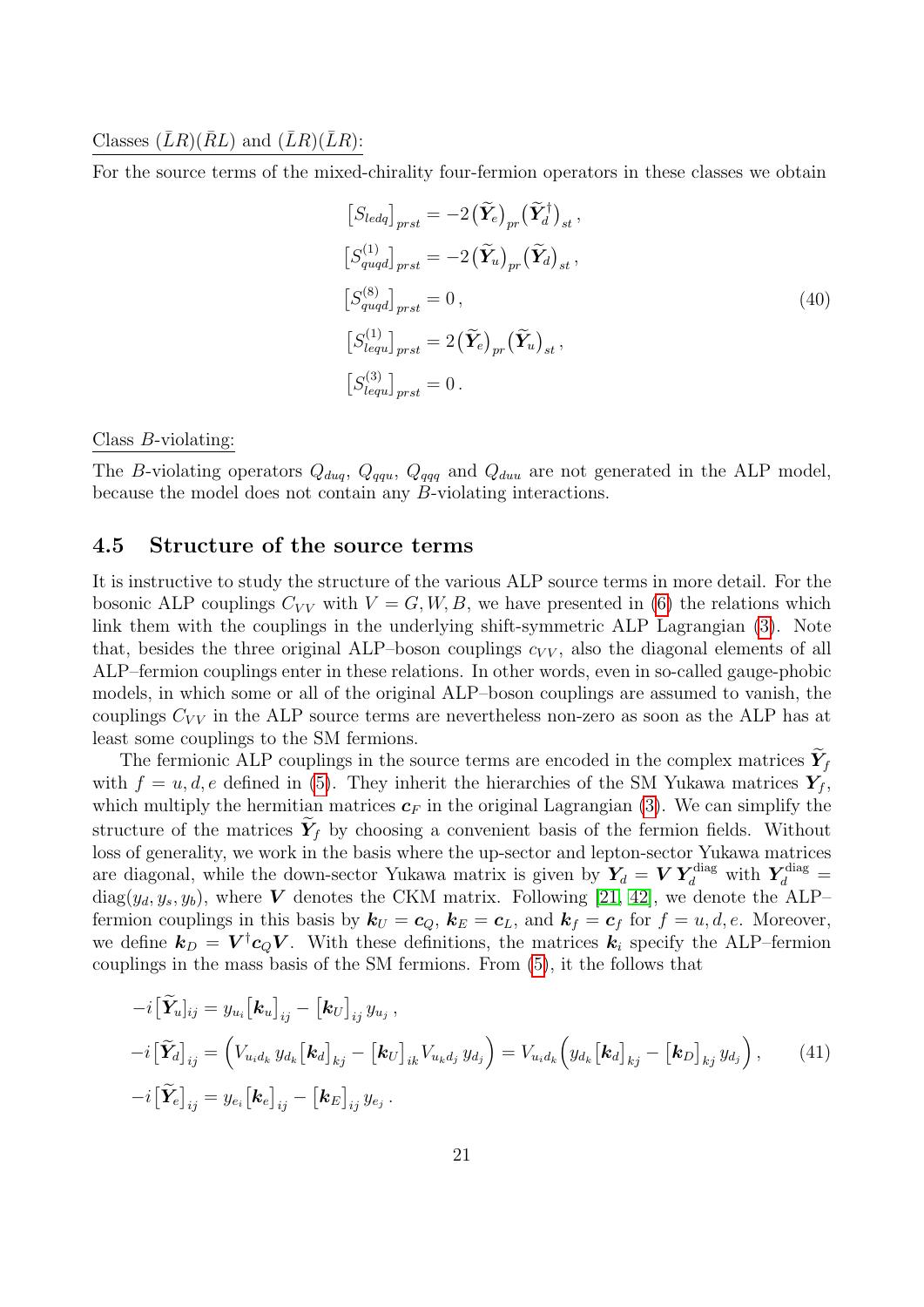Classes $(\bar{L}R)(\bar{R}L)$ and $(\bar{L}R)(\bar{L}R)$:

For the source terms of the mixed-chirality four-fermion operators in these classes we obtain

$$
\begin{aligned}
\left[S_{ledq}\right]_{prst} &= -2\big(\widetilde{\boldsymbol{Y}}_e\big)_{pr}\big(\widetilde{\boldsymbol{Y}}_d^\dagger\big)_{st}\,,\\
\left[S_{quqd}^{(1)}\right]_{prst} &= -2\big(\widetilde{\boldsymbol{Y}}_u\big)_{pr}\big(\widetilde{\boldsymbol{Y}}_d\big)_{st}\,,\\
\left[S_{quqd}^{(8)}\right]_{prst} &= 0\,,\\
\left[S_{lequ}^{(1)}\right]_{prst} &= 2\big(\widetilde{\boldsymbol{Y}}_e\big)_{pr}\big(\widetilde{\boldsymbol{Y}}_u\big)_{st}\,,\\
\left[S_{lequ}^{(3)}\right]_{prst} &= 0\,.
\end{aligned}
\tag{40}
$$

Class $B$-violating:

The $B$-violating operators $Q_{duq}$, $Q_{qqu}$, $Q_{qqq}$ and $Q_{duu}$ are not generated in the ALP model, because the model does not contain any $B$-violating interactions.

## 4.5 Structure of the source terms

It is instructive to study the structure of the various ALP source terms in more detail. For the bosonic ALP couplings $C_{VV}$ with $V = G, W, B$, we have presented in (6) the relations which link them with the couplings in the underlying shift-symmetric ALP Lagrangian (3). Note that, besides the three original ALP–boson couplings $c_{VV}$, also the diagonal elements of all ALP–fermion couplings enter in these relations. In other words, even in so-called gauge-phobic models, in which some or all of the original ALP–boson couplings are assumed to vanish, the couplings $C_{VV}$ in the ALP source terms are nevertheless non-zero as soon as the ALP has at least some couplings to the SM fermions.

The fermionic ALP couplings in the source terms are encoded in the complex matrices $\widetilde{\boldsymbol{Y}}_f$ with $f = u, d, e$ defined in (5). They inherit the hierarchies of the SM Yukawa matrices $\boldsymbol{Y}_f$, which multiply the hermitian matrices $\boldsymbol{c}_F$ in the original Lagrangian (3). We can simplify the structure of the matrices $\widetilde{\boldsymbol{Y}}_f$ by choosing a convenient basis of the fermion fields. Without loss of generality, we work in the basis where the up-sector and lepton-sector Yukawa matrices are diagonal, while the down-sector Yukawa matrix is given by $\boldsymbol{Y}_d = \boldsymbol{V}\,\boldsymbol{Y}_d^{\rm diag}$ with $\boldsymbol{Y}_d^{\rm diag} = {\rm diag}(y_d, y_s, y_b)$, where $\boldsymbol{V}$ denotes the CKM matrix. Following [21, 42], we denote the ALP–fermion couplings in this basis by $\boldsymbol{k}_U = \boldsymbol{c}_Q$, $\boldsymbol{k}_E = \boldsymbol{c}_L$, and $\boldsymbol{k}_f = \boldsymbol{c}_f$ for $f = u, d, e$. Moreover, we define $\boldsymbol{k}_D = \boldsymbol{V}^\dagger \boldsymbol{c}_Q \boldsymbol{V}$. With these definitions, the matrices $\boldsymbol{k}_i$ specify the ALP–fermion couplings in the mass basis of the SM fermions. From (5), it the follows that

$$
\begin{aligned}
-i\big[\widetilde{\boldsymbol{Y}}_u\big]_{ij} &= y_{u_i}\big[\boldsymbol{k}_u\big]_{ij} - \big[\boldsymbol{k}_U\big]_{ij}\,y_{u_j}\,,\\
-i\big[\widetilde{\boldsymbol{Y}}_d\big]_{ij} &= \Big(V_{u_i d_k}\,y_{d_k}\big[\boldsymbol{k}_d\big]_{kj} - \big[\boldsymbol{k}_U\big]_{ik}V_{u_k d_j}\,y_{d_j}\Big) = V_{u_i d_k}\Big(y_{d_k}\big[\boldsymbol{k}_d\big]_{kj} - \big[\boldsymbol{k}_D\big]_{kj}\,y_{d_j}\Big)\,,\\
-i\big[\widetilde{\boldsymbol{Y}}_e\big]_{ij} &= y_{e_i}\big[\boldsymbol{k}_e\big]_{ij} - \big[\boldsymbol{k}_E\big]_{ij}\,y_{e_j}\,.
\end{aligned}
\tag{41}
$$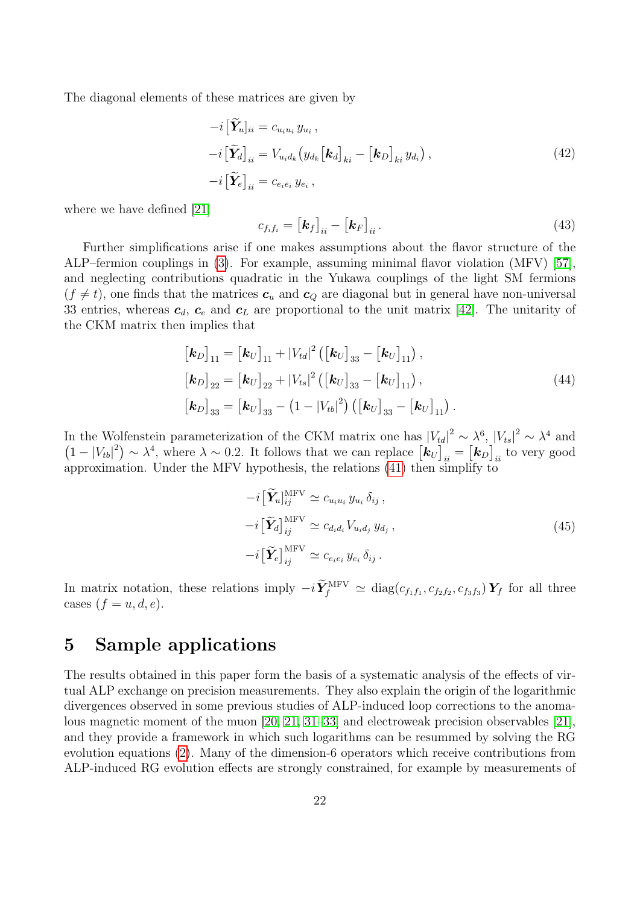The diagonal elements of these matrices are given by

$$
\begin{aligned}
-i\,[\widetilde{\boldsymbol{Y}}_u]_{ii} &= c_{u_i u_i}\, y_{u_i}\,, \\
-i\,\big[\widetilde{\boldsymbol{Y}}_d\big]_{ii} &= V_{u_i d_k}\big(y_{d_k}\big[\boldsymbol{k}_d\big]_{ki} - \big[\boldsymbol{k}_D\big]_{ki}\, y_{d_i}\big)\,, \\
-i\,\big[\widetilde{\boldsymbol{Y}}_e\big]_{ii} &= c_{e_i e_i}\, y_{e_i}\,,
\end{aligned}
\tag{42}
$$

where we have defined [21]

$$
c_{f_i f_i} = \big[\boldsymbol{k}_f\big]_{ii} - \big[\boldsymbol{k}_F\big]_{ii}\,. \tag{43}
$$

Further simplifications arise if one makes assumptions about the flavor structure of the ALP–fermion couplings in (3). For example, assuming minimal flavor violation (MFV) [57], and neglecting contributions quadratic in the Yukawa couplings of the light SM fermions ($f \neq t$), one finds that the matrices $\boldsymbol{c}_u$ and $\boldsymbol{c}_Q$ are diagonal but in general have non-universal 33 entries, whereas $\boldsymbol{c}_d$, $\boldsymbol{c}_e$ and $\boldsymbol{c}_L$ are proportional to the unit matrix [42]. The unitarity of the CKM matrix then implies that

$$
\begin{aligned}
\big[\boldsymbol{k}_D\big]_{11} &= \big[\boldsymbol{k}_U\big]_{11} + |V_{td}|^2 \left(\big[\boldsymbol{k}_U\big]_{33} - \big[\boldsymbol{k}_U\big]_{11}\right), \\
\big[\boldsymbol{k}_D\big]_{22} &= \big[\boldsymbol{k}_U\big]_{22} + |V_{ts}|^2 \left(\big[\boldsymbol{k}_U\big]_{33} - \big[\boldsymbol{k}_U\big]_{11}\right), \\
\big[\boldsymbol{k}_D\big]_{33} &= \big[\boldsymbol{k}_U\big]_{33} - \left(1 - |V_{tb}|^2\right)\left(\big[\boldsymbol{k}_U\big]_{33} - \big[\boldsymbol{k}_U\big]_{11}\right).
\end{aligned}
\tag{44}
$$

In the Wolfenstein parameterization of the CKM matrix one has $|V_{td}|^2 \sim \lambda^6$, $|V_{ts}|^2 \sim \lambda^4$ and $\left(1 - |V_{tb}|^2\right) \sim \lambda^4$, where $\lambda \sim 0.2$. It follows that we can replace $\big[\boldsymbol{k}_U\big]_{ii} = \big[\boldsymbol{k}_D\big]_{ii}$ to very good approximation. Under the MFV hypothesis, the relations (41) then simplify to

$$
\begin{aligned}
-i\,\big[\widetilde{\boldsymbol{Y}}_u\big]_{ij}^{\rm MFV} &\simeq c_{u_i u_i}\, y_{u_i}\, \delta_{ij}\,, \\
-i\,\big[\widetilde{\boldsymbol{Y}}_d\big]_{ij}^{\rm MFV} &\simeq c_{d_i d_i}\, V_{u_i d_j}\, y_{d_j}\,, \\
-i\,\big[\widetilde{\boldsymbol{Y}}_e\big]_{ij}^{\rm MFV} &\simeq c_{e_i e_i}\, y_{e_i}\, \delta_{ij}\,.
\end{aligned}
\tag{45}
$$

In matrix notation, these relations imply $-i\,\widetilde{\boldsymbol{Y}}_f^{\rm MFV} \simeq \mathrm{diag}(c_{f_1 f_1}, c_{f_2 f_2}, c_{f_3 f_3})\, \boldsymbol{Y}_f$ for all three cases ($f = u, d, e$).

## 5 Sample applications

The results obtained in this paper form the basis of a systematic analysis of the effects of virtual ALP exchange on precision measurements. They also explain the origin of the logarithmic divergences observed in some previous studies of ALP-induced loop corrections to the anomalous magnetic moment of the muon [20, 21, 31–33] and electroweak precision observables [21], and they provide a framework in which such logarithms can be resummed by solving the RG evolution equations (2). Many of the dimension-6 operators which receive contributions from ALP-induced RG evolution effects are strongly constrained, for example by measurements of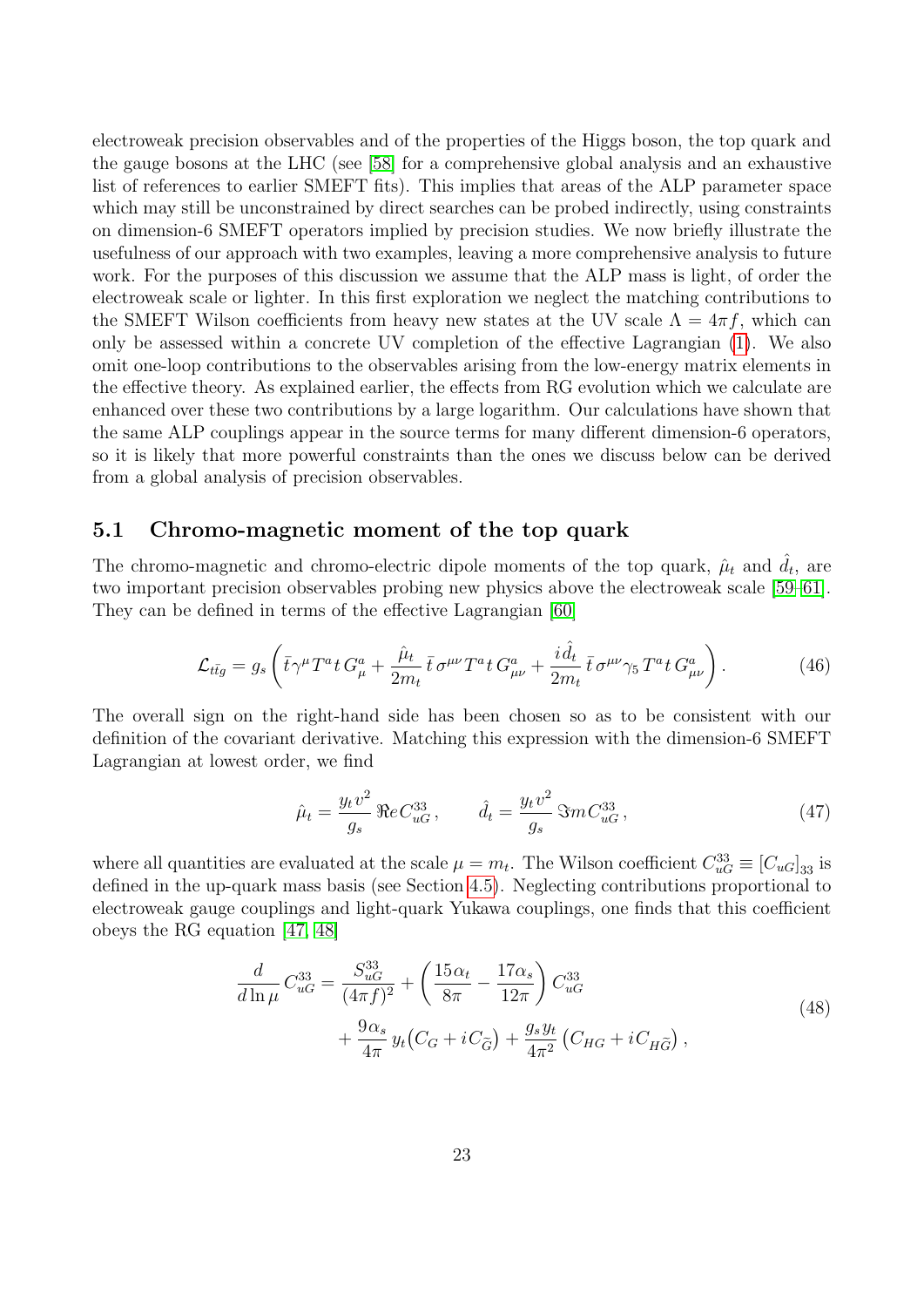electroweak precision observables and of the properties of the Higgs boson, the top quark and the gauge bosons at the LHC (see [58] for a comprehensive global analysis and an exhaustive list of references to earlier SMEFT fits). This implies that areas of the ALP parameter space which may still be unconstrained by direct searches can be probed indirectly, using constraints on dimension-6 SMEFT operators implied by precision studies. We now briefly illustrate the usefulness of our approach with two examples, leaving a more comprehensive analysis to future work. For the purposes of this discussion we assume that the ALP mass is light, of order the electroweak scale or lighter. In this first exploration we neglect the matching contributions to the SMEFT Wilson coefficients from heavy new states at the UV scale $\Lambda = 4\pi f$, which can only be assessed within a concrete UV completion of the effective Lagrangian (1). We also omit one-loop contributions to the observables arising from the low-energy matrix elements in the effective theory. As explained earlier, the effects from RG evolution which we calculate are enhanced over these two contributions by a large logarithm. Our calculations have shown that the same ALP couplings appear in the source terms for many different dimension-6 operators, so it is likely that more powerful constraints than the ones we discuss below can be derived from a global analysis of precision observables.

### 5.1 Chromo-magnetic moment of the top quark

The chromo-magnetic and chromo-electric dipole moments of the top quark, $\hat{\mu}_t$ and $\hat{d}_t$, are two important precision observables probing new physics above the electroweak scale [59–61]. They can be defined in terms of the effective Lagrangian [60]

$$\mathcal{L}_{t\bar{t}g} = g_s \left( \bar{t}\gamma^\mu T^a t\, G_\mu^a + \frac{\hat{\mu}_t}{2m_t}\, \bar{t}\,\sigma^{\mu\nu} T^a t\, G_{\mu\nu}^a + \frac{i\hat{d}_t}{2m_t}\, \bar{t}\,\sigma^{\mu\nu}\gamma_5\, T^a t\, G_{\mu\nu}^a \right). \tag{46}$$

The overall sign on the right-hand side has been chosen so as to be consistent with our definition of the covariant derivative. Matching this expression with the dimension-6 SMEFT Lagrangian at lowest order, we find

$$\hat{\mu}_t = \frac{y_t v^2}{g_s}\, \Re e\, C_{uG}^{33}\,, \qquad \hat{d}_t = \frac{y_t v^2}{g_s}\, \Im m\, C_{uG}^{33}\,, \tag{47}$$

where all quantities are evaluated at the scale $\mu = m_t$. The Wilson coefficient $C_{uG}^{33} \equiv \left[C_{uG}\right]_{33}$ is defined in the up-quark mass basis (see Section 4.5). Neglecting contributions proportional to electroweak gauge couplings and light-quark Yukawa couplings, one finds that this coefficient obeys the RG equation [47, 48]

$$\begin{aligned} \frac{d}{d\ln\mu}\, C_{uG}^{33} &= \frac{S_{uG}^{33}}{(4\pi f)^2} + \left( \frac{15\alpha_t}{8\pi} - \frac{17\alpha_s}{12\pi} \right) C_{uG}^{33} \\ &\quad + \frac{9\alpha_s}{4\pi}\, y_t \big( C_G + iC_{\widetilde{G}} \big) + \frac{g_s y_t}{4\pi^2} \left( C_{HG} + iC_{H\widetilde{G}} \right), \end{aligned} \tag{48}$$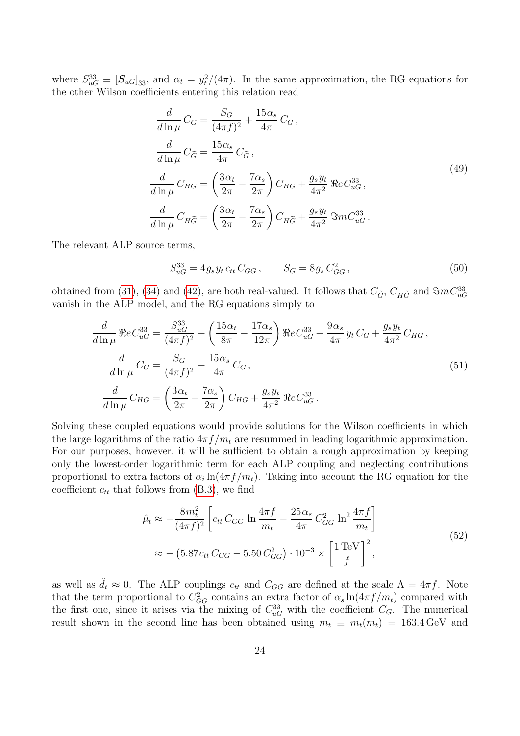where $S_{uG}^{33} \equiv [\boldsymbol{S}_{uG}]_{33}$, and $\alpha_t = y_t^2/(4\pi)$. In the same approximation, the RG equations for the other Wilson coefficients entering this relation read

$$
\begin{aligned}
\frac{d}{d\ln\mu}\, C_G &= \frac{S_G}{(4\pi f)^2} + \frac{15\alpha_s}{4\pi}\, C_G \,, \\
\frac{d}{d\ln\mu}\, C_{\widetilde{G}} &= \frac{15\alpha_s}{4\pi}\, C_{\widetilde{G}} \,, \\
\frac{d}{d\ln\mu}\, C_{HG} &= \left( \frac{3\alpha_t}{2\pi} - \frac{7\alpha_s}{2\pi} \right) C_{HG} + \frac{g_s y_t}{4\pi^2}\, \Re e\, C_{uG}^{33} \,, \\
\frac{d}{d\ln\mu}\, C_{H\widetilde{G}} &= \left( \frac{3\alpha_t}{2\pi} - \frac{7\alpha_s}{2\pi} \right) C_{H\widetilde{G}} + \frac{g_s y_t}{4\pi^2}\, \Im m\, C_{uG}^{33} \,.
\end{aligned}
\tag{49}
$$

The relevant ALP source terms,

$$
S_{uG}^{33} = 4 g_s y_t\, c_{tt}\, C_{GG} \,, \qquad S_G = 8 g_s\, C_{GG}^2 \,,
\tag{50}
$$

obtained from (31), (34) and (42), are both real-valued. It follows that $C_{\widetilde{G}}$, $C_{H\widetilde{G}}$ and $\Im m\, C_{uG}^{33}$ vanish in the ALP model, and the RG equations simply to

$$
\begin{aligned}
\frac{d}{d\ln\mu}\, \Re e\, C_{uG}^{33} &= \frac{S_{uG}^{33}}{(4\pi f)^2} + \left( \frac{15\alpha_t}{8\pi} - \frac{17\alpha_s}{12\pi} \right) \Re e\, C_{uG}^{33} + \frac{9\alpha_s}{4\pi}\, y_t\, C_G + \frac{g_s y_t}{4\pi^2}\, C_{HG} \,, \\
\frac{d}{d\ln\mu}\, C_G &= \frac{S_G}{(4\pi f)^2} + \frac{15\alpha_s}{4\pi}\, C_G \,, \\
\frac{d}{d\ln\mu}\, C_{HG} &= \left( \frac{3\alpha_t}{2\pi} - \frac{7\alpha_s}{2\pi} \right) C_{HG} + \frac{g_s y_t}{4\pi^2}\, \Re e\, C_{uG}^{33} \,.
\end{aligned}
\tag{51}
$$

Solving these coupled equations would provide solutions for the Wilson coefficients in which the large logarithms of the ratio $4\pi f/m_t$ are resummed in leading logarithmic approximation. For our purposes, however, it will be sufficient to obtain a rough approximation by keeping only the lowest-order logarithmic term for each ALP coupling and neglecting contributions proportional to extra factors of $\alpha_i \ln(4\pi f/m_t)$. Taking into account the RG equation for the coefficient $c_{tt}$ that follows from (B.3), we find

$$
\begin{aligned}
\hat{\mu}_t &\approx -\frac{8 m_t^2}{(4\pi f)^2} \left[ c_{tt}\, C_{GG}\, \ln\frac{4\pi f}{m_t} - \frac{25\alpha_s}{4\pi}\, C_{GG}^2\, \ln^2 \frac{4\pi f}{m_t} \right] \\
&\approx -\left( 5.87 c_{tt}\, C_{GG} - 5.50\, C_{GG}^2 \right) \cdot 10^{-3} \times \left[ \frac{1\,\text{TeV}}{f} \right]^2 ,
\end{aligned}
\tag{52}
$$

as well as $\hat{d}_t \approx 0$. The ALP couplings $c_{tt}$ and $C_{GG}$ are defined at the scale $\Lambda = 4\pi f$. Note that the term proportional to $C_{GG}^2$ contains an extra factor of $\alpha_s \ln(4\pi f/m_t)$ compared with the first one, since it arises via the mixing of $C_{uG}^{33}$ with the coefficient $C_G$. The numerical result shown in the second line has been obtained using $m_t \equiv m_t(m_t) = 163.4\,\text{GeV}$ and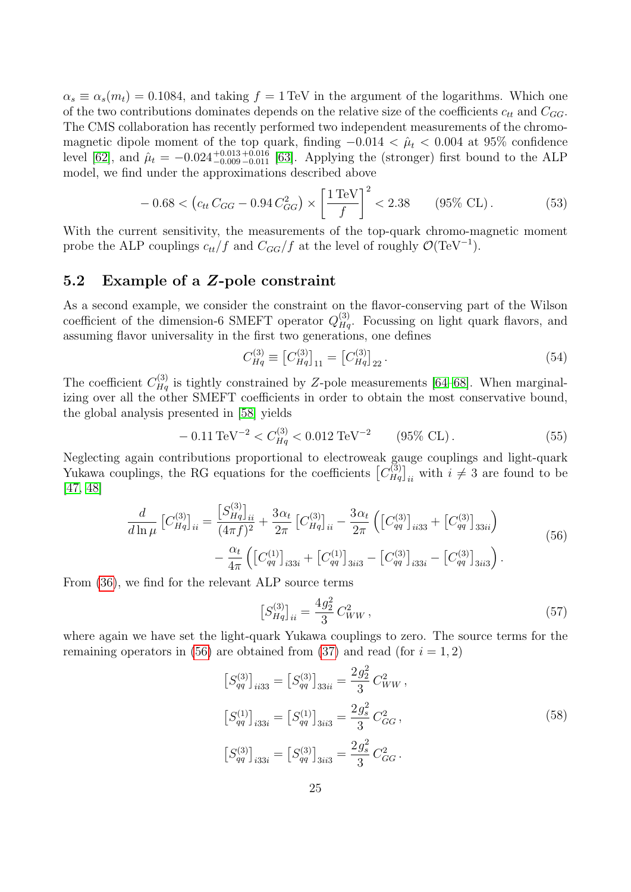$\alpha_s \equiv \alpha_s(m_t) = 0.1084$, and taking $f = 1\,\text{TeV}$ in the argument of the logarithms. Which one of the two contributions dominates depends on the relative size of the coefficients $c_{tt}$ and $C_{GG}$. The CMS collaboration has recently performed two independent measurements of the chromo-magnetic dipole moment of the top quark, finding $-0.014 < \hat{\mu}_t < 0.004$ at 95% confidence level [62], and $\hat{\mu}_t = -0.024^{+0.013\,+0.016}_{-0.009\,-0.011}$ [63]. Applying the (stronger) first bound to the ALP model, we find under the approximations described above

$$
-0.68 < \left(c_{tt}\,C_{GG} - 0.94\,C_{GG}^2\right) \times \left[\frac{1\,\text{TeV}}{f}\right]^2 < 2.38 \qquad (95\%\ \text{CL})\,. \tag{53}
$$

With the current sensitivity, the measurements of the top-quark chromo-magnetic moment probe the ALP couplings $c_{tt}/f$ and $C_{GG}/f$ at the level of roughly $\mathcal{O}(\text{TeV}^{-1})$.

## 5.2 Example of a $Z$-pole constraint

As a second example, we consider the constraint on the flavor-conserving part of the Wilson coefficient of the dimension-6 SMEFT operator $Q_{Hq}^{(3)}$. Focussing on light quark flavors, and assuming flavor universality in the first two generations, one defines

$$
C_{Hq}^{(3)} \equiv \left[C_{Hq}^{(3)}\right]_{11} = \left[C_{Hq}^{(3)}\right]_{22}\,. \tag{54}
$$

The coefficient $C_{Hq}^{(3)}$ is tightly constrained by $Z$-pole measurements [64–68]. When marginalizing over all the other SMEFT coefficients in order to obtain the most conservative bound, the global analysis presented in [58] yields

$$
-0.11\,\text{TeV}^{-2} < C_{Hq}^{(3)} < 0.012\,\text{TeV}^{-2} \qquad (95\%\ \text{CL})\,. \tag{55}
$$

Neglecting again contributions proportional to electroweak gauge couplings and light-quark Yukawa couplings, the RG equations for the coefficients $\left[C_{Hq}^{(3)}\right]_{ii}$ with $i \neq 3$ are found to be [47, 48]

$$
\begin{aligned}
\frac{d}{d\ln\mu}\left[C_{Hq}^{(3)}\right]_{ii} &= \frac{\left[S_{Hq}^{(3)}\right]_{ii}}{(4\pi f)^2} + \frac{3\alpha_t}{2\pi}\left[C_{Hq}^{(3)}\right]_{ii} - \frac{3\alpha_t}{2\pi}\left(\left[C_{qq}^{(3)}\right]_{ii33} + \left[C_{qq}^{(3)}\right]_{33ii}\right) \\
&\quad - \frac{\alpha_t}{4\pi}\left(\left[C_{qq}^{(1)}\right]_{i33i} + \left[C_{qq}^{(1)}\right]_{3ii3} - \left[C_{qq}^{(3)}\right]_{i33i} - \left[C_{qq}^{(3)}\right]_{3ii3}\right).
\end{aligned} \tag{56}
$$

From (36), we find for the relevant ALP source terms

$$
\left[S_{Hq}^{(3)}\right]_{ii} = \frac{4g_2^2}{3}\,C_{WW}^2\,, \tag{57}
$$

where again we have set the light-quark Yukawa couplings to zero. The source terms for the remaining operators in (56) are obtained from (37) and read (for $i = 1, 2$)

$$
\begin{aligned}
\left[S_{qq}^{(3)}\right]_{ii33} &= \left[S_{qq}^{(3)}\right]_{33ii} = \frac{2g_2^2}{3}\,C_{WW}^2\,, \\
\left[S_{qq}^{(1)}\right]_{i33i} &= \left[S_{qq}^{(1)}\right]_{3ii3} = \frac{2g_s^2}{3}\,C_{GG}^2\,, \\
\left[S_{qq}^{(3)}\right]_{i33i} &= \left[S_{qq}^{(3)}\right]_{3ii3} = \frac{2g_s^2}{3}\,C_{GG}^2\,.
\end{aligned} \tag{58}
$$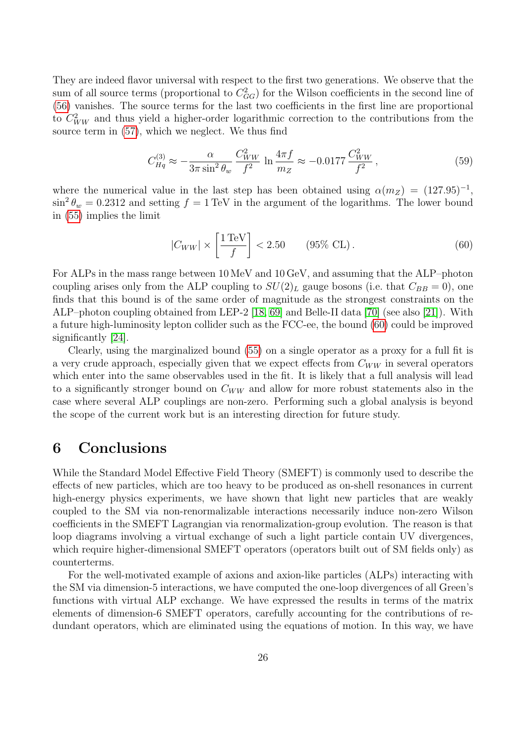They are indeed flavor universal with respect to the first two generations. We observe that the sum of all source terms (proportional to $C_{GG}^2$) for the Wilson coefficients in the second line of (56) vanishes. The source terms for the last two coefficients in the first line are proportional to $C_{WW}^2$ and thus yield a higher-order logarithmic correction to the contributions from the source term in (57), which we neglect. We thus find

$$C_{Hq}^{(3)} \approx -\frac{\alpha}{3\pi \sin^2\theta_w} \frac{C_{WW}^2}{f^2} \ln\frac{4\pi f}{m_Z} \approx -0.0177 \frac{C_{WW}^2}{f^2}, \tag{59}$$

where the numerical value in the last step has been obtained using $\alpha(m_Z) = (127.95)^{-1}$, $\sin^2\theta_w = 0.2312$ and setting $f = 1\,\text{TeV}$ in the argument of the logarithms. The lower bound in (55) implies the limit

$$|C_{WW}| \times \left[\frac{1\,\text{TeV}}{f}\right] < 2.50 \qquad (95\%\ \text{CL}). \tag{60}$$

For ALPs in the mass range between 10 MeV and 10 GeV, and assuming that the ALP–photon coupling arises only from the ALP coupling to $SU(2)_L$ gauge bosons (i.e. that $C_{BB} = 0$), one finds that this bound is of the same order of magnitude as the strongest constraints on the ALP–photon coupling obtained from LEP-2 [18, 69] and Belle-II data [70] (see also [21]). With a future high-luminosity lepton collider such as the FCC-ee, the bound (60) could be improved significantly [24].

Clearly, using the marginalized bound (55) on a single operator as a proxy for a full fit is a very crude approach, especially given that we expect effects from $C_{WW}$ in several operators which enter into the same observables used in the fit. It is likely that a full analysis will lead to a significantly stronger bound on $C_{WW}$ and allow for more robust statements also in the case where several ALP couplings are non-zero. Performing such a global analysis is beyond the scope of the current work but is an interesting direction for future study.

# 6 Conclusions

While the Standard Model Effective Field Theory (SMEFT) is commonly used to describe the effects of new particles, which are too heavy to be produced as on-shell resonances in current high-energy physics experiments, we have shown that light new particles that are weakly coupled to the SM via non-renormalizable interactions necessarily induce non-zero Wilson coefficients in the SMEFT Lagrangian via renormalization-group evolution. The reason is that loop diagrams involving a virtual exchange of such a light particle contain UV divergences, which require higher-dimensional SMEFT operators (operators built out of SM fields only) as counterterms.

For the well-motivated example of axions and axion-like particles (ALPs) interacting with the SM via dimension-5 interactions, we have computed the one-loop divergences of all Green's functions with virtual ALP exchange. We have expressed the results in terms of the matrix elements of dimension-6 SMEFT operators, carefully accounting for the contributions of redundant operators, which are eliminated using the equations of motion. In this way, we have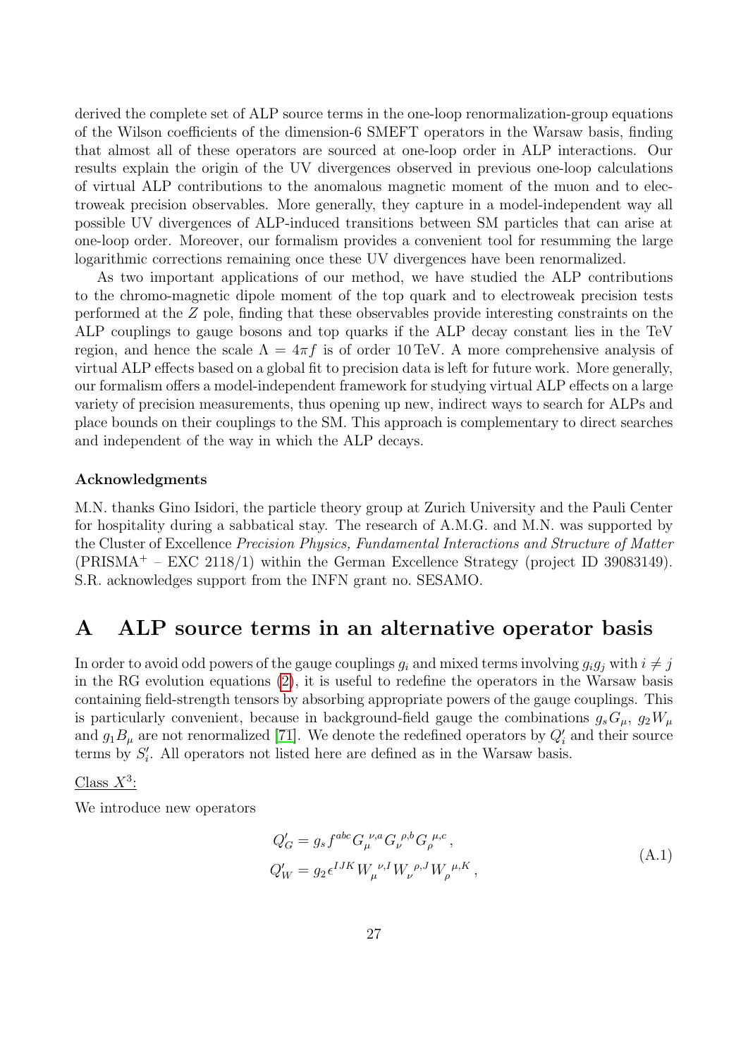derived the complete set of ALP source terms in the one-loop renormalization-group equations of the Wilson coefficients of the dimension-6 SMEFT operators in the Warsaw basis, finding that almost all of these operators are sourced at one-loop order in ALP interactions. Our results explain the origin of the UV divergences observed in previous one-loop calculations of virtual ALP contributions to the anomalous magnetic moment of the muon and to electroweak precision observables. More generally, they capture in a model-independent way all possible UV divergences of ALP-induced transitions between SM particles that can arise at one-loop order. Moreover, our formalism provides a convenient tool for resumming the large logarithmic corrections remaining once these UV divergences have been renormalized.

As two important applications of our method, we have studied the ALP contributions to the chromo-magnetic dipole moment of the top quark and to electroweak precision tests performed at the $Z$ pole, finding that these observables provide interesting constraints on the ALP couplings to gauge bosons and top quarks if the ALP decay constant lies in the TeV region, and hence the scale $\Lambda = 4\pi f$ is of order 10 TeV. A more comprehensive analysis of virtual ALP effects based on a global fit to precision data is left for future work. More generally, our formalism offers a model-independent framework for studying virtual ALP effects on a large variety of precision measurements, thus opening up new, indirect ways to search for ALPs and place bounds on their couplings to the SM. This approach is complementary to direct searches and independent of the way in which the ALP decays.

### Acknowledgments

M.N. thanks Gino Isidori, the particle theory group at Zurich University and the Pauli Center for hospitality during a sabbatical stay. The research of A.M.G. and M.N. was supported by the Cluster of Excellence *Precision Physics, Fundamental Interactions and Structure of Matter* (PRISMA$^+$ – EXC 2118/1) within the German Excellence Strategy (project ID 39083149). S.R. acknowledges support from the INFN grant no. SESAMO.

# A ALP source terms in an alternative operator basis

In order to avoid odd powers of the gauge couplings $g_i$ and mixed terms involving $g_i g_j$ with $i \neq j$ in the RG evolution equations (2), it is useful to redefine the operators in the Warsaw basis containing field-strength tensors by absorbing appropriate powers of the gauge couplings. This is particularly convenient, because in background-field gauge the combinations $g_s G_\mu$, $g_2 W_\mu$ and $g_1 B_\mu$ are not renormalized [71]. We denote the redefined operators by $Q_i'$ and their source terms by $S_i'$. All operators not listed here are defined as in the Warsaw basis.

Class $X^3$:

We introduce new operators

$$
\begin{aligned}
Q_G' &= g_s f^{abc} G_\mu^{\ \nu,a} G_\nu^{\ \rho,b} G_\rho^{\ \mu,c} \,, \\
Q_W' &= g_2 \epsilon^{IJK} W_\mu^{\ \nu,I} W_\nu^{\ \rho,J} W_\rho^{\ \mu,K} \,,
\end{aligned}
\tag{A.1}
$$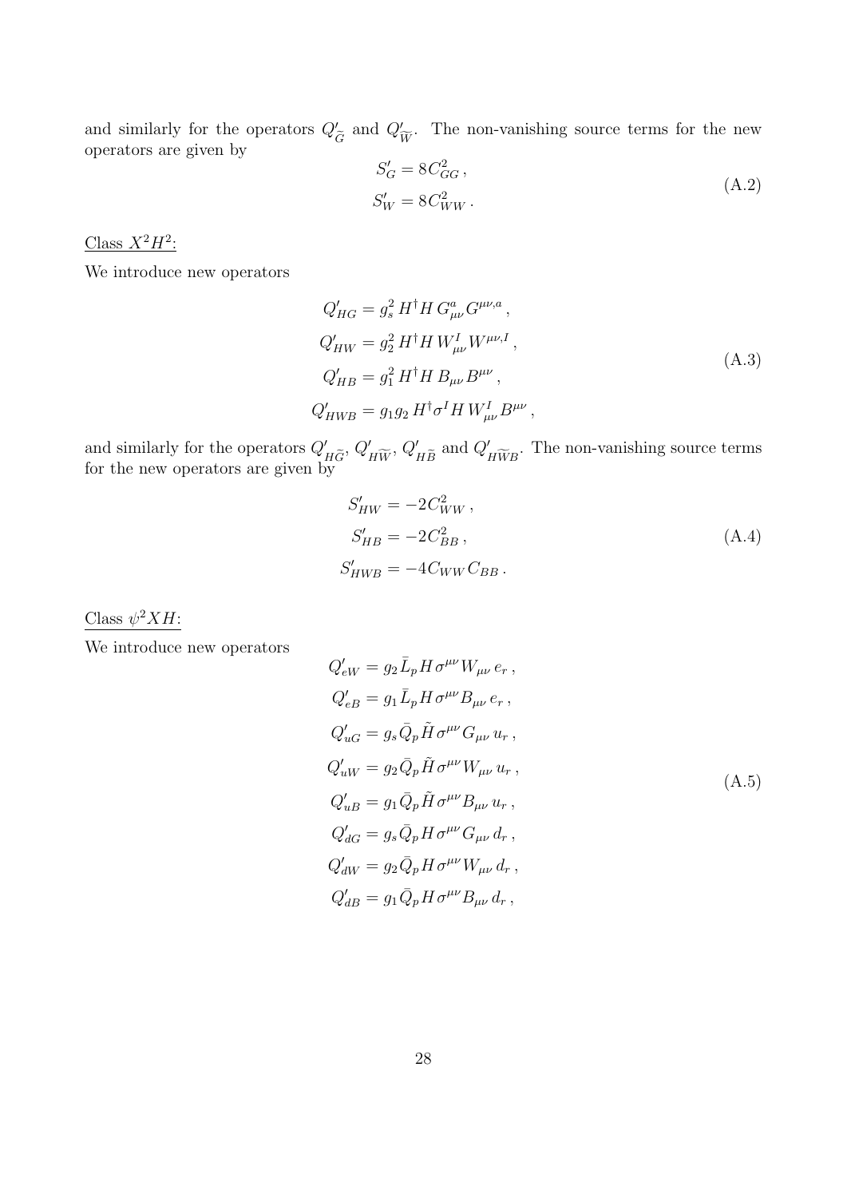and similarly for the operators $Q'_{\widetilde{G}}$ and $Q'_{\widetilde{W}}$. The non-vanishing source terms for the new operators are given by

$$
\begin{aligned}
S'_G &= 8C_{GG}^2\,,\\
S'_W &= 8C_{WW}^2\,.
\end{aligned}
\tag{A.2}
$$

Class $X^2H^2$:

We introduce new operators

$$
\begin{aligned}
Q'_{HG} &= g_s^2\, H^\dagger H\, G^a_{\mu\nu} G^{\mu\nu,a}\,,\\
Q'_{HW} &= g_2^2\, H^\dagger H\, W^I_{\mu\nu} W^{\mu\nu,I}\,,\\
Q'_{HB} &= g_1^2\, H^\dagger H\, B_{\mu\nu} B^{\mu\nu}\,,\\
Q'_{HWB} &= g_1 g_2\, H^\dagger \sigma^I H\, W^I_{\mu\nu} B^{\mu\nu}\,,
\end{aligned}
\tag{A.3}
$$

and similarly for the operators $Q'_{H\widetilde{G}}$, $Q'_{H\widetilde{W}}$, $Q'_{H\widetilde{B}}$ and $Q'_{H\widetilde{W}B}$. The non-vanishing source terms for the new operators are given by

$$
\begin{aligned}
S'_{HW} &= -2C_{WW}^2\,,\\
S'_{HB} &= -2C_{BB}^2\,,\\
S'_{HWB} &= -4C_{WW} C_{BB}\,.
\end{aligned}
\tag{A.4}
$$

Class $\psi^2 XH$:

We introduce new operators

$$
\begin{aligned}
Q'_{eW} &= g_2\, \bar{L}_p H\, \sigma^{\mu\nu} W_{\mu\nu}\, e_r\,,\\
Q'_{eB} &= g_1\, \bar{L}_p H\, \sigma^{\mu\nu} B_{\mu\nu}\, e_r\,,\\
Q'_{uG} &= g_s\, \bar{Q}_p \tilde{H}\, \sigma^{\mu\nu} G_{\mu\nu}\, u_r\,,\\
Q'_{uW} &= g_2\, \bar{Q}_p \tilde{H}\, \sigma^{\mu\nu} W_{\mu\nu}\, u_r\,,\\
Q'_{uB} &= g_1\, \bar{Q}_p \tilde{H}\, \sigma^{\mu\nu} B_{\mu\nu}\, u_r\,,\\
Q'_{dG} &= g_s\, \bar{Q}_p H\, \sigma^{\mu\nu} G_{\mu\nu}\, d_r\,,\\
Q'_{dW} &= g_2\, \bar{Q}_p H\, \sigma^{\mu\nu} W_{\mu\nu}\, d_r\,,\\
Q'_{dB} &= g_1\, \bar{Q}_p H\, \sigma^{\mu\nu} B_{\mu\nu}\, d_r\,,
\end{aligned}
\tag{A.5}
$$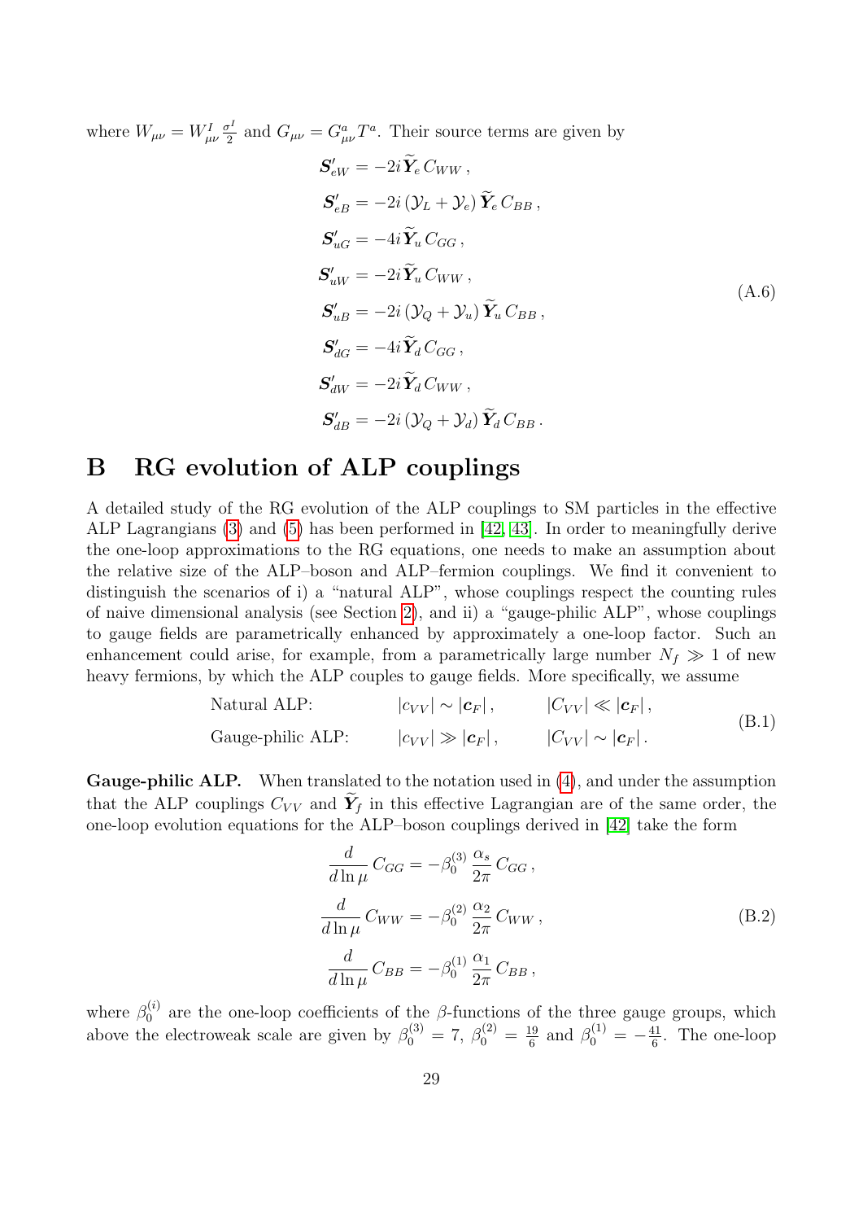where $W_{\mu\nu} = W^I_{\mu\nu} \frac{\sigma^I}{2}$ and $G_{\mu\nu} = G^a_{\mu\nu} T^a$. Their source terms are given by

$$
\begin{aligned}
\boldsymbol{S}'_{eW} &= -2i\,\widetilde{\boldsymbol{Y}}_e\, C_{WW}\,, \\
\boldsymbol{S}'_{eB} &= -2i\,(\mathcal{Y}_L + \mathcal{Y}_e)\,\widetilde{\boldsymbol{Y}}_e\, C_{BB}\,, \\
\boldsymbol{S}'_{uG} &= -4i\,\widetilde{\boldsymbol{Y}}_u\, C_{GG}\,, \\
\boldsymbol{S}'_{uW} &= -2i\,\widetilde{\boldsymbol{Y}}_u\, C_{WW}\,, \\
\boldsymbol{S}'_{uB} &= -2i\,(\mathcal{Y}_Q + \mathcal{Y}_u)\,\widetilde{\boldsymbol{Y}}_u\, C_{BB}\,, \\
\boldsymbol{S}'_{dG} &= -4i\,\widetilde{\boldsymbol{Y}}_d\, C_{GG}\,, \\
\boldsymbol{S}'_{dW} &= -2i\,\widetilde{\boldsymbol{Y}}_d\, C_{WW}\,, \\
\boldsymbol{S}'_{dB} &= -2i\,(\mathcal{Y}_Q + \mathcal{Y}_d)\,\widetilde{\boldsymbol{Y}}_d\, C_{BB}\,.
\end{aligned}
\tag{A.6}
$$

# B RG evolution of ALP couplings

A detailed study of the RG evolution of the ALP couplings to SM particles in the effective ALP Lagrangians (3) and (5) has been performed in [42, 43]. In order to meaningfully derive the one-loop approximations to the RG equations, one needs to make an assumption about the relative size of the ALP–boson and ALP–fermion couplings. We find it convenient to distinguish the scenarios of i) a "natural ALP", whose couplings respect the counting rules of naive dimensional analysis (see Section 2), and ii) a "gauge-philic ALP", whose couplings to gauge fields are parametrically enhanced by approximately a one-loop factor. Such an enhancement could arise, for example, from a parametrically large number $N_f \gg 1$ of new heavy fermions, by which the ALP couples to gauge fields. More specifically, we assume

$$
\begin{aligned}
&\text{Natural ALP:} \qquad && |c_{VV}| \sim |\boldsymbol{c}_F|\,, \qquad && |C_{VV}| \ll |\boldsymbol{c}_F|\,, \\
&\text{Gauge-philic ALP:} \qquad && |c_{VV}| \gg |\boldsymbol{c}_F|\,, \qquad && |C_{VV}| \sim |\boldsymbol{c}_F|\,.
\end{aligned}
\tag{B.1}
$$

**Gauge-philic ALP.** When translated to the notation used in (4), and under the assumption that the ALP couplings $C_{VV}$ and $\widetilde{\boldsymbol{Y}}_f$ in this effective Lagrangian are of the same order, the one-loop evolution equations for the ALP–boson couplings derived in [42] take the form

$$
\begin{aligned}
\frac{d}{d\ln\mu}\, C_{GG} &= -\beta_0^{(3)}\, \frac{\alpha_s}{2\pi}\, C_{GG}\,, \\
\frac{d}{d\ln\mu}\, C_{WW} &= -\beta_0^{(2)}\, \frac{\alpha_2}{2\pi}\, C_{WW}\,, \\
\frac{d}{d\ln\mu}\, C_{BB} &= -\beta_0^{(1)}\, \frac{\alpha_1}{2\pi}\, C_{BB}\,,
\end{aligned}
\tag{B.2}
$$

where $\beta_0^{(i)}$ are the one-loop coefficients of the $\beta$-functions of the three gauge groups, which above the electroweak scale are given by $\beta_0^{(3)} = 7$, $\beta_0^{(2)} = \frac{19}{6}$ and $\beta_0^{(1)} = -\frac{41}{6}$. The one-loop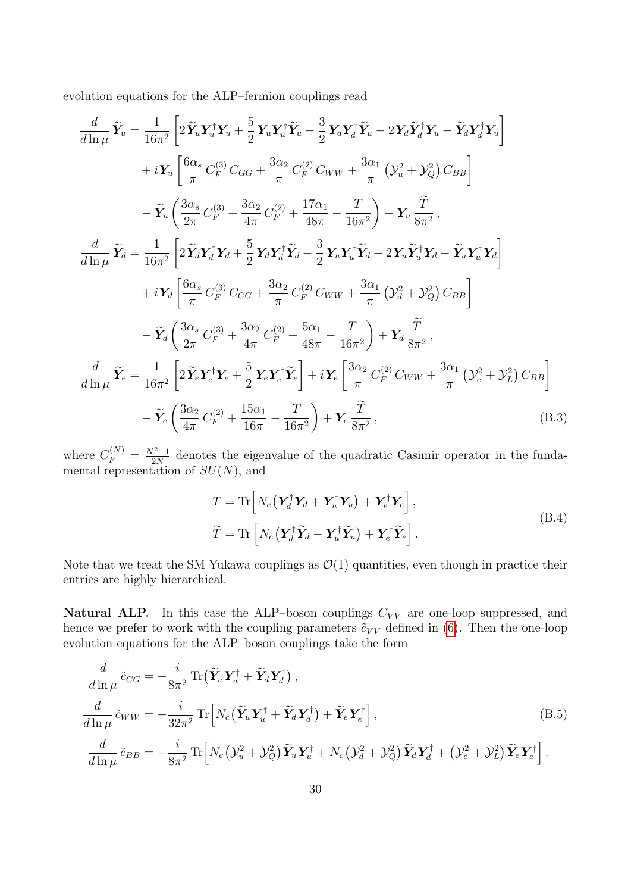evolution equations for the ALP–fermion couplings read

$$
\begin{aligned}
\frac{d}{d\ln\mu}\,\widetilde{\boldsymbol{Y}}_u &= \frac{1}{16\pi^2}\bigg[2\widetilde{\boldsymbol{Y}}_u\boldsymbol{Y}_u^\dagger\boldsymbol{Y}_u + \frac{5}{2}\,\boldsymbol{Y}_u\boldsymbol{Y}_u^\dagger\widetilde{\boldsymbol{Y}}_u - \frac{3}{2}\,\boldsymbol{Y}_d\boldsymbol{Y}_d^\dagger\widetilde{\boldsymbol{Y}}_u - 2\boldsymbol{Y}_d\widetilde{\boldsymbol{Y}}_d^\dagger\boldsymbol{Y}_u - \widetilde{\boldsymbol{Y}}_d\boldsymbol{Y}_d^\dagger\boldsymbol{Y}_u\bigg] \\
&\quad + i\,\boldsymbol{Y}_u\left[\frac{6\alpha_s}{\pi}\,C_F^{(3)}\,C_{GG} + \frac{3\alpha_2}{\pi}\,C_F^{(2)}\,C_{WW} + \frac{3\alpha_1}{\pi}\left(\mathcal{Y}_u^2+\mathcal{Y}_Q^2\right)C_{BB}\right] \\
&\quad - \widetilde{\boldsymbol{Y}}_u\left(\frac{3\alpha_s}{2\pi}\,C_F^{(3)} + \frac{3\alpha_2}{4\pi}\,C_F^{(2)} + \frac{17\alpha_1}{48\pi} - \frac{T}{16\pi^2}\right) - \boldsymbol{Y}_u\,\frac{\widetilde{T}}{8\pi^2}\,, \\
\frac{d}{d\ln\mu}\,\widetilde{\boldsymbol{Y}}_d &= \frac{1}{16\pi^2}\bigg[2\widetilde{\boldsymbol{Y}}_d\boldsymbol{Y}_d^\dagger\boldsymbol{Y}_d + \frac{5}{2}\,\boldsymbol{Y}_d\boldsymbol{Y}_d^\dagger\widetilde{\boldsymbol{Y}}_d - \frac{3}{2}\,\boldsymbol{Y}_u\boldsymbol{Y}_u^\dagger\widetilde{\boldsymbol{Y}}_d - 2\boldsymbol{Y}_u\widetilde{\boldsymbol{Y}}_u^\dagger\boldsymbol{Y}_d - \widetilde{\boldsymbol{Y}}_u\boldsymbol{Y}_u^\dagger\boldsymbol{Y}_d\bigg] \\
&\quad + i\,\boldsymbol{Y}_d\left[\frac{6\alpha_s}{\pi}\,C_F^{(3)}\,C_{GG} + \frac{3\alpha_2}{\pi}\,C_F^{(2)}\,C_{WW} + \frac{3\alpha_1}{\pi}\left(\mathcal{Y}_d^2+\mathcal{Y}_Q^2\right)C_{BB}\right] \\
&\quad - \widetilde{\boldsymbol{Y}}_d\left(\frac{3\alpha_s}{2\pi}\,C_F^{(3)} + \frac{3\alpha_2}{4\pi}\,C_F^{(2)} + \frac{5\alpha_1}{48\pi} - \frac{T}{16\pi^2}\right) + \boldsymbol{Y}_d\,\frac{\widetilde{T}}{8\pi^2}\,, \\
\frac{d}{d\ln\mu}\,\widetilde{\boldsymbol{Y}}_e &= \frac{1}{16\pi^2}\bigg[2\widetilde{\boldsymbol{Y}}_e\boldsymbol{Y}_e^\dagger\boldsymbol{Y}_e + \frac{5}{2}\,\boldsymbol{Y}_e\boldsymbol{Y}_e^\dagger\widetilde{\boldsymbol{Y}}_e\bigg] + i\,\boldsymbol{Y}_e\left[\frac{3\alpha_2}{\pi}\,C_F^{(2)}\,C_{WW} + \frac{3\alpha_1}{\pi}\left(\mathcal{Y}_e^2+\mathcal{Y}_L^2\right)C_{BB}\right] \\
&\quad - \widetilde{\boldsymbol{Y}}_e\left(\frac{3\alpha_2}{4\pi}\,C_F^{(2)} + \frac{15\alpha_1}{16\pi} - \frac{T}{16\pi^2}\right) + \boldsymbol{Y}_e\,\frac{\widetilde{T}}{8\pi^2}\,,
\end{aligned}
\tag{B.3}
$$

where $C_F^{(N)} = \frac{N^2-1}{2N}$ denotes the eigenvalue of the quadratic Casimir operator in the fundamental representation of $SU(N)$, and

$$
\begin{aligned}
T &= \mathrm{Tr}\Big[N_c\big(\boldsymbol{Y}_d^\dagger\boldsymbol{Y}_d + \boldsymbol{Y}_u^\dagger\boldsymbol{Y}_u\big) + \boldsymbol{Y}_e^\dagger\boldsymbol{Y}_e\Big]\,, \\
\widetilde{T} &= \mathrm{Tr}\Big[N_c\big(\boldsymbol{Y}_d^\dagger\widetilde{\boldsymbol{Y}}_d - \boldsymbol{Y}_u^\dagger\widetilde{\boldsymbol{Y}}_u\big) + \boldsymbol{Y}_e^\dagger\widetilde{\boldsymbol{Y}}_e\Big]\,.
\end{aligned}
\tag{B.4}
$$

Note that we treat the SM Yukawa couplings as $\mathcal{O}(1)$ quantities, even though in practice their entries are highly hierarchical.

**Natural ALP.** In this case the ALP–boson couplings $C_{VV}$ are one-loop suppressed, and hence we prefer to work with the coupling parameters $\tilde{c}_{VV}$ defined in (6). Then the one-loop evolution equations for the ALP–boson couplings take the form

$$
\begin{aligned}
\frac{d}{d\ln\mu}\,\tilde{c}_{GG} &= -\frac{i}{8\pi^2}\,\mathrm{Tr}\big(\widetilde{\boldsymbol{Y}}_u\boldsymbol{Y}_u^\dagger + \widetilde{\boldsymbol{Y}}_d\boldsymbol{Y}_d^\dagger\big)\,, \\
\frac{d}{d\ln\mu}\,\tilde{c}_{WW} &= -\frac{i}{32\pi^2}\,\mathrm{Tr}\Big[N_c\big(\widetilde{\boldsymbol{Y}}_u\boldsymbol{Y}_u^\dagger + \widetilde{\boldsymbol{Y}}_d\boldsymbol{Y}_d^\dagger\big) + \widetilde{\boldsymbol{Y}}_e\boldsymbol{Y}_e^\dagger\Big]\,, \\
\frac{d}{d\ln\mu}\,\tilde{c}_{BB} &= -\frac{i}{8\pi^2}\,\mathrm{Tr}\Big[N_c\big(\mathcal{Y}_u^2+\mathcal{Y}_Q^2\big)\widetilde{\boldsymbol{Y}}_u\boldsymbol{Y}_u^\dagger + N_c\big(\mathcal{Y}_d^2+\mathcal{Y}_Q^2\big)\widetilde{\boldsymbol{Y}}_d\boldsymbol{Y}_d^\dagger + \big(\mathcal{Y}_e^2+\mathcal{Y}_L^2\big)\widetilde{\boldsymbol{Y}}_e\boldsymbol{Y}_e^\dagger\Big]\,.
\end{aligned}
\tag{B.5}
$$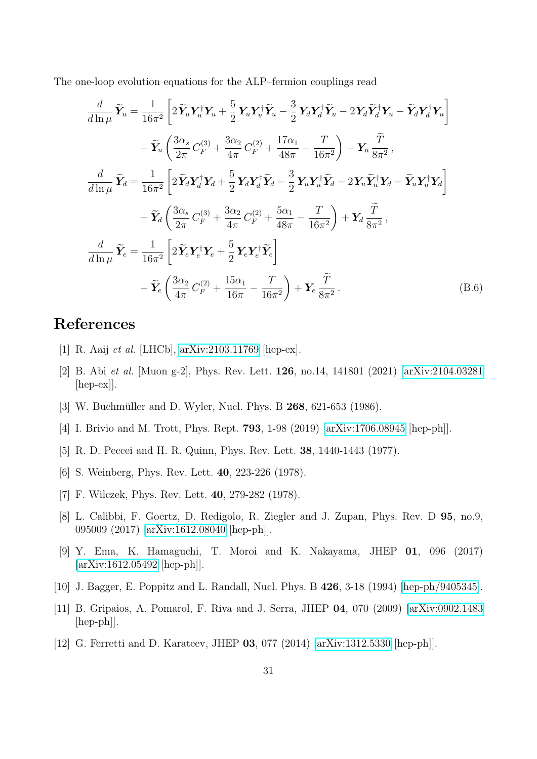The one-loop evolution equations for the ALP–fermion couplings read

$$
\begin{aligned}
\frac{d}{d\ln\mu}\,\widetilde{\boldsymbol{Y}}_u &= \frac{1}{16\pi^2}\left[2\widetilde{\boldsymbol{Y}}_u\boldsymbol{Y}_u^\dagger\boldsymbol{Y}_u + \frac{5}{2}\,\boldsymbol{Y}_u\boldsymbol{Y}_u^\dagger\widetilde{\boldsymbol{Y}}_u - \frac{3}{2}\,\boldsymbol{Y}_d\boldsymbol{Y}_d^\dagger\widetilde{\boldsymbol{Y}}_u - 2\boldsymbol{Y}_d\widetilde{\boldsymbol{Y}}_d^\dagger\boldsymbol{Y}_u - \widetilde{\boldsymbol{Y}}_d\boldsymbol{Y}_d^\dagger\boldsymbol{Y}_u\right] \\
&\quad - \widetilde{\boldsymbol{Y}}_u\left(\frac{3\alpha_s}{2\pi}\,C_F^{(3)} + \frac{3\alpha_2}{4\pi}\,C_F^{(2)} + \frac{17\alpha_1}{48\pi} - \frac{T}{16\pi^2}\right) - \boldsymbol{Y}_u\,\frac{\widetilde{T}}{8\pi^2}\,, \\
\frac{d}{d\ln\mu}\,\widetilde{\boldsymbol{Y}}_d &= \frac{1}{16\pi^2}\left[2\widetilde{\boldsymbol{Y}}_d\boldsymbol{Y}_d^\dagger\boldsymbol{Y}_d + \frac{5}{2}\,\boldsymbol{Y}_d\boldsymbol{Y}_d^\dagger\widetilde{\boldsymbol{Y}}_d - \frac{3}{2}\,\boldsymbol{Y}_u\boldsymbol{Y}_u^\dagger\widetilde{\boldsymbol{Y}}_d - 2\boldsymbol{Y}_u\widetilde{\boldsymbol{Y}}_u^\dagger\boldsymbol{Y}_d - \widetilde{\boldsymbol{Y}}_u\boldsymbol{Y}_u^\dagger\boldsymbol{Y}_d\right] \\
&\quad - \widetilde{\boldsymbol{Y}}_d\left(\frac{3\alpha_s}{2\pi}\,C_F^{(3)} + \frac{3\alpha_2}{4\pi}\,C_F^{(2)} + \frac{5\alpha_1}{48\pi} - \frac{T}{16\pi^2}\right) + \boldsymbol{Y}_d\,\frac{\widetilde{T}}{8\pi^2}\,, \\
\frac{d}{d\ln\mu}\,\widetilde{\boldsymbol{Y}}_e &= \frac{1}{16\pi^2}\left[2\widetilde{\boldsymbol{Y}}_e\boldsymbol{Y}_e^\dagger\boldsymbol{Y}_e + \frac{5}{2}\,\boldsymbol{Y}_e\boldsymbol{Y}_e^\dagger\widetilde{\boldsymbol{Y}}_e\right] \\
&\quad - \widetilde{\boldsymbol{Y}}_e\left(\frac{3\alpha_2}{4\pi}\,C_F^{(2)} + \frac{15\alpha_1}{16\pi} - \frac{T}{16\pi^2}\right) + \boldsymbol{Y}_e\,\frac{\widetilde{T}}{8\pi^2}\,.
\end{aligned}
\tag{B.6}
$$

# References

[1] R. Aaij *et al.* [LHCb], arXiv:2103.11769 [hep-ex].

[2] B. Abi *et al.* [Muon g-2], Phys. Rev. Lett. **126**, no.14, 141801 (2021) [arXiv:2104.03281 [hep-ex]].

[3] W. Buchmüller and D. Wyler, Nucl. Phys. B **268**, 621-653 (1986).

[4] I. Brivio and M. Trott, Phys. Rept. **793**, 1-98 (2019) [arXiv:1706.08945 [hep-ph]].

[5] R. D. Peccei and H. R. Quinn, Phys. Rev. Lett. **38**, 1440-1443 (1977).

[6] S. Weinberg, Phys. Rev. Lett. **40**, 223-226 (1978).

[7] F. Wilczek, Phys. Rev. Lett. **40**, 279-282 (1978).

[8] L. Calibbi, F. Goertz, D. Redigolo, R. Ziegler and J. Zupan, Phys. Rev. D **95**, no.9, 095009 (2017) [arXiv:1612.08040 [hep-ph]].

[9] Y. Ema, K. Hamaguchi, T. Moroi and K. Nakayama, JHEP **01**, 096 (2017) [arXiv:1612.05492 [hep-ph]].

[10] J. Bagger, E. Poppitz and L. Randall, Nucl. Phys. B **426**, 3-18 (1994) [hep-ph/9405345].

[11] B. Gripaios, A. Pomarol, F. Riva and J. Serra, JHEP **04**, 070 (2009) [arXiv:0902.1483 [hep-ph]].

[12] G. Ferretti and D. Karateev, JHEP **03**, 077 (2014) [arXiv:1312.5330 [hep-ph]].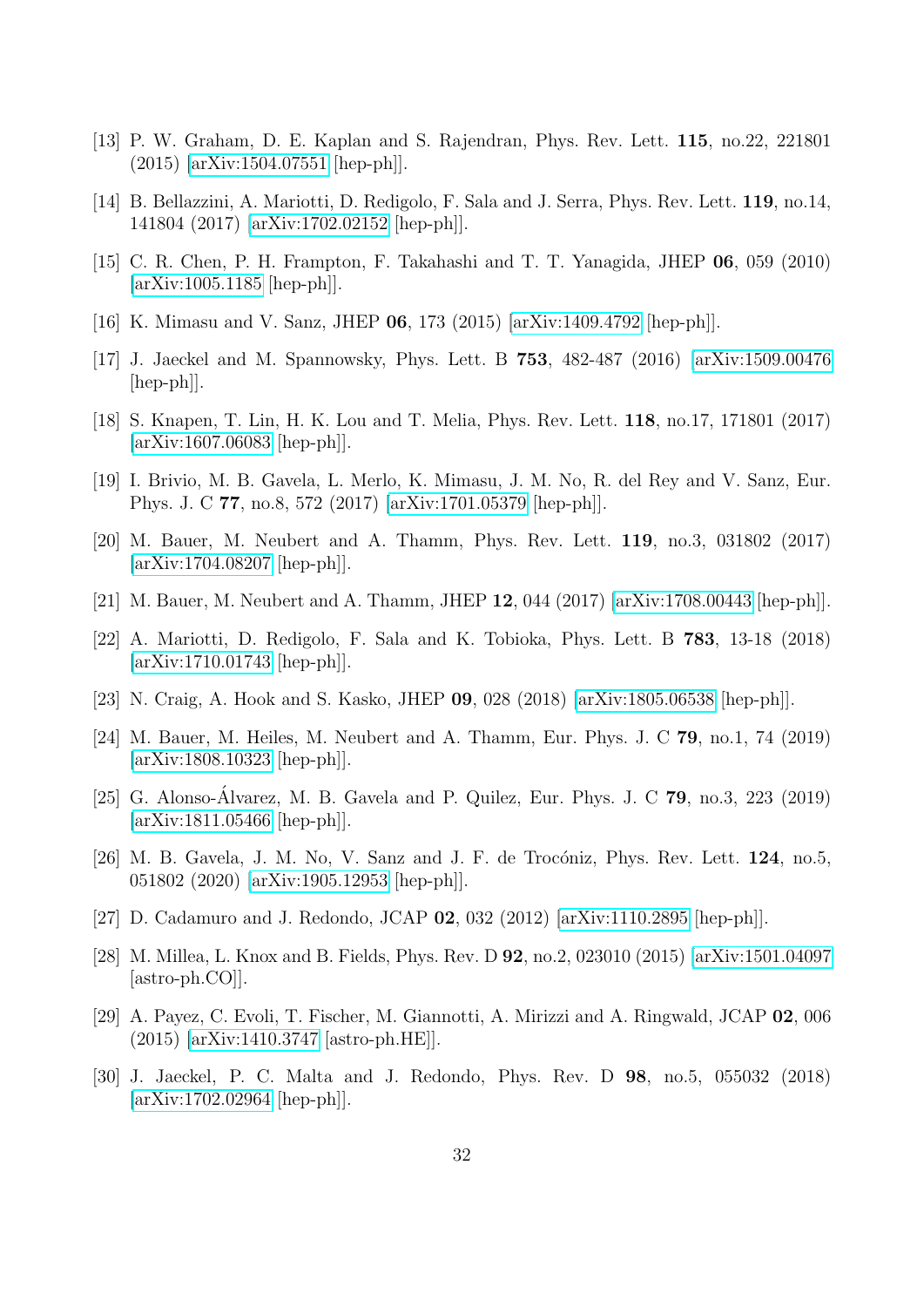[13] P. W. Graham, D. E. Kaplan and S. Rajendran, Phys. Rev. Lett. **115**, no.22, 221801 (2015) [arXiv:1504.07551 [hep-ph]].

[14] B. Bellazzini, A. Mariotti, D. Redigolo, F. Sala and J. Serra, Phys. Rev. Lett. **119**, no.14, 141804 (2017) [arXiv:1702.02152 [hep-ph]].

[15] C. R. Chen, P. H. Frampton, F. Takahashi and T. T. Yanagida, JHEP **06**, 059 (2010) [arXiv:1005.1185 [hep-ph]].

[16] K. Mimasu and V. Sanz, JHEP **06**, 173 (2015) [arXiv:1409.4792 [hep-ph]].

[17] J. Jaeckel and M. Spannowsky, Phys. Lett. B **753**, 482-487 (2016) [arXiv:1509.00476 [hep-ph]].

[18] S. Knapen, T. Lin, H. K. Lou and T. Melia, Phys. Rev. Lett. **118**, no.17, 171801 (2017) [arXiv:1607.06083 [hep-ph]].

[19] I. Brivio, M. B. Gavela, L. Merlo, K. Mimasu, J. M. No, R. del Rey and V. Sanz, Eur. Phys. J. C **77**, no.8, 572 (2017) [arXiv:1701.05379 [hep-ph]].

[20] M. Bauer, M. Neubert and A. Thamm, Phys. Rev. Lett. **119**, no.3, 031802 (2017) [arXiv:1704.08207 [hep-ph]].

[21] M. Bauer, M. Neubert and A. Thamm, JHEP **12**, 044 (2017) [arXiv:1708.00443 [hep-ph]].

[22] A. Mariotti, D. Redigolo, F. Sala and K. Tobioka, Phys. Lett. B **783**, 13-18 (2018) [arXiv:1710.01743 [hep-ph]].

[23] N. Craig, A. Hook and S. Kasko, JHEP **09**, 028 (2018) [arXiv:1805.06538 [hep-ph]].

[24] M. Bauer, M. Heiles, M. Neubert and A. Thamm, Eur. Phys. J. C **79**, no.1, 74 (2019) [arXiv:1808.10323 [hep-ph]].

[25] G. Alonso-Álvarez, M. B. Gavela and P. Quilez, Eur. Phys. J. C **79**, no.3, 223 (2019) [arXiv:1811.05466 [hep-ph]].

[26] M. B. Gavela, J. M. No, V. Sanz and J. F. de Trocóniz, Phys. Rev. Lett. **124**, no.5, 051802 (2020) [arXiv:1905.12953 [hep-ph]].

[27] D. Cadamuro and J. Redondo, JCAP **02**, 032 (2012) [arXiv:1110.2895 [hep-ph]].

[28] M. Millea, L. Knox and B. Fields, Phys. Rev. D **92**, no.2, 023010 (2015) [arXiv:1501.04097 [astro-ph.CO]].

[29] A. Payez, C. Evoli, T. Fischer, M. Giannotti, A. Mirizzi and A. Ringwald, JCAP **02**, 006 (2015) [arXiv:1410.3747 [astro-ph.HE]].

[30] J. Jaeckel, P. C. Malta and J. Redondo, Phys. Rev. D **98**, no.5, 055032 (2018) [arXiv:1702.02964 [hep-ph]].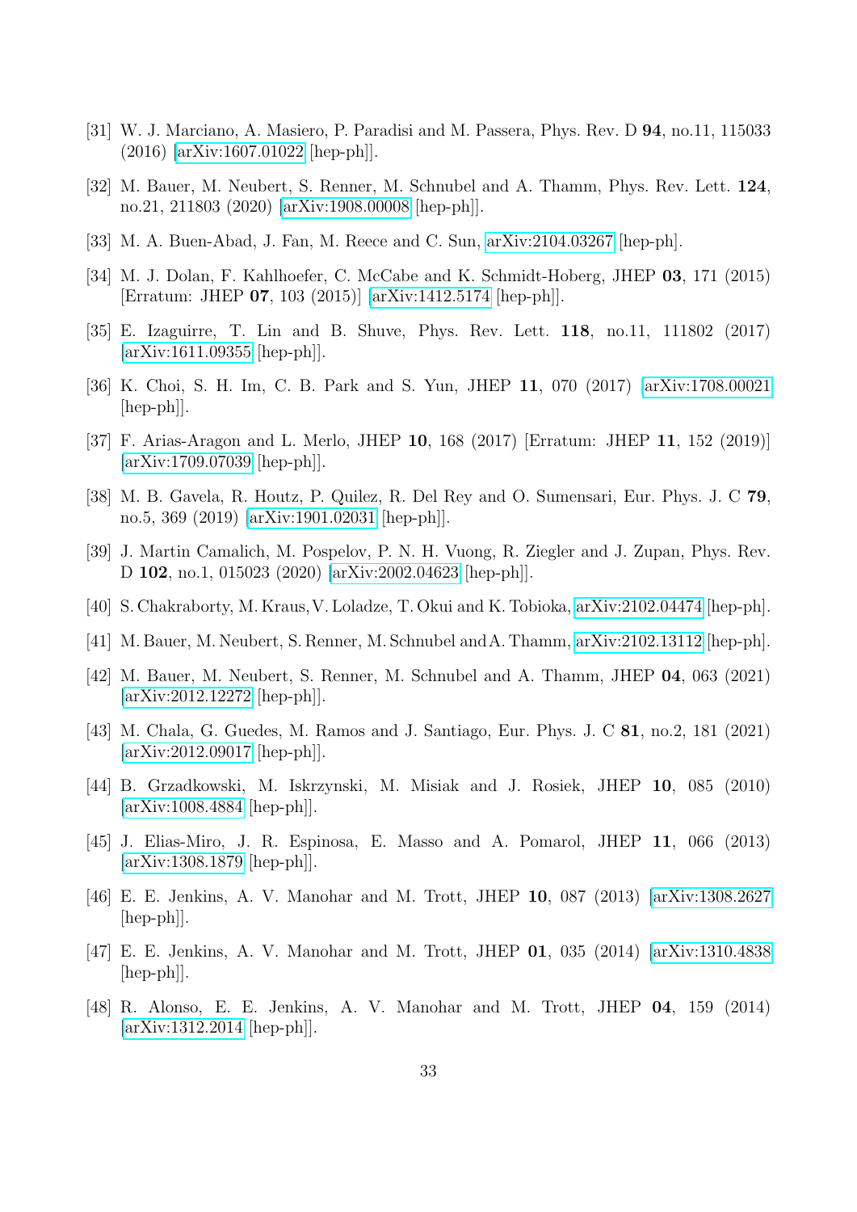[31] W. J. Marciano, A. Masiero, P. Paradisi and M. Passera, Phys. Rev. D **94**, no.11, 115033 (2016) [arXiv:1607.01022 [hep-ph]].

[32] M. Bauer, M. Neubert, S. Renner, M. Schnubel and A. Thamm, Phys. Rev. Lett. **124**, no.21, 211803 (2020) [arXiv:1908.00008 [hep-ph]].

[33] M. A. Buen-Abad, J. Fan, M. Reece and C. Sun, arXiv:2104.03267 [hep-ph].

[34] M. J. Dolan, F. Kahlhoefer, C. McCabe and K. Schmidt-Hoberg, JHEP **03**, 171 (2015) [Erratum: JHEP **07**, 103 (2015)] [arXiv:1412.5174 [hep-ph]].

[35] E. Izaguirre, T. Lin and B. Shuve, Phys. Rev. Lett. **118**, no.11, 111802 (2017) [arXiv:1611.09355 [hep-ph]].

[36] K. Choi, S. H. Im, C. B. Park and S. Yun, JHEP **11**, 070 (2017) [arXiv:1708.00021 [hep-ph]].

[37] F. Arias-Aragon and L. Merlo, JHEP **10**, 168 (2017) [Erratum: JHEP **11**, 152 (2019)] [arXiv:1709.07039 [hep-ph]].

[38] M. B. Gavela, R. Houtz, P. Quilez, R. Del Rey and O. Sumensari, Eur. Phys. J. C **79**, no.5, 369 (2019) [arXiv:1901.02031 [hep-ph]].

[39] J. Martin Camalich, M. Pospelov, P. N. H. Vuong, R. Ziegler and J. Zupan, Phys. Rev. D **102**, no.1, 015023 (2020) [arXiv:2002.04623 [hep-ph]].

[40] S. Chakraborty, M. Kraus, V. Loladze, T. Okui and K. Tobioka, arXiv:2102.04474 [hep-ph].

[41] M. Bauer, M. Neubert, S. Renner, M. Schnubel and A. Thamm, arXiv:2102.13112 [hep-ph].

[42] M. Bauer, M. Neubert, S. Renner, M. Schnubel and A. Thamm, JHEP **04**, 063 (2021) [arXiv:2012.12272 [hep-ph]].

[43] M. Chala, G. Guedes, M. Ramos and J. Santiago, Eur. Phys. J. C **81**, no.2, 181 (2021) [arXiv:2012.09017 [hep-ph]].

[44] B. Grzadkowski, M. Iskrzynski, M. Misiak and J. Rosiek, JHEP **10**, 085 (2010) [arXiv:1008.4884 [hep-ph]].

[45] J. Elias-Miro, J. R. Espinosa, E. Masso and A. Pomarol, JHEP **11**, 066 (2013) [arXiv:1308.1879 [hep-ph]].

[46] E. E. Jenkins, A. V. Manohar and M. Trott, JHEP **10**, 087 (2013) [arXiv:1308.2627 [hep-ph]].

[47] E. E. Jenkins, A. V. Manohar and M. Trott, JHEP **01**, 035 (2014) [arXiv:1310.4838 [hep-ph]].

[48] R. Alonso, E. E. Jenkins, A. V. Manohar and M. Trott, JHEP **04**, 159 (2014) [arXiv:1312.2014 [hep-ph]].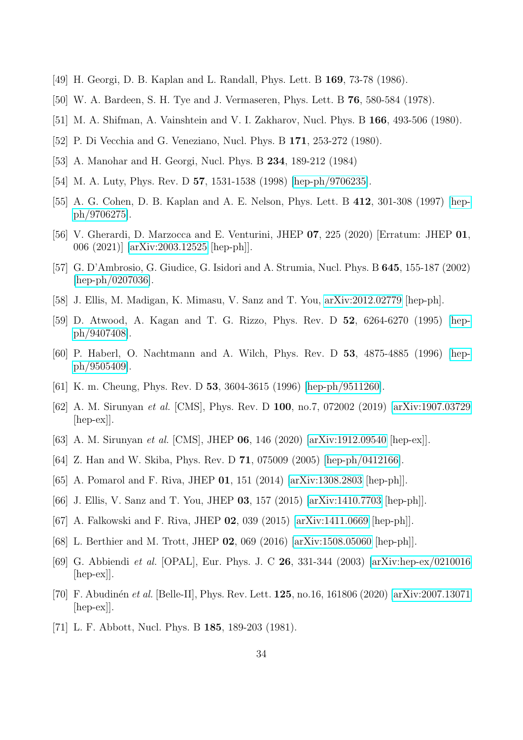[49] H. Georgi, D. B. Kaplan and L. Randall, Phys. Lett. B **169**, 73-78 (1986).

[50] W. A. Bardeen, S. H. Tye and J. Vermaseren, Phys. Lett. B **76**, 580-584 (1978).

[51] M. A. Shifman, A. Vainshtein and V. I. Zakharov, Nucl. Phys. B **166**, 493-506 (1980).

[52] P. Di Vecchia and G. Veneziano, Nucl. Phys. B **171**, 253-272 (1980).

[53] A. Manohar and H. Georgi, Nucl. Phys. B **234**, 189-212 (1984)

[54] M. A. Luty, Phys. Rev. D **57**, 1531-1538 (1998) [hep-ph/9706235].

[55] A. G. Cohen, D. B. Kaplan and A. E. Nelson, Phys. Lett. B **412**, 301-308 (1997) [hep-ph/9706275].

[56] V. Gherardi, D. Marzocca and E. Venturini, JHEP **07**, 225 (2020) [Erratum: JHEP **01**, 006 (2021)] [arXiv:2003.12525 [hep-ph]].

[57] G. D'Ambrosio, G. Giudice, G. Isidori and A. Strumia, Nucl. Phys. B **645**, 155-187 (2002) [hep-ph/0207036].

[58] J. Ellis, M. Madigan, K. Mimasu, V. Sanz and T. You, arXiv:2012.02779 [hep-ph].

[59] D. Atwood, A. Kagan and T. G. Rizzo, Phys. Rev. D **52**, 6264-6270 (1995) [hep-ph/9407408].

[60] P. Haberl, O. Nachtmann and A. Wilch, Phys. Rev. D **53**, 4875-4885 (1996) [hep-ph/9505409].

[61] K. m. Cheung, Phys. Rev. D **53**, 3604-3615 (1996) [hep-ph/9511260].

[62] A. M. Sirunyan *et al.* [CMS], Phys. Rev. D **100**, no.7, 072002 (2019) [arXiv:1907.03729 [hep-ex]].

[63] A. M. Sirunyan *et al.* [CMS], JHEP **06**, 146 (2020) [arXiv:1912.09540 [hep-ex]].

[64] Z. Han and W. Skiba, Phys. Rev. D **71**, 075009 (2005) [hep-ph/0412166].

[65] A. Pomarol and F. Riva, JHEP **01**, 151 (2014) [arXiv:1308.2803 [hep-ph]].

[66] J. Ellis, V. Sanz and T. You, JHEP **03**, 157 (2015) [arXiv:1410.7703 [hep-ph]].

[67] A. Falkowski and F. Riva, JHEP **02**, 039 (2015) [arXiv:1411.0669 [hep-ph]].

[68] L. Berthier and M. Trott, JHEP **02**, 069 (2016) [arXiv:1508.05060 [hep-ph]].

[69] G. Abbiendi *et al.* [OPAL], Eur. Phys. J. C **26**, 331-344 (2003) [arXiv:hep-ex/0210016 [hep-ex]].

[70] F. Abudinén *et al.* [Belle-II], Phys. Rev. Lett. **125**, no.16, 161806 (2020) [arXiv:2007.13071 [hep-ex]].

[71] L. F. Abbott, Nucl. Phys. B **185**, 189-203 (1981).